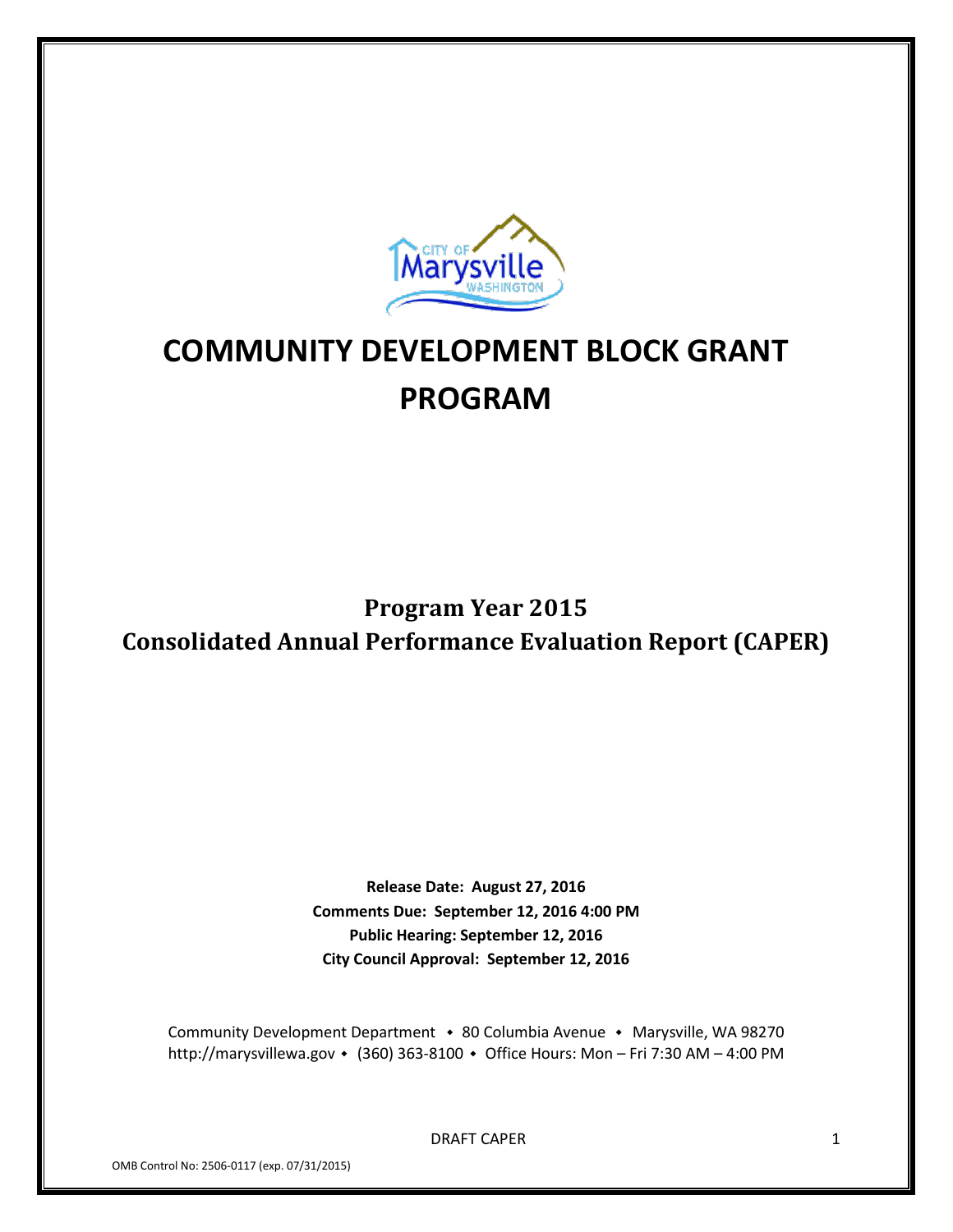# COMMUNITY DEVELOPMENT BLOCK GRANT PROGRAM

## Program Year 2015
## Consolidated Annual Performance Evaluation Report (CAPER)

**Release Date: August 27, 2016**
**Comments Due: September 12, 2016 4:00 PM**
**Public Hearing: September 12, 2016**
**City Council Approval: September 12, 2016**

Community Development Department • 80 Columbia Avenue • Marysville, WA 98270
http://marysvillewa.gov • (360) 363-8100 • Office Hours: Mon – Fri 7:30 AM – 4:00 PM

DRAFT CAPER

OMB Control No: 2506-0117 (exp. 07/31/2015)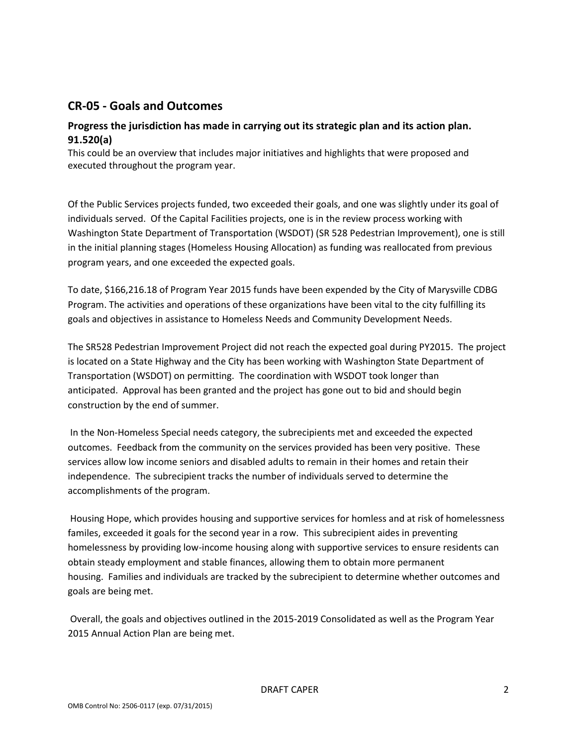## CR-05 - Goals and Outcomes

### Progress the jurisdiction has made in carrying out its strategic plan and its action plan. 91.520(a)

This could be an overview that includes major initiatives and highlights that were proposed and executed throughout the program year.

Of the Public Services projects funded, two exceeded their goals, and one was slightly under its goal of individuals served. Of the Capital Facilities projects, one is in the review process working with Washington State Department of Transportation (WSDOT) (SR 528 Pedestrian Improvement), one is still in the initial planning stages (Homeless Housing Allocation) as funding was reallocated from previous program years, and one exceeded the expected goals.

To date, $166,216.18 of Program Year 2015 funds have been expended by the City of Marysville CDBG Program. The activities and operations of these organizations have been vital to the city fulfilling its goals and objectives in assistance to Homeless Needs and Community Development Needs.

The SR528 Pedestrian Improvement Project did not reach the expected goal during PY2015. The project is located on a State Highway and the City has been working with Washington State Department of Transportation (WSDOT) on permitting. The coordination with WSDOT took longer than anticipated. Approval has been granted and the project has gone out to bid and should begin construction by the end of summer.

In the Non-Homeless Special needs category, the subrecipients met and exceeded the expected outcomes. Feedback from the community on the services provided has been very positive. These services allow low income seniors and disabled adults to remain in their homes and retain their independence. The subrecipient tracks the number of individuals served to determine the accomplishments of the program.

Housing Hope, which provides housing and supportive services for homless and at risk of homelessness familes, exceeded it goals for the second year in a row. This subrecipient aides in preventing homelessness by providing low-income housing along with supportive services to ensure residents can obtain steady employment and stable finances, allowing them to obtain more permanent housing. Families and individuals are tracked by the subrecipient to determine whether outcomes and goals are being met.

Overall, the goals and objectives outlined in the 2015-2019 Consolidated as well as the Program Year 2015 Annual Action Plan are being met.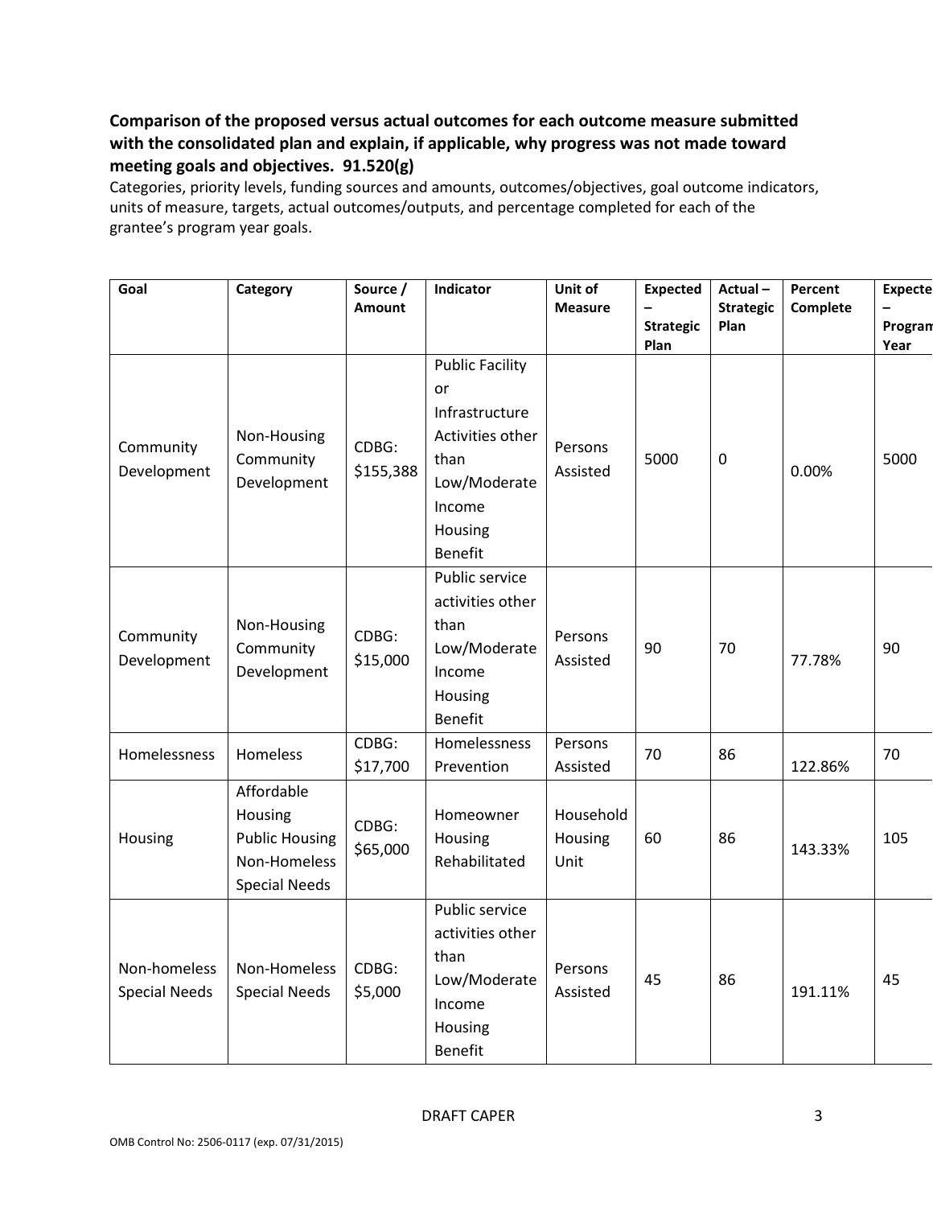**Comparison of the proposed versus actual outcomes for each outcome measure submitted with the consolidated plan and explain, if applicable, why progress was not made toward meeting goals and objectives. 91.520(g)**

Categories, priority levels, funding sources and amounts, outcomes/objectives, goal outcome indicators, units of measure, targets, actual outcomes/outputs, and percentage completed for each of the grantee's program year goals.

| Goal | Category | Source / Amount | Indicator | Unit of Measure | Expected – Strategic Plan | Actual – Strategic Plan | Percent Complete | Expected – Program Year |
|---|---|---|---|---|---|---|---|---|
| Community Development | Non-Housing Community Development | CDBG: $155,388 | Public Facility or Infrastructure Activities other than Low/Moderate Income Housing Benefit | Persons Assisted | 5000 | 0 | 0.00% | 5000 |
| Community Development | Non-Housing Community Development | CDBG: $15,000 | Public service activities other than Low/Moderate Income Housing Benefit | Persons Assisted | 90 | 70 | 77.78% | 90 |
| Homelessness | Homeless | CDBG: $17,700 | Homelessness Prevention | Persons Assisted | 70 | 86 | 122.86% | 70 |
| Housing | Affordable Housing Public Housing Non-Homeless Special Needs | CDBG: $65,000 | Homeowner Housing Rehabilitated | Household Housing Unit | 60 | 86 | 143.33% | 105 |
| Non-homeless Special Needs | Non-Homeless Special Needs | CDBG: $5,000 | Public service activities other than Low/Moderate Income Housing Benefit | Persons Assisted | 45 | 86 | 191.11% | 45 |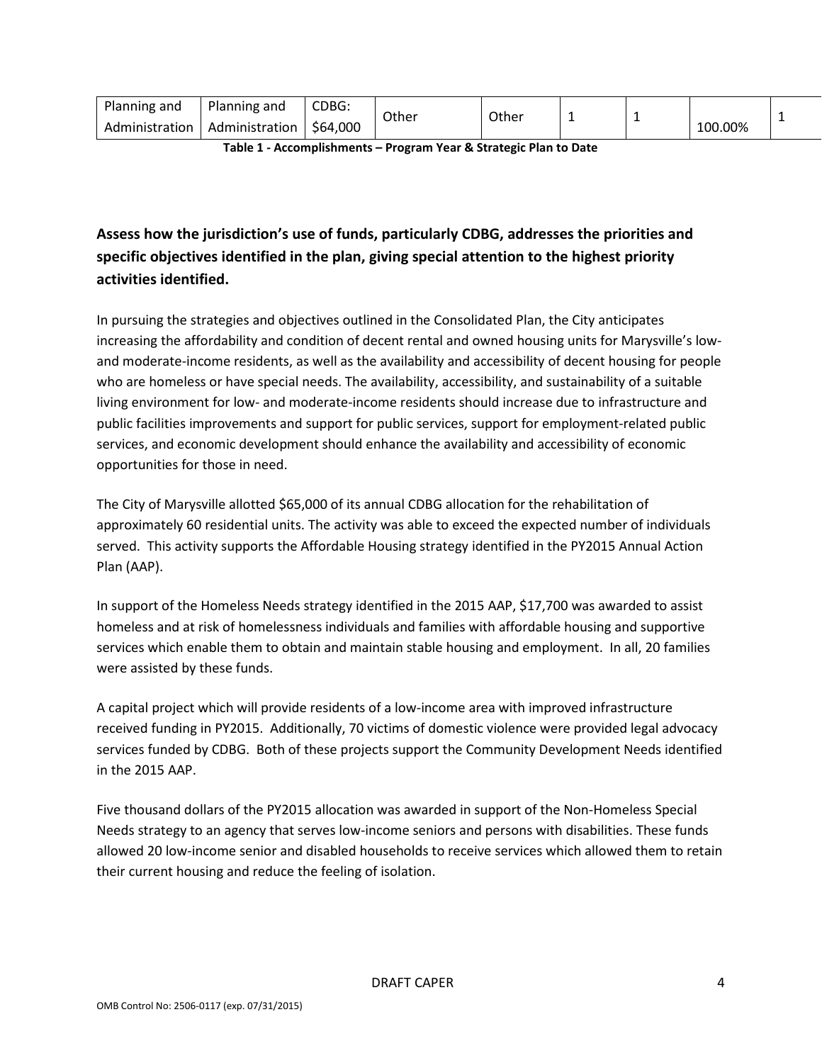| Planning and Administration | Planning and Administration | CDBG: $64,000 | Other | Other | 1 | 1 | 100.00% | 1 |
|---|---|---|---|---|---|---|---|---|

**Table 1 - Accomplishments – Program Year & Strategic Plan to Date**

## Assess how the jurisdiction's use of funds, particularly CDBG, addresses the priorities and specific objectives identified in the plan, giving special attention to the highest priority activities identified.

In pursuing the strategies and objectives outlined in the Consolidated Plan, the City anticipates increasing the affordability and condition of decent rental and owned housing units for Marysville's low- and moderate-income residents, as well as the availability and accessibility of decent housing for people who are homeless or have special needs. The availability, accessibility, and sustainability of a suitable living environment for low- and moderate-income residents should increase due to infrastructure and public facilities improvements and support for public services, support for employment-related public services, and economic development should enhance the availability and accessibility of economic opportunities for those in need.

The City of Marysville allotted $65,000 of its annual CDBG allocation for the rehabilitation of approximately 60 residential units. The activity was able to exceed the expected number of individuals served. This activity supports the Affordable Housing strategy identified in the PY2015 Annual Action Plan (AAP).

In support of the Homeless Needs strategy identified in the 2015 AAP, $17,700 was awarded to assist homeless and at risk of homelessness individuals and families with affordable housing and supportive services which enable them to obtain and maintain stable housing and employment. In all, 20 families were assisted by these funds.

A capital project which will provide residents of a low-income area with improved infrastructure received funding in PY2015. Additionally, 70 victims of domestic violence were provided legal advocacy services funded by CDBG. Both of these projects support the Community Development Needs identified in the 2015 AAP.

Five thousand dollars of the PY2015 allocation was awarded in support of the Non-Homeless Special Needs strategy to an agency that serves low-income seniors and persons with disabilities. These funds allowed 20 low-income senior and disabled households to receive services which allowed them to retain their current housing and reduce the feeling of isolation.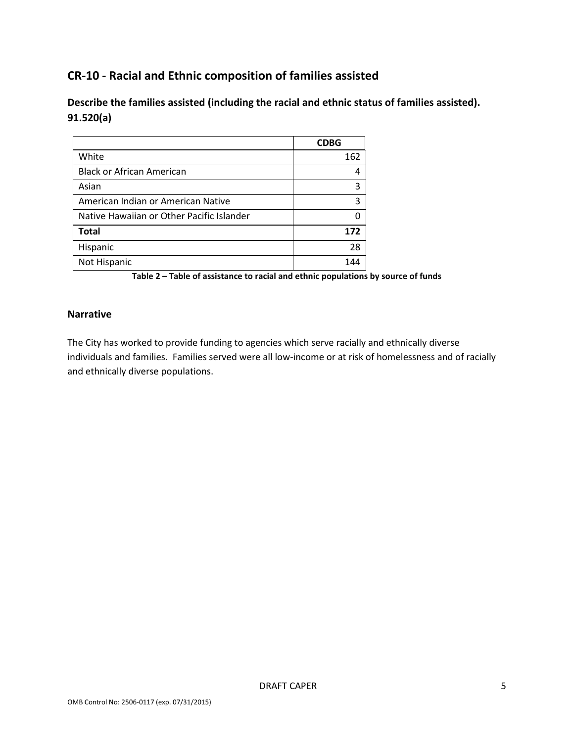## CR-10 - Racial and Ethnic composition of families assisted

**Describe the families assisted (including the racial and ethnic status of families assisted). 91.520(a)**

| | CDBG |
|---|---|
| White | 162 |
| Black or African American | 4 |
| Asian | 3 |
| American Indian or American Native | 3 |
| Native Hawaiian or Other Pacific Islander | 0 |
| **Total** | **172** |
| Hispanic | 28 |
| Not Hispanic | 144 |

**Table 2 – Table of assistance to racial and ethnic populations by source of funds**

### Narrative

The City has worked to provide funding to agencies which serve racially and ethnically diverse individuals and families. Families served were all low-income or at risk of homelessness and of racially and ethnically diverse populations.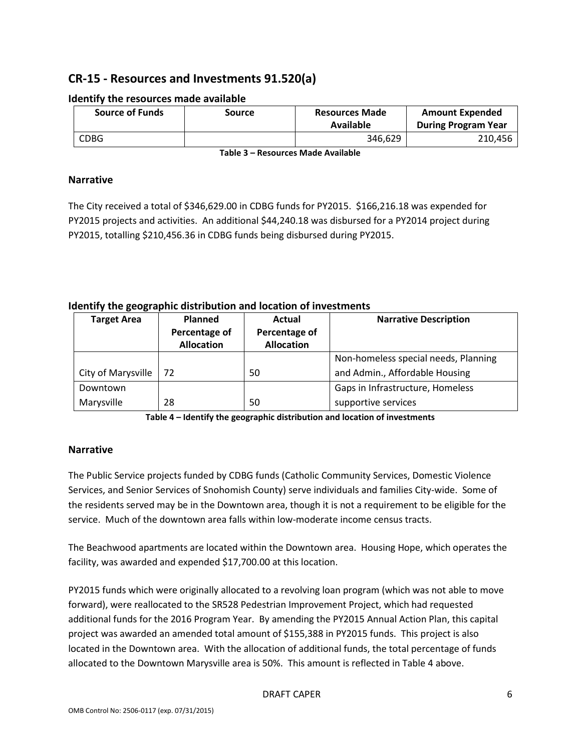## CR-15 - Resources and Investments 91.520(a)

### Identify the resources made available

| Source of Funds | Source | Resources Made Available | Amount Expended During Program Year |
|---|---|---|---|
| CDBG | | 346,629 | 210,456 |

**Table 3 – Resources Made Available**

### Narrative

The City received a total of $346,629.00 in CDBG funds for PY2015. $166,216.18 was expended for PY2015 projects and activities. An additional $44,240.18 was disbursed for a PY2014 project during PY2015, totalling $210,456.36 in CDBG funds being disbursed during PY2015.

### Identify the geographic distribution and location of investments

| Target Area | Planned Percentage of Allocation | Actual Percentage of Allocation | Narrative Description |
|---|---|---|---|
| City of Marysville | 72 | 50 | Non-homeless special needs, Planning and Admin., Affordable Housing |
| Downtown Marysville | 28 | 50 | Gaps in Infrastructure, Homeless supportive services |

**Table 4 – Identify the geographic distribution and location of investments**

### Narrative

The Public Service projects funded by CDBG funds (Catholic Community Services, Domestic Violence Services, and Senior Services of Snohomish County) serve individuals and families City-wide. Some of the residents served may be in the Downtown area, though it is not a requirement to be eligible for the service. Much of the downtown area falls within low-moderate income census tracts.

The Beachwood apartments are located within the Downtown area. Housing Hope, which operates the facility, was awarded and expended $17,700.00 at this location.

PY2015 funds which were originally allocated to a revolving loan program (which was not able to move forward), were reallocated to the SR528 Pedestrian Improvement Project, which had requested additional funds for the 2016 Program Year. By amending the PY2015 Annual Action Plan, this capital project was awarded an amended total amount of $155,388 in PY2015 funds. This project is also located in the Downtown area. With the allocation of additional funds, the total percentage of funds allocated to the Downtown Marysville area is 50%. This amount is reflected in Table 4 above.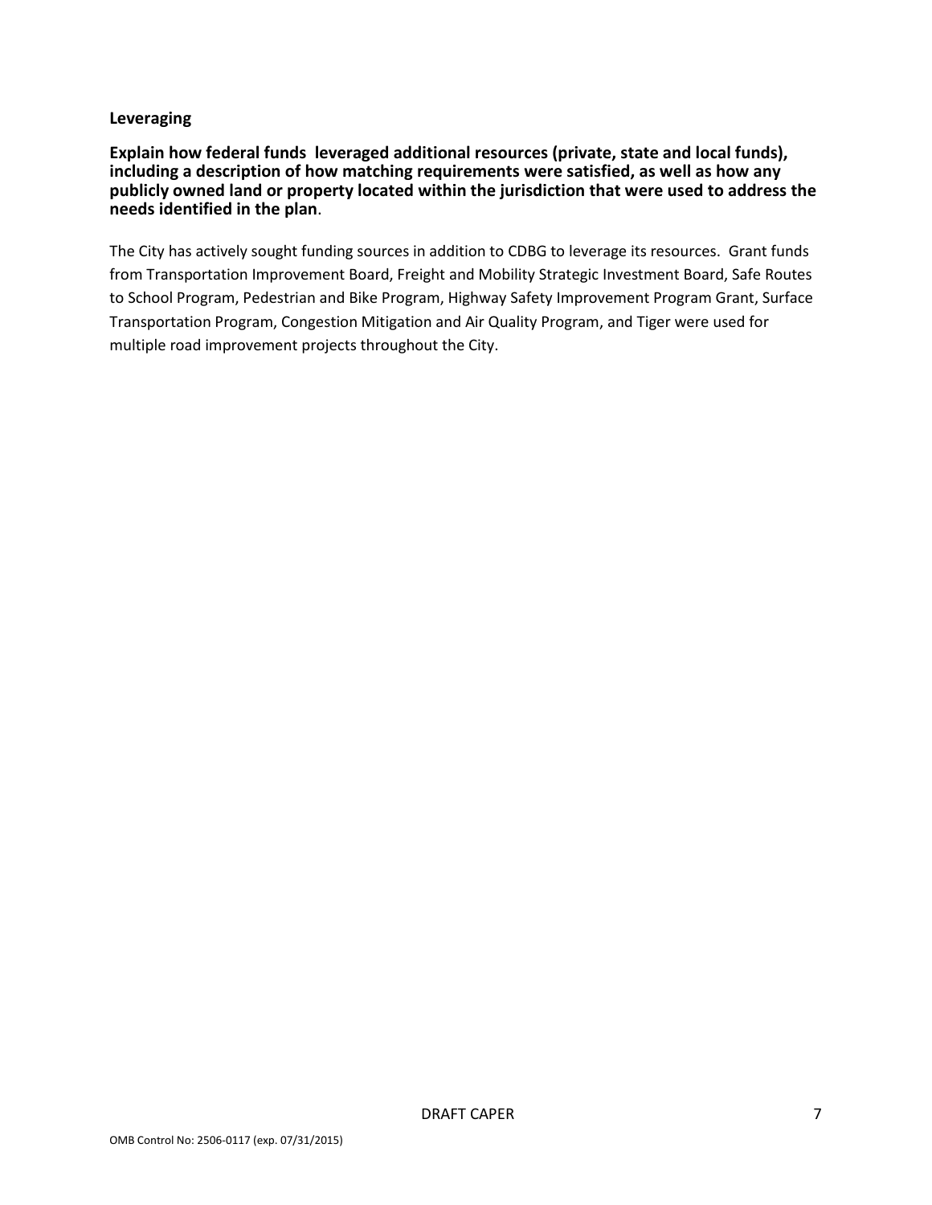**Leveraging**

**Explain how federal funds leveraged additional resources (private, state and local funds), including a description of how matching requirements were satisfied, as well as how any publicly owned land or property located within the jurisdiction that were used to address the needs identified in the plan**.

The City has actively sought funding sources in addition to CDBG to leverage its resources. Grant funds from Transportation Improvement Board, Freight and Mobility Strategic Investment Board, Safe Routes to School Program, Pedestrian and Bike Program, Highway Safety Improvement Program Grant, Surface Transportation Program, Congestion Mitigation and Air Quality Program, and Tiger were used for multiple road improvement projects throughout the City.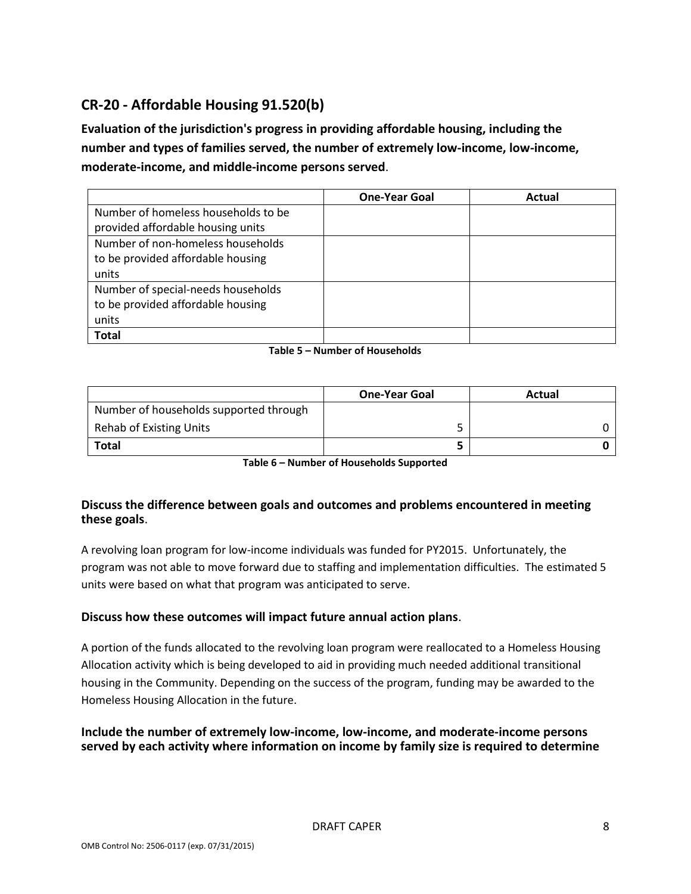## CR-20 - Affordable Housing 91.520(b)

**Evaluation of the jurisdiction's progress in providing affordable housing, including the number and types of families served, the number of extremely low-income, low-income, moderate-income, and middle-income persons served**.

| | One-Year Goal | Actual |
|---|---|---|
| Number of homeless households to be provided affordable housing units | | |
| Number of non-homeless households to be provided affordable housing units | | |
| Number of special-needs households to be provided affordable housing units | | |
| **Total** | | |

**Table 5 – Number of Households**

| | One-Year Goal | Actual |
|---|---|---|
| Number of households supported through Rehab of Existing Units | 5 | 0 |
| **Total** | **5** | **0** |

**Table 6 – Number of Households Supported**

### Discuss the difference between goals and outcomes and problems encountered in meeting these goals.

A revolving loan program for low-income individuals was funded for PY2015. Unfortunately, the program was not able to move forward due to staffing and implementation difficulties. The estimated 5 units were based on what that program was anticipated to serve.

### Discuss how these outcomes will impact future annual action plans.

A portion of the funds allocated to the revolving loan program were reallocated to a Homeless Housing Allocation activity which is being developed to aid in providing much needed additional transitional housing in the Community. Depending on the success of the program, funding may be awarded to the Homeless Housing Allocation in the future.

### Include the number of extremely low-income, low-income, and moderate-income persons served by each activity where information on income by family size is required to determine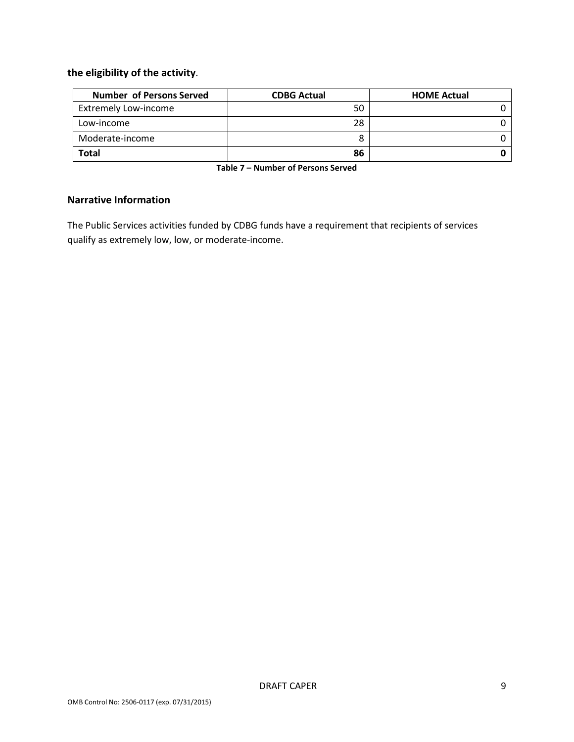**the eligibility of the activity**.

| Number of Persons Served | CDBG Actual | HOME Actual |
| --- | --- | --- |
| Extremely Low-income | 50 | 0 |
| Low-income | 28 | 0 |
| Moderate-income | 8 | 0 |
| **Total** | **86** | **0** |

**Table 7 – Number of Persons Served**

## Narrative Information

The Public Services activities funded by CDBG funds have a requirement that recipients of services qualify as extremely low, low, or moderate-income.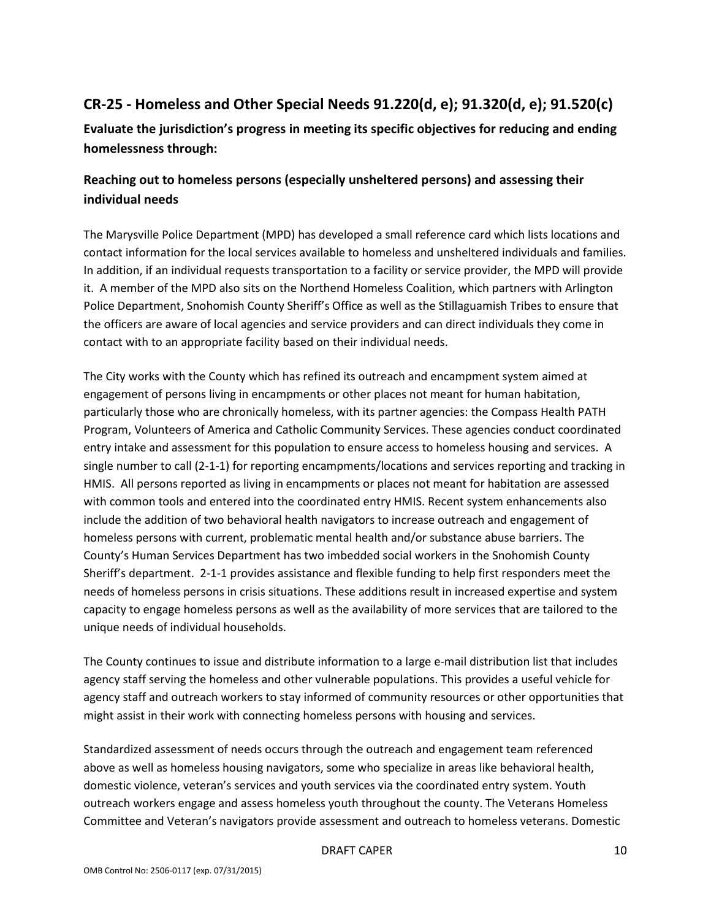## CR-25 - Homeless and Other Special Needs 91.220(d, e); 91.320(d, e); 91.520(c)

**Evaluate the jurisdiction's progress in meeting its specific objectives for reducing and ending homelessness through:**

### Reaching out to homeless persons (especially unsheltered persons) and assessing their individual needs

The Marysville Police Department (MPD) has developed a small reference card which lists locations and contact information for the local services available to homeless and unsheltered individuals and families. In addition, if an individual requests transportation to a facility or service provider, the MPD will provide it. A member of the MPD also sits on the Northend Homeless Coalition, which partners with Arlington Police Department, Snohomish County Sheriff's Office as well as the Stillaguamish Tribes to ensure that the officers are aware of local agencies and service providers and can direct individuals they come in contact with to an appropriate facility based on their individual needs.

The City works with the County which has refined its outreach and encampment system aimed at engagement of persons living in encampments or other places not meant for human habitation, particularly those who are chronically homeless, with its partner agencies: the Compass Health PATH Program, Volunteers of America and Catholic Community Services. These agencies conduct coordinated entry intake and assessment for this population to ensure access to homeless housing and services. A single number to call (2-1-1) for reporting encampments/locations and services reporting and tracking in HMIS. All persons reported as living in encampments or places not meant for habitation are assessed with common tools and entered into the coordinated entry HMIS. Recent system enhancements also include the addition of two behavioral health navigators to increase outreach and engagement of homeless persons with current, problematic mental health and/or substance abuse barriers. The County's Human Services Department has two imbedded social workers in the Snohomish County Sheriff's department. 2-1-1 provides assistance and flexible funding to help first responders meet the needs of homeless persons in crisis situations. These additions result in increased expertise and system capacity to engage homeless persons as well as the availability of more services that are tailored to the unique needs of individual households.

The County continues to issue and distribute information to a large e-mail distribution list that includes agency staff serving the homeless and other vulnerable populations. This provides a useful vehicle for agency staff and outreach workers to stay informed of community resources or other opportunities that might assist in their work with connecting homeless persons with housing and services.

Standardized assessment of needs occurs through the outreach and engagement team referenced above as well as homeless housing navigators, some who specialize in areas like behavioral health, domestic violence, veteran's services and youth services via the coordinated entry system. Youth outreach workers engage and assess homeless youth throughout the county. The Veterans Homeless Committee and Veteran's navigators provide assessment and outreach to homeless veterans. Domestic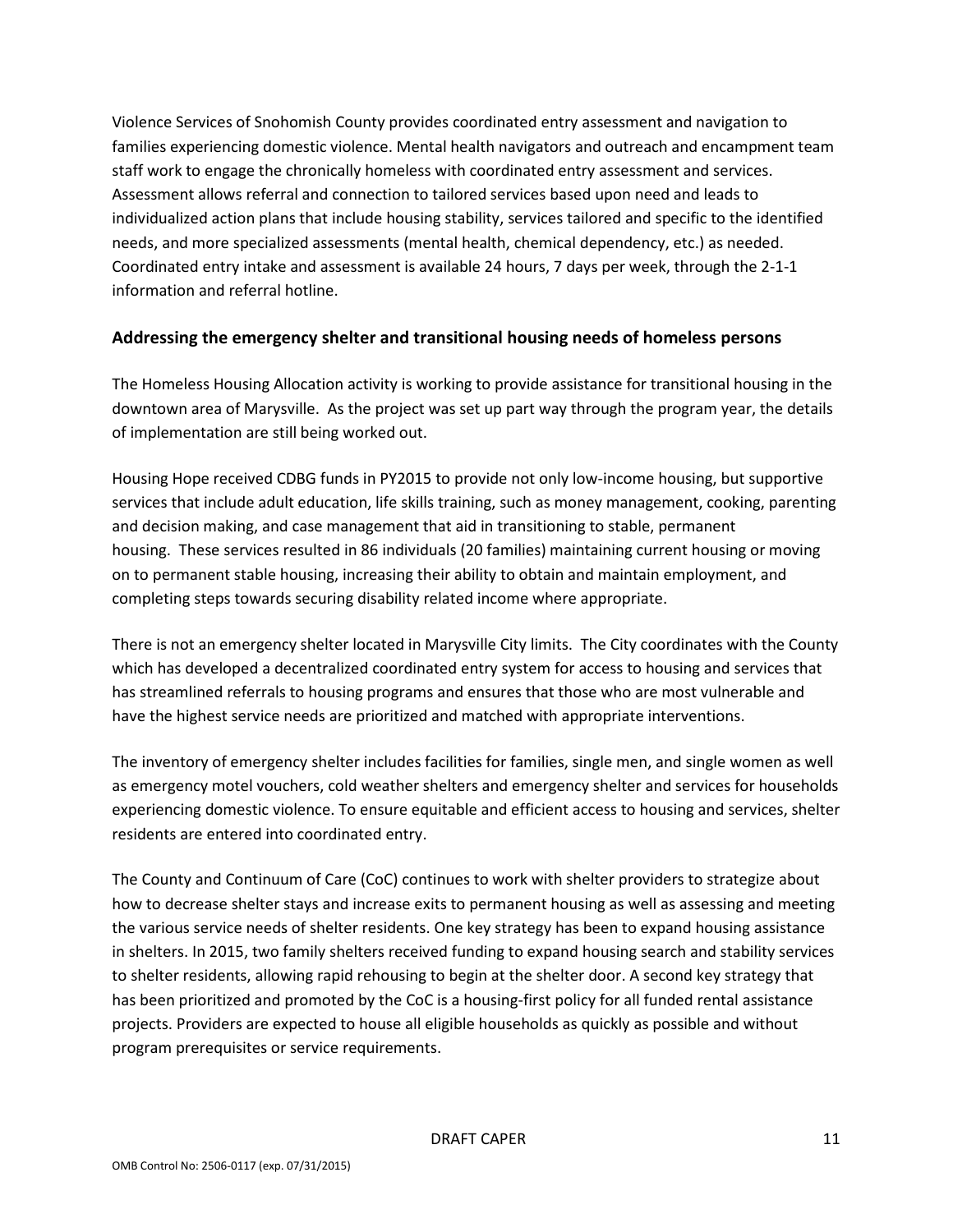Violence Services of Snohomish County provides coordinated entry assessment and navigation to families experiencing domestic violence. Mental health navigators and outreach and encampment team staff work to engage the chronically homeless with coordinated entry assessment and services. Assessment allows referral and connection to tailored services based upon need and leads to individualized action plans that include housing stability, services tailored and specific to the identified needs, and more specialized assessments (mental health, chemical dependency, etc.) as needed. Coordinated entry intake and assessment is available 24 hours, 7 days per week, through the 2-1-1 information and referral hotline.

### Addressing the emergency shelter and transitional housing needs of homeless persons

The Homeless Housing Allocation activity is working to provide assistance for transitional housing in the downtown area of Marysville. As the project was set up part way through the program year, the details of implementation are still being worked out.

Housing Hope received CDBG funds in PY2015 to provide not only low-income housing, but supportive services that include adult education, life skills training, such as money management, cooking, parenting and decision making, and case management that aid in transitioning to stable, permanent housing. These services resulted in 86 individuals (20 families) maintaining current housing or moving on to permanent stable housing, increasing their ability to obtain and maintain employment, and completing steps towards securing disability related income where appropriate.

There is not an emergency shelter located in Marysville City limits. The City coordinates with the County which has developed a decentralized coordinated entry system for access to housing and services that has streamlined referrals to housing programs and ensures that those who are most vulnerable and have the highest service needs are prioritized and matched with appropriate interventions.

The inventory of emergency shelter includes facilities for families, single men, and single women as well as emergency motel vouchers, cold weather shelters and emergency shelter and services for households experiencing domestic violence. To ensure equitable and efficient access to housing and services, shelter residents are entered into coordinated entry.

The County and Continuum of Care (CoC) continues to work with shelter providers to strategize about how to decrease shelter stays and increase exits to permanent housing as well as assessing and meeting the various service needs of shelter residents. One key strategy has been to expand housing assistance in shelters. In 2015, two family shelters received funding to expand housing search and stability services to shelter residents, allowing rapid rehousing to begin at the shelter door. A second key strategy that has been prioritized and promoted by the CoC is a housing-first policy for all funded rental assistance projects. Providers are expected to house all eligible households as quickly as possible and without program prerequisites or service requirements.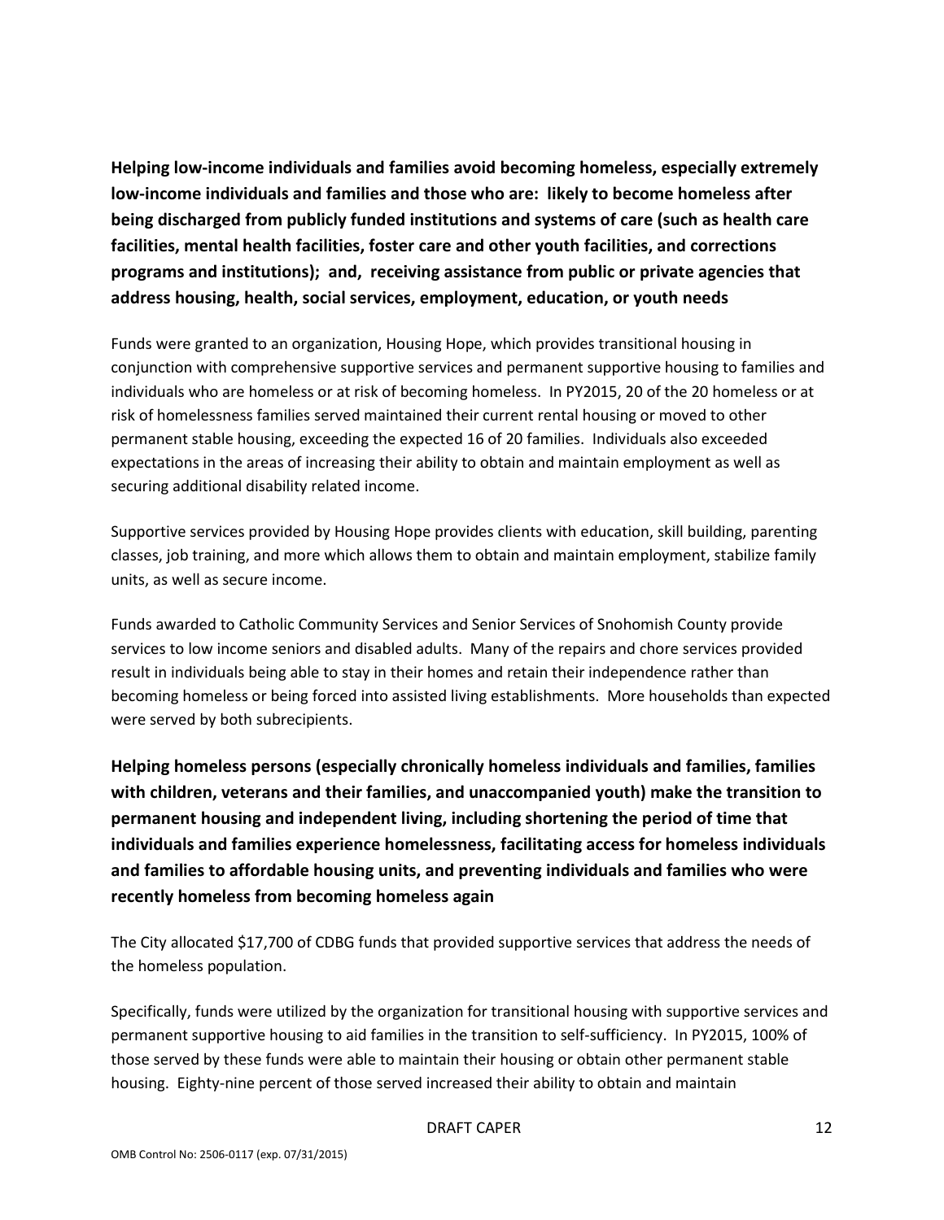**Helping low-income individuals and families avoid becoming homeless, especially extremely low-income individuals and families and those who are: likely to become homeless after being discharged from publicly funded institutions and systems of care (such as health care facilities, mental health facilities, foster care and other youth facilities, and corrections programs and institutions); and, receiving assistance from public or private agencies that address housing, health, social services, employment, education, or youth needs**

Funds were granted to an organization, Housing Hope, which provides transitional housing in conjunction with comprehensive supportive services and permanent supportive housing to families and individuals who are homeless or at risk of becoming homeless. In PY2015, 20 of the 20 homeless or at risk of homelessness families served maintained their current rental housing or moved to other permanent stable housing, exceeding the expected 16 of 20 families. Individuals also exceeded expectations in the areas of increasing their ability to obtain and maintain employment as well as securing additional disability related income.

Supportive services provided by Housing Hope provides clients with education, skill building, parenting classes, job training, and more which allows them to obtain and maintain employment, stabilize family units, as well as secure income.

Funds awarded to Catholic Community Services and Senior Services of Snohomish County provide services to low income seniors and disabled adults. Many of the repairs and chore services provided result in individuals being able to stay in their homes and retain their independence rather than becoming homeless or being forced into assisted living establishments. More households than expected were served by both subrecipients.

**Helping homeless persons (especially chronically homeless individuals and families, families with children, veterans and their families, and unaccompanied youth) make the transition to permanent housing and independent living, including shortening the period of time that individuals and families experience homelessness, facilitating access for homeless individuals and families to affordable housing units, and preventing individuals and families who were recently homeless from becoming homeless again**

The City allocated $17,700 of CDBG funds that provided supportive services that address the needs of the homeless population.

Specifically, funds were utilized by the organization for transitional housing with supportive services and permanent supportive housing to aid families in the transition to self-sufficiency. In PY2015, 100% of those served by these funds were able to maintain their housing or obtain other permanent stable housing. Eighty-nine percent of those served increased their ability to obtain and maintain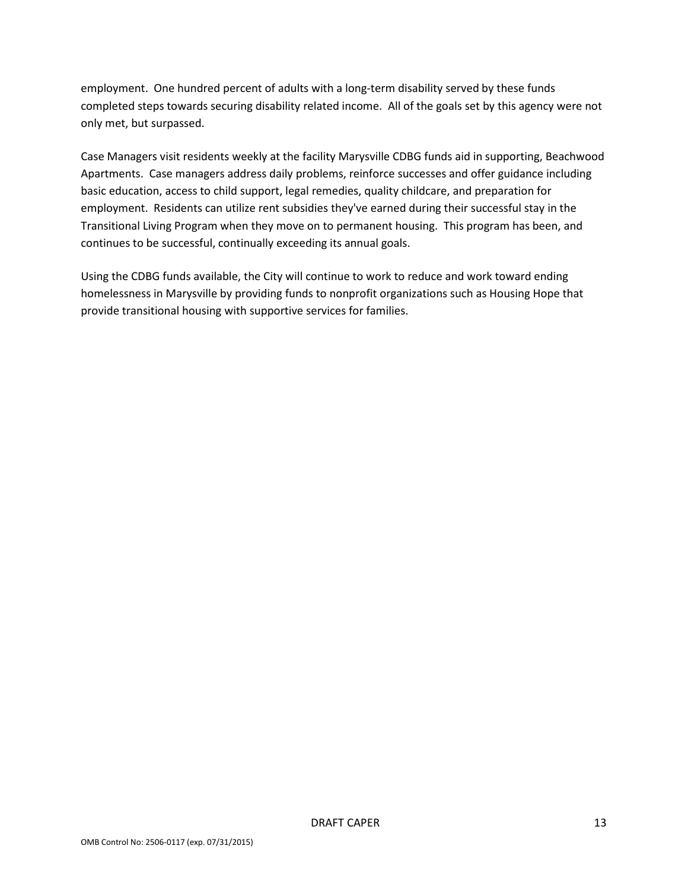employment. One hundred percent of adults with a long-term disability served by these funds completed steps towards securing disability related income. All of the goals set by this agency were not only met, but surpassed.

Case Managers visit residents weekly at the facility Marysville CDBG funds aid in supporting, Beachwood Apartments. Case managers address daily problems, reinforce successes and offer guidance including basic education, access to child support, legal remedies, quality childcare, and preparation for employment. Residents can utilize rent subsidies they've earned during their successful stay in the Transitional Living Program when they move on to permanent housing. This program has been, and continues to be successful, continually exceeding its annual goals.

Using the CDBG funds available, the City will continue to work to reduce and work toward ending homelessness in Marysville by providing funds to nonprofit organizations such as Housing Hope that provide transitional housing with supportive services for families.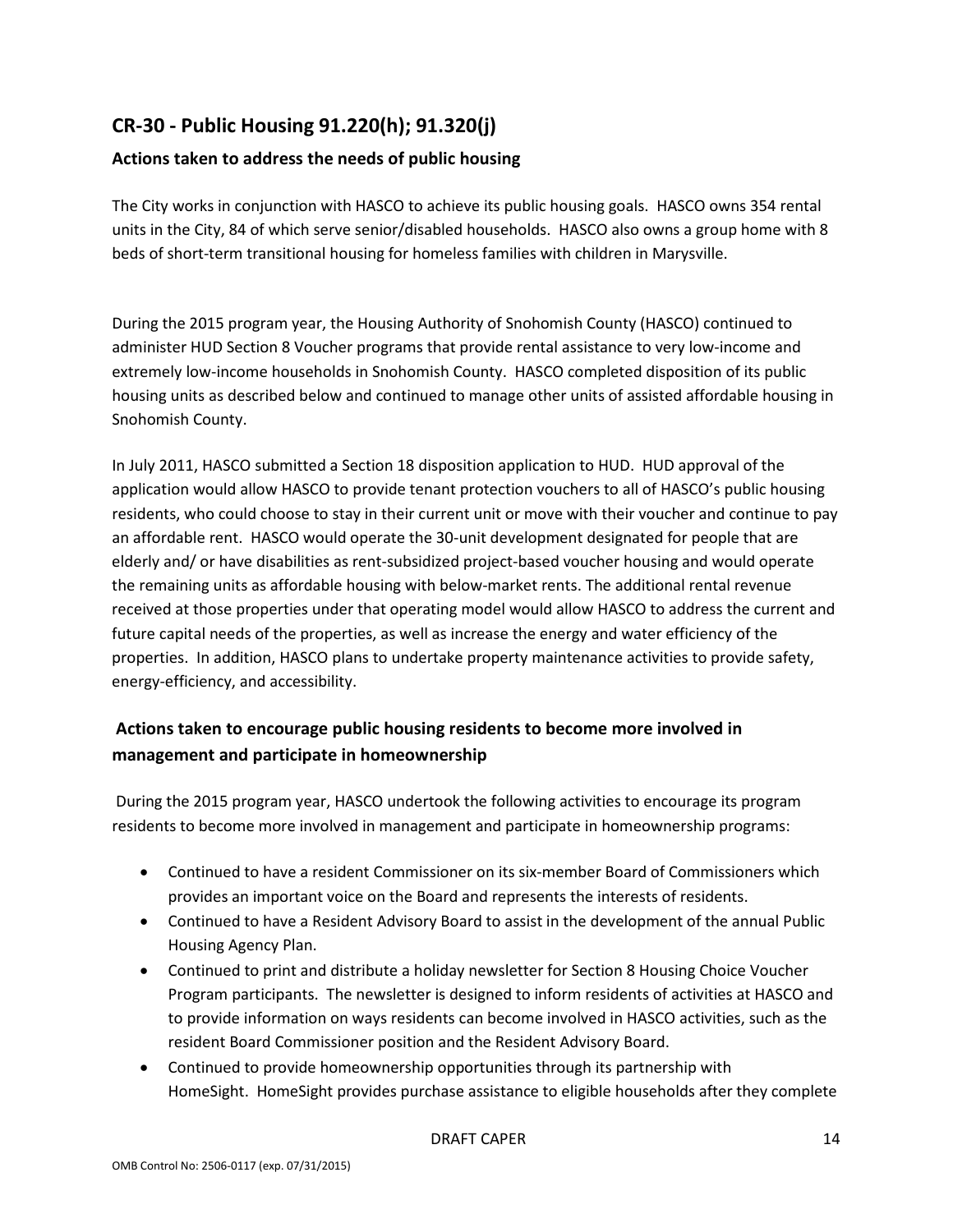## CR-30 - Public Housing 91.220(h); 91.320(j)

### Actions taken to address the needs of public housing

The City works in conjunction with HASCO to achieve its public housing goals. HASCO owns 354 rental units in the City, 84 of which serve senior/disabled households. HASCO also owns a group home with 8 beds of short-term transitional housing for homeless families with children in Marysville.

During the 2015 program year, the Housing Authority of Snohomish County (HASCO) continued to administer HUD Section 8 Voucher programs that provide rental assistance to very low-income and extremely low-income households in Snohomish County. HASCO completed disposition of its public housing units as described below and continued to manage other units of assisted affordable housing in Snohomish County.

In July 2011, HASCO submitted a Section 18 disposition application to HUD. HUD approval of the application would allow HASCO to provide tenant protection vouchers to all of HASCO's public housing residents, who could choose to stay in their current unit or move with their voucher and continue to pay an affordable rent. HASCO would operate the 30-unit development designated for people that are elderly and/ or have disabilities as rent-subsidized project-based voucher housing and would operate the remaining units as affordable housing with below-market rents. The additional rental revenue received at those properties under that operating model would allow HASCO to address the current and future capital needs of the properties, as well as increase the energy and water efficiency of the properties. In addition, HASCO plans to undertake property maintenance activities to provide safety, energy-efficiency, and accessibility.

### Actions taken to encourage public housing residents to become more involved in management and participate in homeownership

During the 2015 program year, HASCO undertook the following activities to encourage its program residents to become more involved in management and participate in homeownership programs:

- Continued to have a resident Commissioner on its six-member Board of Commissioners which provides an important voice on the Board and represents the interests of residents.
- Continued to have a Resident Advisory Board to assist in the development of the annual Public Housing Agency Plan.
- Continued to print and distribute a holiday newsletter for Section 8 Housing Choice Voucher Program participants. The newsletter is designed to inform residents of activities at HASCO and to provide information on ways residents can become involved in HASCO activities, such as the resident Board Commissioner position and the Resident Advisory Board.
- Continued to provide homeownership opportunities through its partnership with HomeSight. HomeSight provides purchase assistance to eligible households after they complete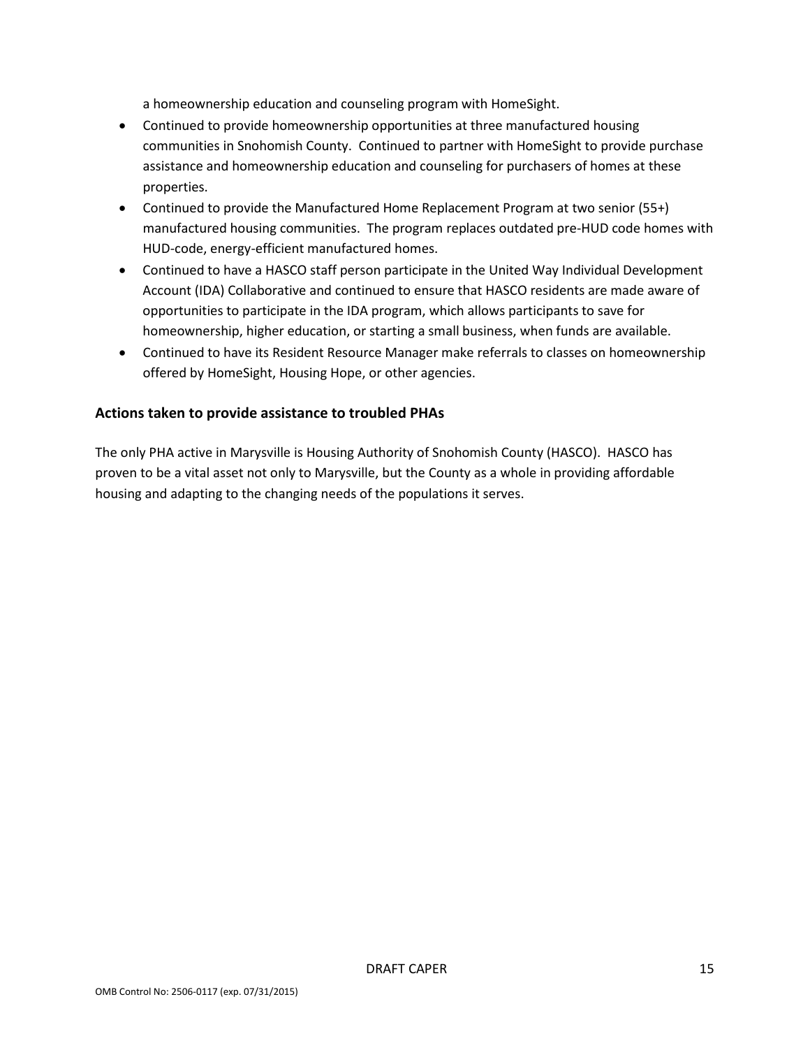a homeownership education and counseling program with HomeSight.

- Continued to provide homeownership opportunities at three manufactured housing communities in Snohomish County. Continued to partner with HomeSight to provide purchase assistance and homeownership education and counseling for purchasers of homes at these properties.
- Continued to provide the Manufactured Home Replacement Program at two senior (55+) manufactured housing communities. The program replaces outdated pre-HUD code homes with HUD-code, energy-efficient manufactured homes.
- Continued to have a HASCO staff person participate in the United Way Individual Development Account (IDA) Collaborative and continued to ensure that HASCO residents are made aware of opportunities to participate in the IDA program, which allows participants to save for homeownership, higher education, or starting a small business, when funds are available.
- Continued to have its Resident Resource Manager make referrals to classes on homeownership offered by HomeSight, Housing Hope, or other agencies.

## Actions taken to provide assistance to troubled PHAs

The only PHA active in Marysville is Housing Authority of Snohomish County (HASCO). HASCO has proven to be a vital asset not only to Marysville, but the County as a whole in providing affordable housing and adapting to the changing needs of the populations it serves.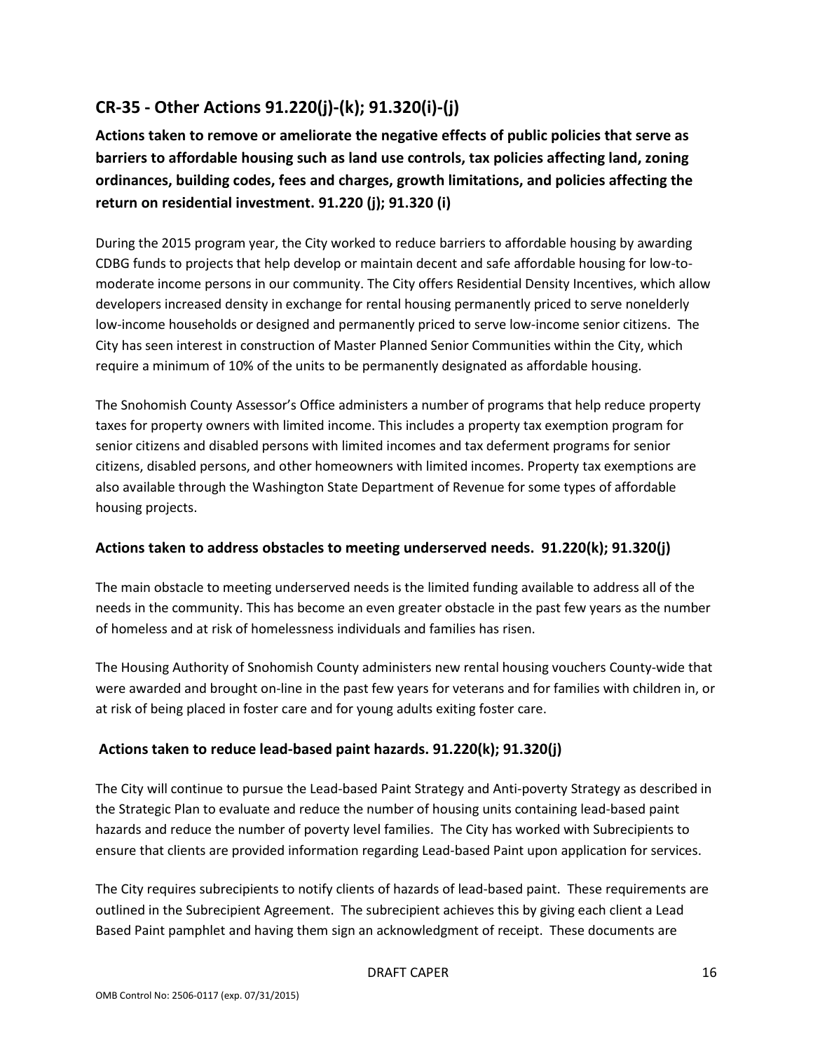## CR-35 - Other Actions 91.220(j)-(k); 91.320(i)-(j)

**Actions taken to remove or ameliorate the negative effects of public policies that serve as barriers to affordable housing such as land use controls, tax policies affecting land, zoning ordinances, building codes, fees and charges, growth limitations, and policies affecting the return on residential investment. 91.220 (j); 91.320 (i)**

During the 2015 program year, the City worked to reduce barriers to affordable housing by awarding CDBG funds to projects that help develop or maintain decent and safe affordable housing for low-to-moderate income persons in our community. The City offers Residential Density Incentives, which allow developers increased density in exchange for rental housing permanently priced to serve nonelderly low-income households or designed and permanently priced to serve low-income senior citizens. The City has seen interest in construction of Master Planned Senior Communities within the City, which require a minimum of 10% of the units to be permanently designated as affordable housing.

The Snohomish County Assessor's Office administers a number of programs that help reduce property taxes for property owners with limited income. This includes a property tax exemption program for senior citizens and disabled persons with limited incomes and tax deferment programs for senior citizens, disabled persons, and other homeowners with limited incomes. Property tax exemptions are also available through the Washington State Department of Revenue for some types of affordable housing projects.

### Actions taken to address obstacles to meeting underserved needs. 91.220(k); 91.320(j)

The main obstacle to meeting underserved needs is the limited funding available to address all of the needs in the community. This has become an even greater obstacle in the past few years as the number of homeless and at risk of homelessness individuals and families has risen.

The Housing Authority of Snohomish County administers new rental housing vouchers County-wide that were awarded and brought on-line in the past few years for veterans and for families with children in, or at risk of being placed in foster care and for young adults exiting foster care.

### Actions taken to reduce lead-based paint hazards. 91.220(k); 91.320(j)

The City will continue to pursue the Lead-based Paint Strategy and Anti-poverty Strategy as described in the Strategic Plan to evaluate and reduce the number of housing units containing lead-based paint hazards and reduce the number of poverty level families. The City has worked with Subrecipients to ensure that clients are provided information regarding Lead-based Paint upon application for services.

The City requires subrecipients to notify clients of hazards of lead-based paint. These requirements are outlined in the Subrecipient Agreement. The subrecipient achieves this by giving each client a Lead Based Paint pamphlet and having them sign an acknowledgment of receipt. These documents are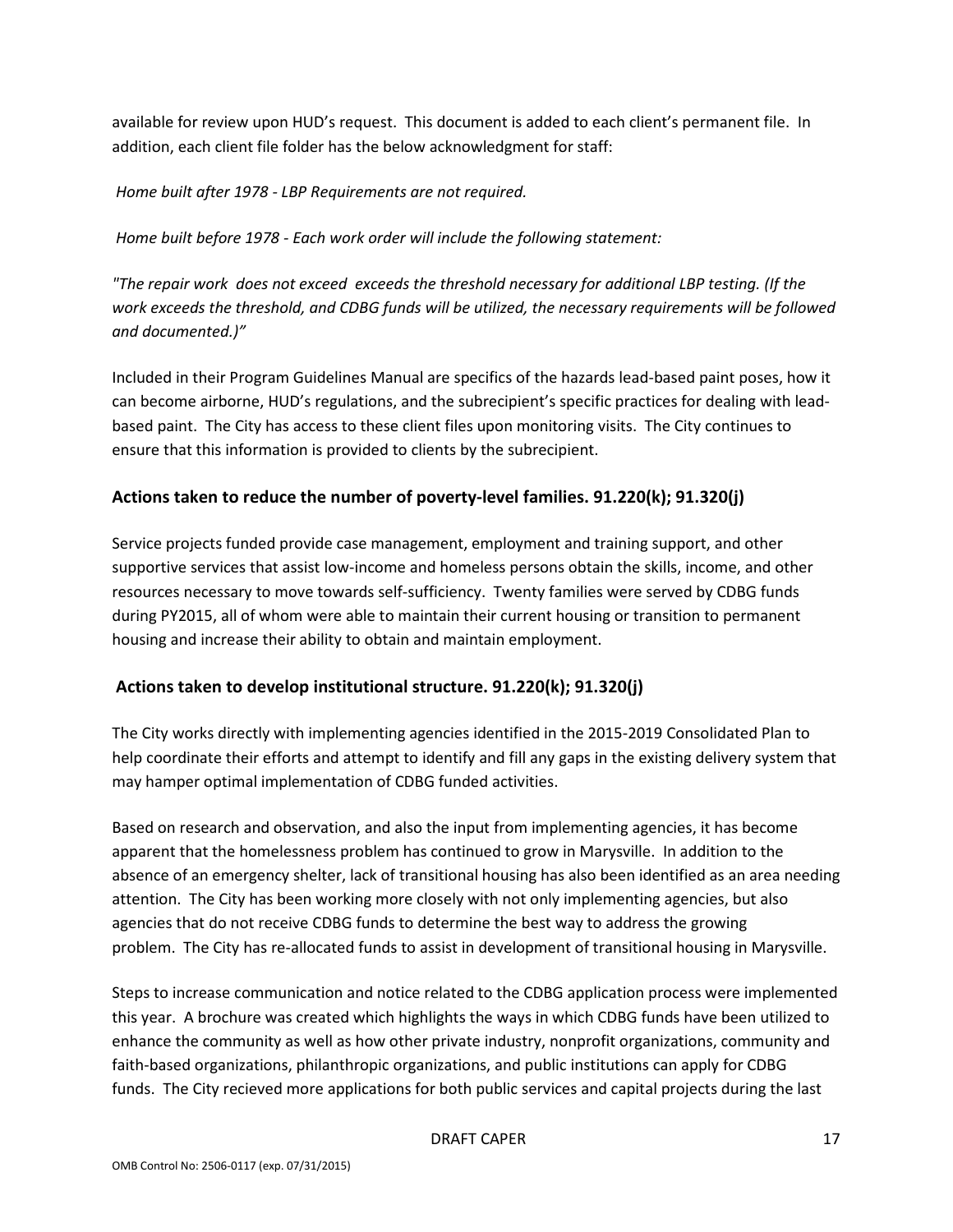available for review upon HUD's request. This document is added to each client's permanent file. In addition, each client file folder has the below acknowledgment for staff:

*Home built after 1978 - LBP Requirements are not required.*

*Home built before 1978 - Each work order will include the following statement:*

*"The repair work does not exceed exceeds the threshold necessary for additional LBP testing. (If the work exceeds the threshold, and CDBG funds will be utilized, the necessary requirements will be followed and documented.)"*

Included in their Program Guidelines Manual are specifics of the hazards lead-based paint poses, how it can become airborne, HUD's regulations, and the subrecipient's specific practices for dealing with lead-based paint. The City has access to these client files upon monitoring visits. The City continues to ensure that this information is provided to clients by the subrecipient.

## Actions taken to reduce the number of poverty-level families. 91.220(k); 91.320(j)

Service projects funded provide case management, employment and training support, and other supportive services that assist low-income and homeless persons obtain the skills, income, and other resources necessary to move towards self-sufficiency. Twenty families were served by CDBG funds during PY2015, all of whom were able to maintain their current housing or transition to permanent housing and increase their ability to obtain and maintain employment.

## Actions taken to develop institutional structure. 91.220(k); 91.320(j)

The City works directly with implementing agencies identified in the 2015-2019 Consolidated Plan to help coordinate their efforts and attempt to identify and fill any gaps in the existing delivery system that may hamper optimal implementation of CDBG funded activities.

Based on research and observation, and also the input from implementing agencies, it has become apparent that the homelessness problem has continued to grow in Marysville. In addition to the absence of an emergency shelter, lack of transitional housing has also been identified as an area needing attention. The City has been working more closely with not only implementing agencies, but also agencies that do not receive CDBG funds to determine the best way to address the growing problem. The City has re-allocated funds to assist in development of transitional housing in Marysville.

Steps to increase communication and notice related to the CDBG application process were implemented this year. A brochure was created which highlights the ways in which CDBG funds have been utilized to enhance the community as well as how other private industry, nonprofit organizations, community and faith-based organizations, philanthropic organizations, and public institutions can apply for CDBG funds. The City recieved more applications for both public services and capital projects during the last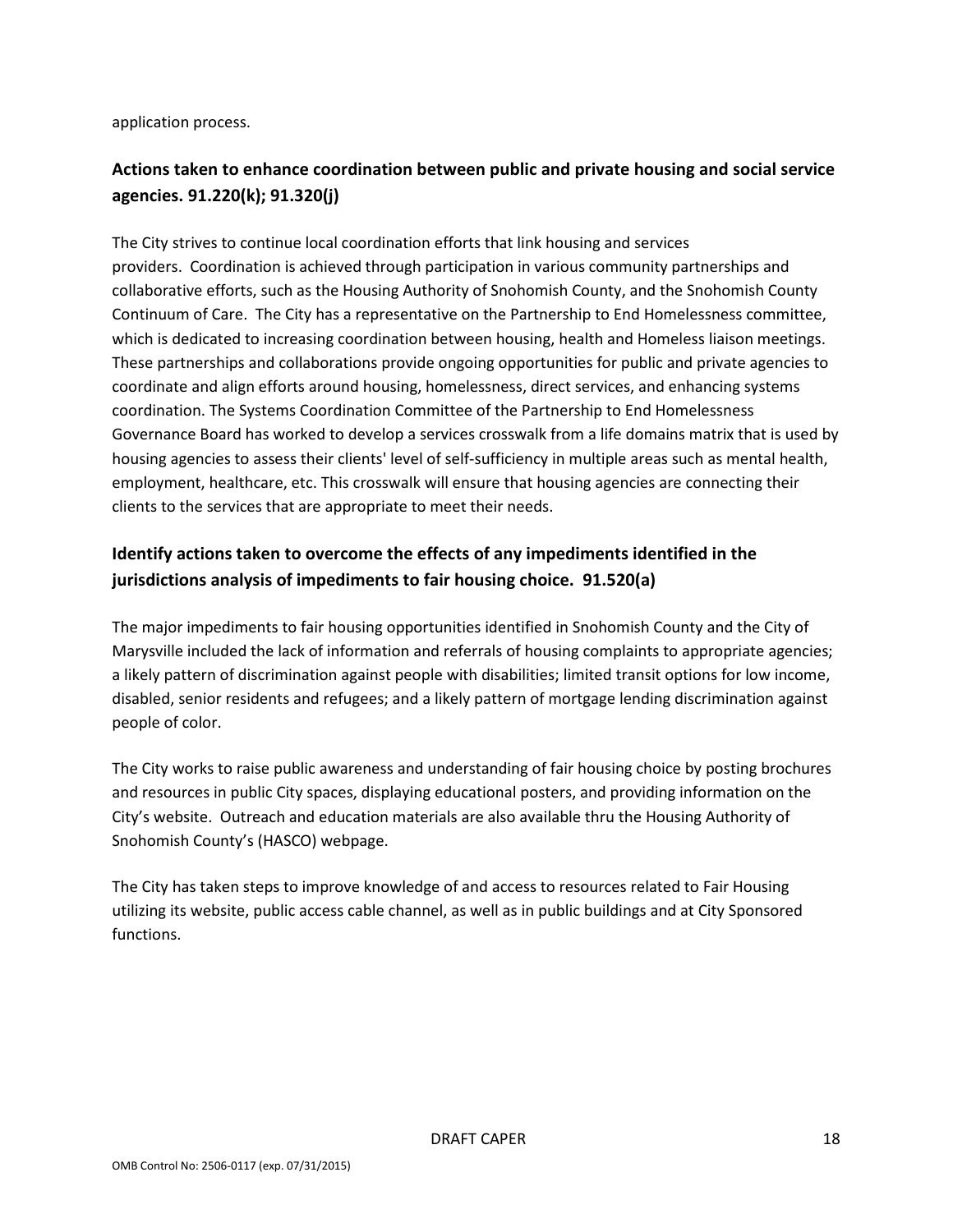application process.

## Actions taken to enhance coordination between public and private housing and social service agencies. 91.220(k); 91.320(j)

The City strives to continue local coordination efforts that link housing and services providers. Coordination is achieved through participation in various community partnerships and collaborative efforts, such as the Housing Authority of Snohomish County, and the Snohomish County Continuum of Care. The City has a representative on the Partnership to End Homelessness committee, which is dedicated to increasing coordination between housing, health and Homeless liaison meetings. These partnerships and collaborations provide ongoing opportunities for public and private agencies to coordinate and align efforts around housing, homelessness, direct services, and enhancing systems coordination. The Systems Coordination Committee of the Partnership to End Homelessness Governance Board has worked to develop a services crosswalk from a life domains matrix that is used by housing agencies to assess their clients' level of self-sufficiency in multiple areas such as mental health, employment, healthcare, etc. This crosswalk will ensure that housing agencies are connecting their clients to the services that are appropriate to meet their needs.

## Identify actions taken to overcome the effects of any impediments identified in the jurisdictions analysis of impediments to fair housing choice. 91.520(a)

The major impediments to fair housing opportunities identified in Snohomish County and the City of Marysville included the lack of information and referrals of housing complaints to appropriate agencies; a likely pattern of discrimination against people with disabilities; limited transit options for low income, disabled, senior residents and refugees; and a likely pattern of mortgage lending discrimination against people of color.

The City works to raise public awareness and understanding of fair housing choice by posting brochures and resources in public City spaces, displaying educational posters, and providing information on the City's website. Outreach and education materials are also available thru the Housing Authority of Snohomish County's (HASCO) webpage.

The City has taken steps to improve knowledge of and access to resources related to Fair Housing utilizing its website, public access cable channel, as well as in public buildings and at City Sponsored functions.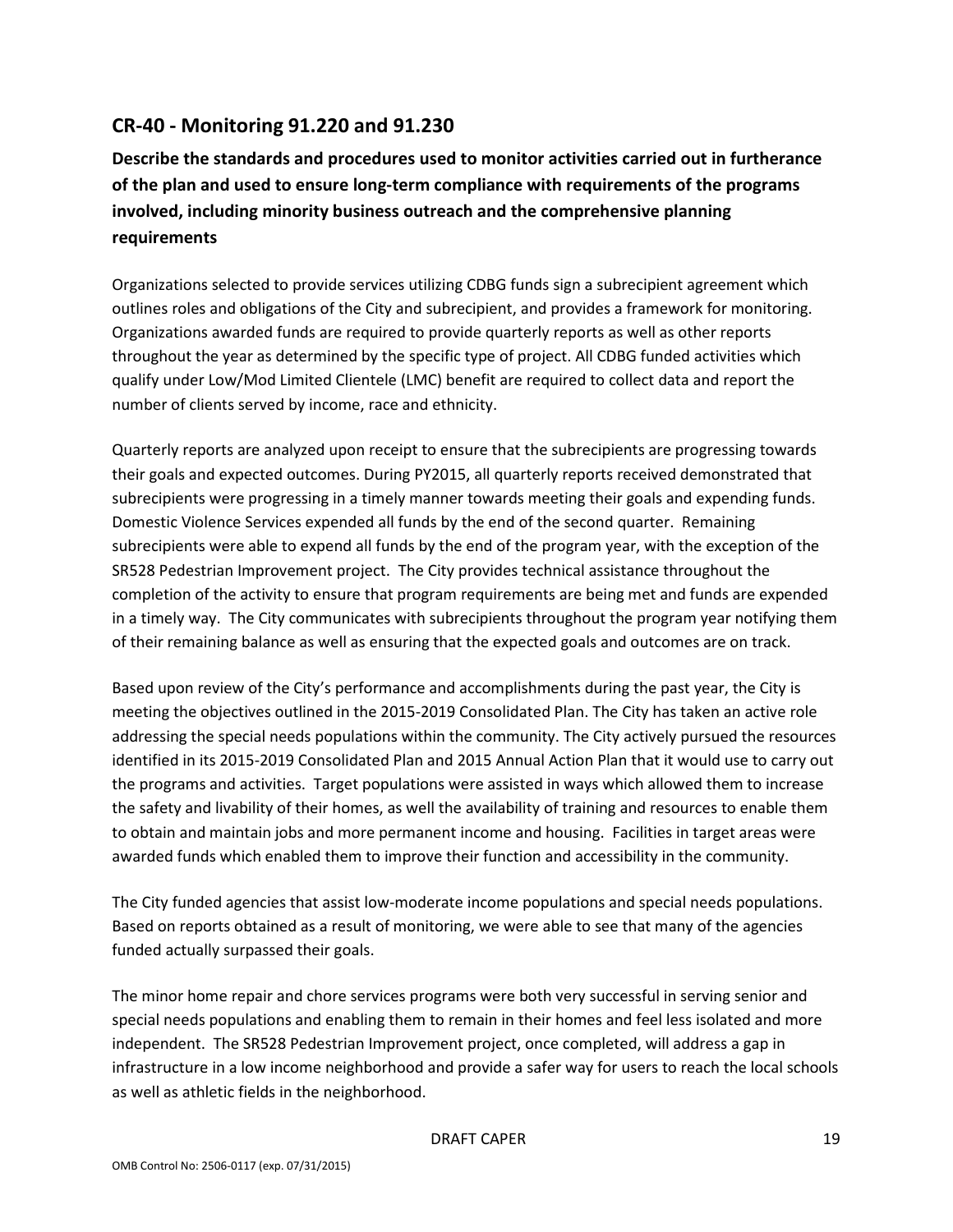## CR-40 - Monitoring 91.220 and 91.230

**Describe the standards and procedures used to monitor activities carried out in furtherance of the plan and used to ensure long-term compliance with requirements of the programs involved, including minority business outreach and the comprehensive planning requirements**

Organizations selected to provide services utilizing CDBG funds sign a subrecipient agreement which outlines roles and obligations of the City and subrecipient, and provides a framework for monitoring. Organizations awarded funds are required to provide quarterly reports as well as other reports throughout the year as determined by the specific type of project. All CDBG funded activities which qualify under Low/Mod Limited Clientele (LMC) benefit are required to collect data and report the number of clients served by income, race and ethnicity.

Quarterly reports are analyzed upon receipt to ensure that the subrecipients are progressing towards their goals and expected outcomes. During PY2015, all quarterly reports received demonstrated that subrecipients were progressing in a timely manner towards meeting their goals and expending funds. Domestic Violence Services expended all funds by the end of the second quarter. Remaining subrecipients were able to expend all funds by the end of the program year, with the exception of the SR528 Pedestrian Improvement project. The City provides technical assistance throughout the completion of the activity to ensure that program requirements are being met and funds are expended in a timely way. The City communicates with subrecipients throughout the program year notifying them of their remaining balance as well as ensuring that the expected goals and outcomes are on track.

Based upon review of the City's performance and accomplishments during the past year, the City is meeting the objectives outlined in the 2015-2019 Consolidated Plan. The City has taken an active role addressing the special needs populations within the community. The City actively pursued the resources identified in its 2015-2019 Consolidated Plan and 2015 Annual Action Plan that it would use to carry out the programs and activities. Target populations were assisted in ways which allowed them to increase the safety and livability of their homes, as well the availability of training and resources to enable them to obtain and maintain jobs and more permanent income and housing. Facilities in target areas were awarded funds which enabled them to improve their function and accessibility in the community.

The City funded agencies that assist low-moderate income populations and special needs populations. Based on reports obtained as a result of monitoring, we were able to see that many of the agencies funded actually surpassed their goals.

The minor home repair and chore services programs were both very successful in serving senior and special needs populations and enabling them to remain in their homes and feel less isolated and more independent. The SR528 Pedestrian Improvement project, once completed, will address a gap in infrastructure in a low income neighborhood and provide a safer way for users to reach the local schools as well as athletic fields in the neighborhood.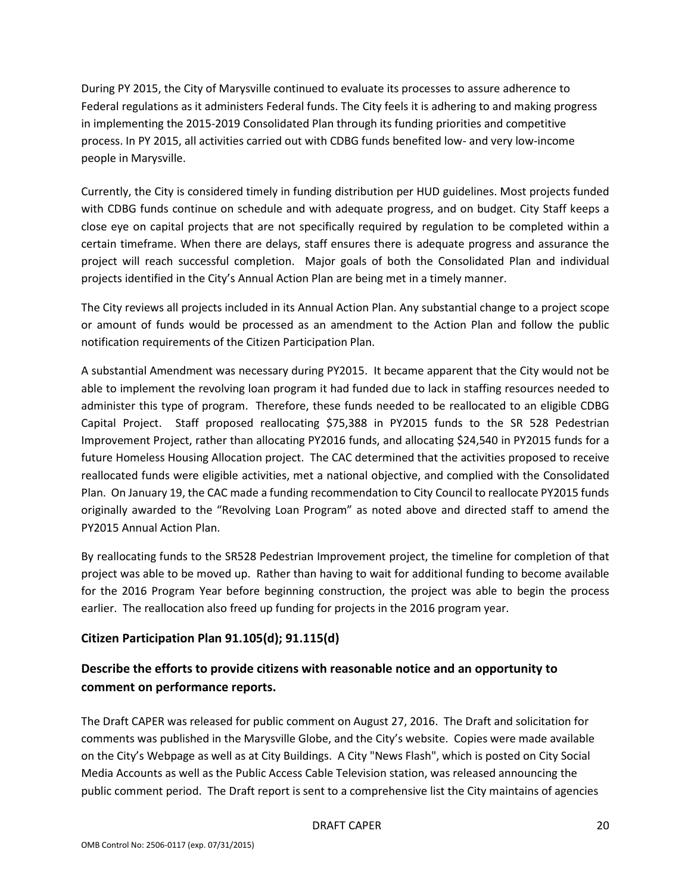During PY 2015, the City of Marysville continued to evaluate its processes to assure adherence to Federal regulations as it administers Federal funds. The City feels it is adhering to and making progress in implementing the 2015-2019 Consolidated Plan through its funding priorities and competitive process. In PY 2015, all activities carried out with CDBG funds benefited low- and very low-income people in Marysville.

Currently, the City is considered timely in funding distribution per HUD guidelines. Most projects funded with CDBG funds continue on schedule and with adequate progress, and on budget. City Staff keeps a close eye on capital projects that are not specifically required by regulation to be completed within a certain timeframe. When there are delays, staff ensures there is adequate progress and assurance the project will reach successful completion. Major goals of both the Consolidated Plan and individual projects identified in the City's Annual Action Plan are being met in a timely manner.

The City reviews all projects included in its Annual Action Plan. Any substantial change to a project scope or amount of funds would be processed as an amendment to the Action Plan and follow the public notification requirements of the Citizen Participation Plan.

A substantial Amendment was necessary during PY2015. It became apparent that the City would not be able to implement the revolving loan program it had funded due to lack in staffing resources needed to administer this type of program. Therefore, these funds needed to be reallocated to an eligible CDBG Capital Project. Staff proposed reallocating $75,388 in PY2015 funds to the SR 528 Pedestrian Improvement Project, rather than allocating PY2016 funds, and allocating $24,540 in PY2015 funds for a future Homeless Housing Allocation project. The CAC determined that the activities proposed to receive reallocated funds were eligible activities, met a national objective, and complied with the Consolidated Plan. On January 19, the CAC made a funding recommendation to City Council to reallocate PY2015 funds originally awarded to the "Revolving Loan Program" as noted above and directed staff to amend the PY2015 Annual Action Plan.

By reallocating funds to the SR528 Pedestrian Improvement project, the timeline for completion of that project was able to be moved up. Rather than having to wait for additional funding to become available for the 2016 Program Year before beginning construction, the project was able to begin the process earlier. The reallocation also freed up funding for projects in the 2016 program year.

## Citizen Participation Plan 91.105(d); 91.115(d)

## Describe the efforts to provide citizens with reasonable notice and an opportunity to comment on performance reports.

The Draft CAPER was released for public comment on August 27, 2016. The Draft and solicitation for comments was published in the Marysville Globe, and the City's website. Copies were made available on the City's Webpage as well as at City Buildings. A City "News Flash", which is posted on City Social Media Accounts as well as the Public Access Cable Television station, was released announcing the public comment period. The Draft report is sent to a comprehensive list the City maintains of agencies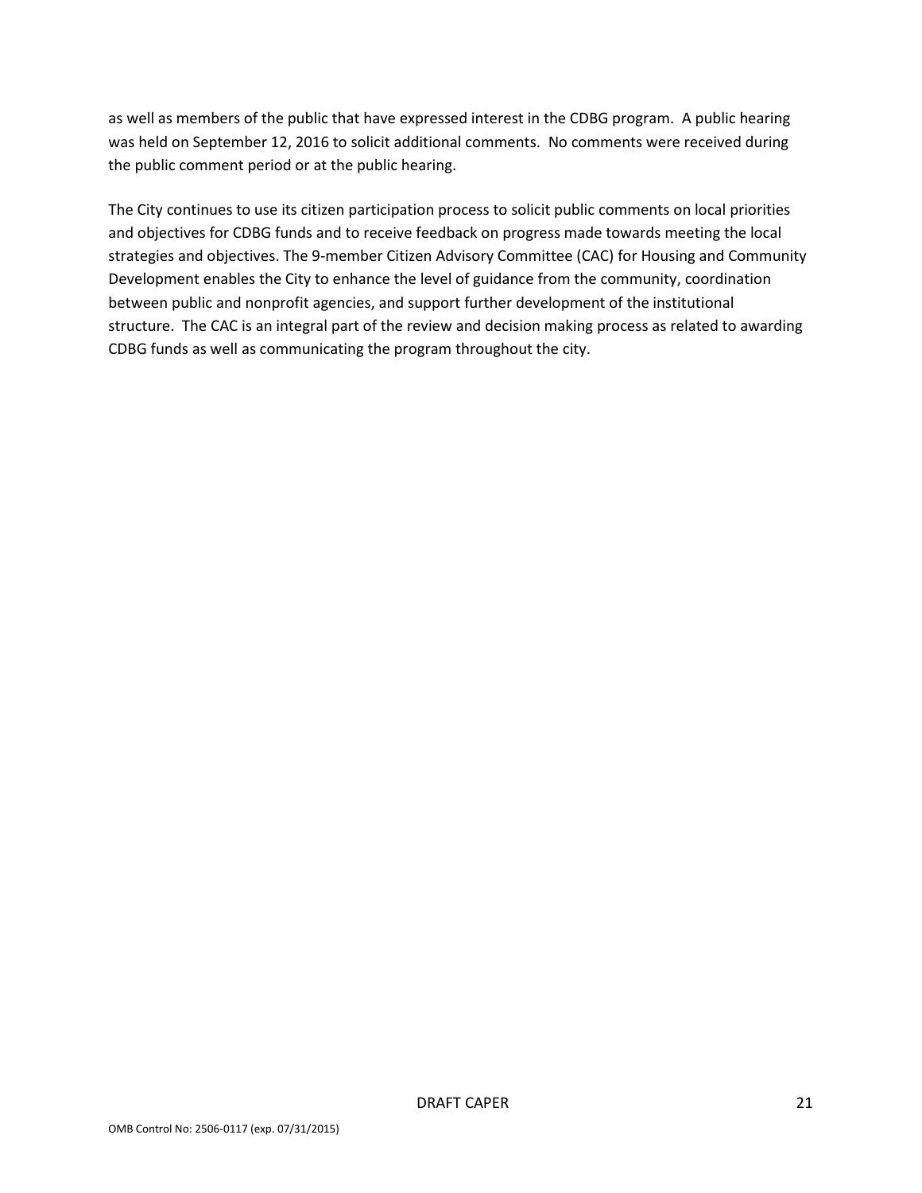as well as members of the public that have expressed interest in the CDBG program. A public hearing was held on September 12, 2016 to solicit additional comments. No comments were received during the public comment period or at the public hearing.

The City continues to use its citizen participation process to solicit public comments on local priorities and objectives for CDBG funds and to receive feedback on progress made towards meeting the local strategies and objectives. The 9-member Citizen Advisory Committee (CAC) for Housing and Community Development enables the City to enhance the level of guidance from the community, coordination between public and nonprofit agencies, and support further development of the institutional structure. The CAC is an integral part of the review and decision making process as related to awarding CDBG funds as well as communicating the program throughout the city.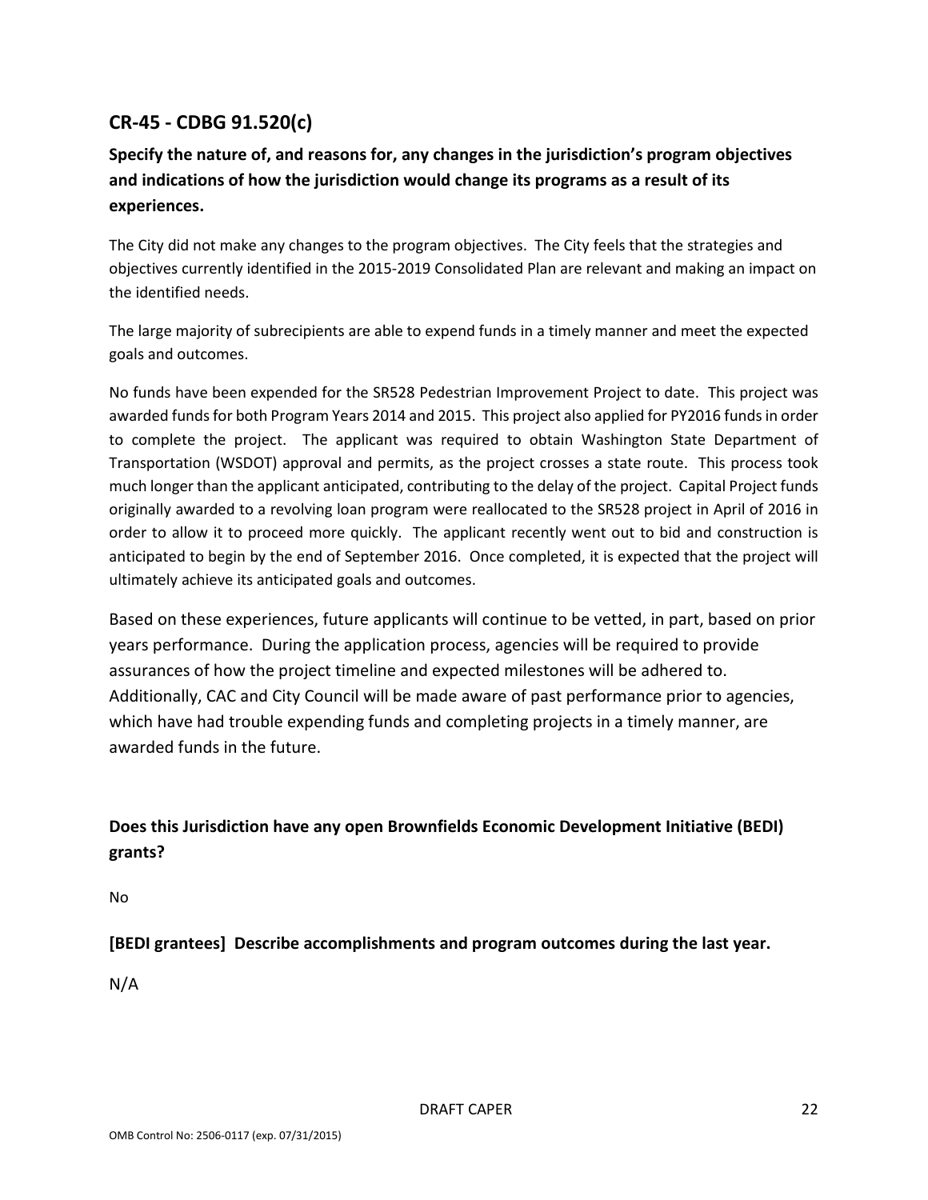## CR-45 - CDBG 91.520(c)

### Specify the nature of, and reasons for, any changes in the jurisdiction's program objectives and indications of how the jurisdiction would change its programs as a result of its experiences.

The City did not make any changes to the program objectives. The City feels that the strategies and objectives currently identified in the 2015-2019 Consolidated Plan are relevant and making an impact on the identified needs.

The large majority of subrecipients are able to expend funds in a timely manner and meet the expected goals and outcomes.

No funds have been expended for the SR528 Pedestrian Improvement Project to date. This project was awarded funds for both Program Years 2014 and 2015. This project also applied for PY2016 funds in order to complete the project. The applicant was required to obtain Washington State Department of Transportation (WSDOT) approval and permits, as the project crosses a state route. This process took much longer than the applicant anticipated, contributing to the delay of the project. Capital Project funds originally awarded to a revolving loan program were reallocated to the SR528 project in April of 2016 in order to allow it to proceed more quickly. The applicant recently went out to bid and construction is anticipated to begin by the end of September 2016. Once completed, it is expected that the project will ultimately achieve its anticipated goals and outcomes.

Based on these experiences, future applicants will continue to be vetted, in part, based on prior years performance. During the application process, agencies will be required to provide assurances of how the project timeline and expected milestones will be adhered to. Additionally, CAC and City Council will be made aware of past performance prior to agencies, which have had trouble expending funds and completing projects in a timely manner, are awarded funds in the future.

### Does this Jurisdiction have any open Brownfields Economic Development Initiative (BEDI) grants?

No

### [BEDI grantees] Describe accomplishments and program outcomes during the last year.

N/A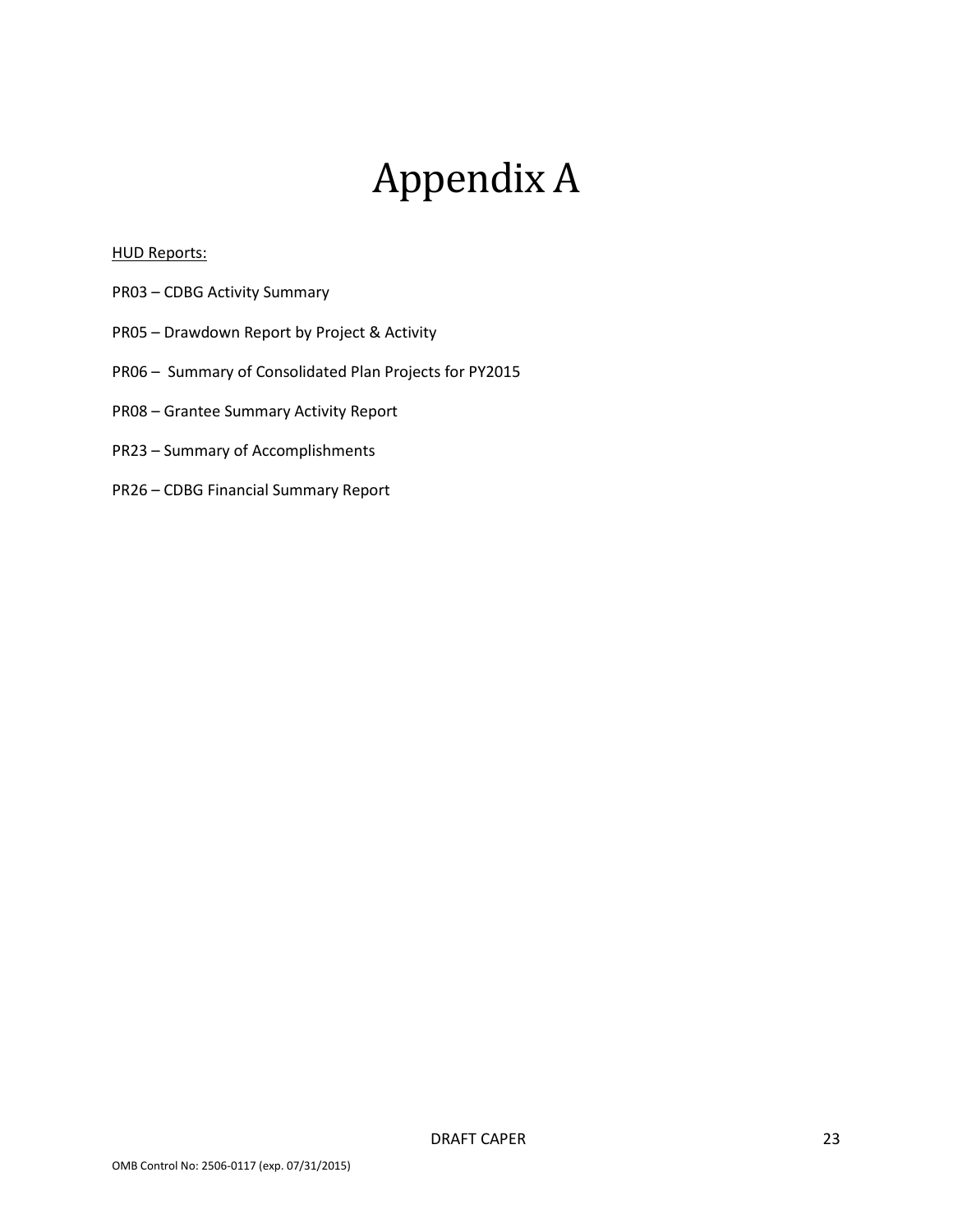# Appendix A

<u>HUD Reports:</u>

PR03 – CDBG Activity Summary

PR05 – Drawdown Report by Project & Activity

PR06 – Summary of Consolidated Plan Projects for PY2015

PR08 – Grantee Summary Activity Report

PR23 – Summary of Accomplishments

PR26 – CDBG Financial Summary Report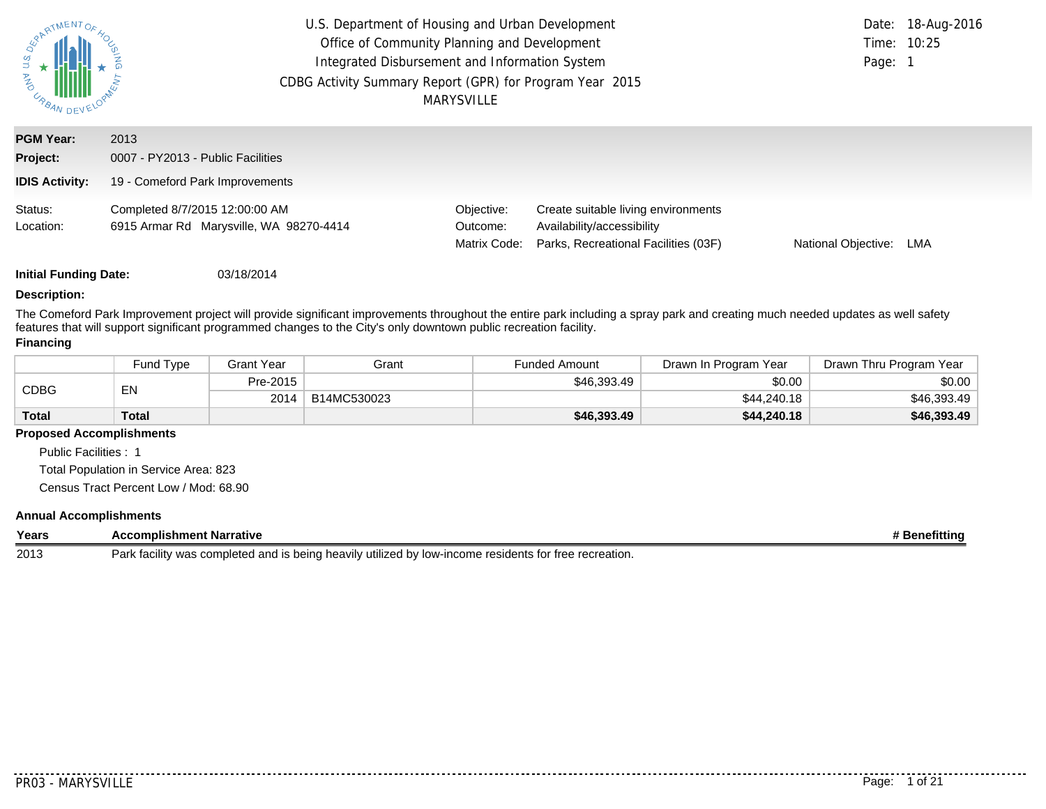U.S. Department of Housing and Urban Development
Office of Community Planning and Development
Integrated Disbursement and Information System
CDBG Activity Summary Report (GPR) for Program Year 2015
MARYSVILLE

Date: 18-Aug-2016
Time: 10:25
Page: 1

**PGM Year:** 2013

**Project:** 0007 - PY2013 - Public Facilities

**IDIS Activity:** 19 - Comeford Park Improvements

Status: Completed 8/7/2015 12:00:00 AM

Location: 6915 Armar Rd Marysville, WA 98270-4414

Objective: Create suitable living environments

Outcome: Availability/accessibility

Matrix Code: Parks, Recreational Facilities (03F)

National Objective: LMA

**Initial Funding Date:** 03/18/2014

**Description:**

The Comeford Park Improvement project will provide significant improvements throughout the entire park including a spray park and creating much needed updates as well safety features that will support significant programmed changes to the City's only downtown public recreation facility.

**Financing**

| | Fund Type | Grant Year | Grant | Funded Amount | Drawn In Program Year | Drawn Thru Program Year |
|---|---|---|---|---|---|---|
| CDBG | EN | Pre-2015 | | $46,393.49 | $0.00 | $0.00 |
| | | 2014 | B14MC530023 | | $44,240.18 | $46,393.49 |
| **Total** | **Total** | | | **$46,393.49** | **$44,240.18** | **$46,393.49** |

**Proposed Accomplishments**

Public Facilities : 1

Total Population in Service Area: 823

Census Tract Percent Low / Mod: 68.90

**Annual Accomplishments**

| Years | Accomplishment Narrative | # Benefitting |
|---|---|---|
| 2013 | Park facility was completed and is being heavily utilized by low-income residents for free recreation. | |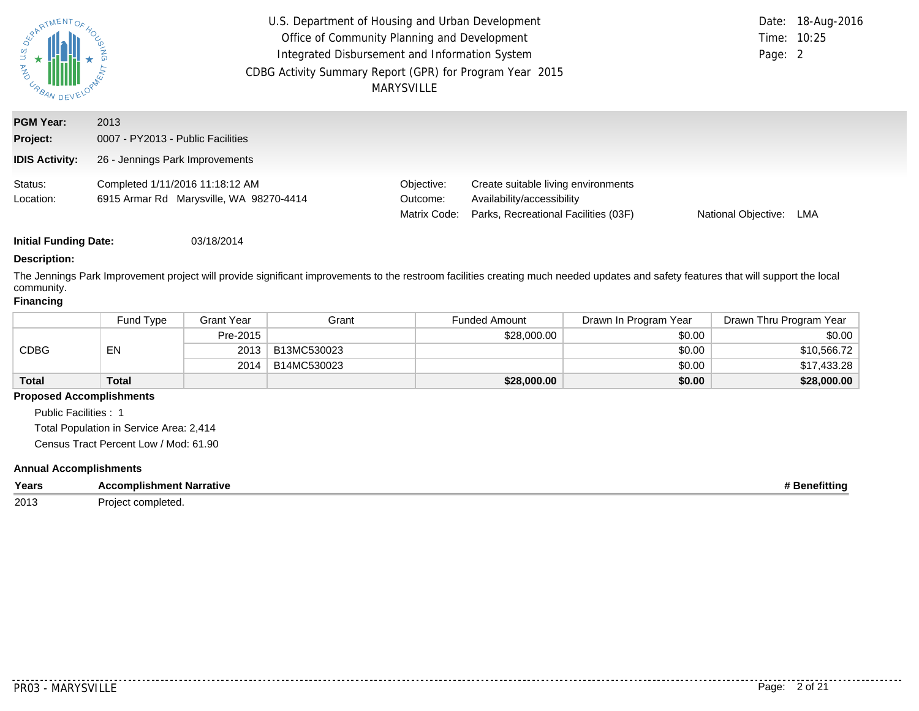U.S. Department of Housing and Urban Development
Office of Community Planning and Development
Integrated Disbursement and Information System
CDBG Activity Summary Report (GPR) for Program Year 2015
MARYSVILLE

Date: 18-Aug-2016
Time: 10:25

**PGM Year:** 2013
**Project:** 0007 - PY2013 - Public Facilities
**IDIS Activity:** 26 - Jennings Park Improvements

Status: Completed 1/11/2016 11:18:12 AM
Location: 6915 Armar Rd Marysville, WA 98270-4414

Objective: Create suitable living environments
Outcome: Availability/accessibility
Matrix Code: Parks, Recreational Facilities (03F)
National Objective: LMA

**Initial Funding Date:** 03/18/2014

**Description:**

The Jennings Park Improvement project will provide significant improvements to the restroom facilities creating much needed updates and safety features that will support the local community.

**Financing**

| | Fund Type | Grant Year | Grant | Funded Amount | Drawn In Program Year | Drawn Thru Program Year |
|---|---|---|---|---|---|---|
| CDBG | EN | Pre-2015 | | $28,000.00 | $0.00 | $0.00 |
| | | 2013 | B13MC530023 | | $0.00 | $10,566.72 |
| | | 2014 | B14MC530023 | | $0.00 | $17,433.28 |
| **Total** | **Total** | | | **$28,000.00** | **$0.00** | **$28,000.00** |

**Proposed Accomplishments**

Public Facilities : 1
Total Population in Service Area: 2,414
Census Tract Percent Low / Mod: 61.90

**Annual Accomplishments**

| Years | Accomplishment Narrative | # Benefitting |
|---|---|---|
| 2013 | Project completed. | |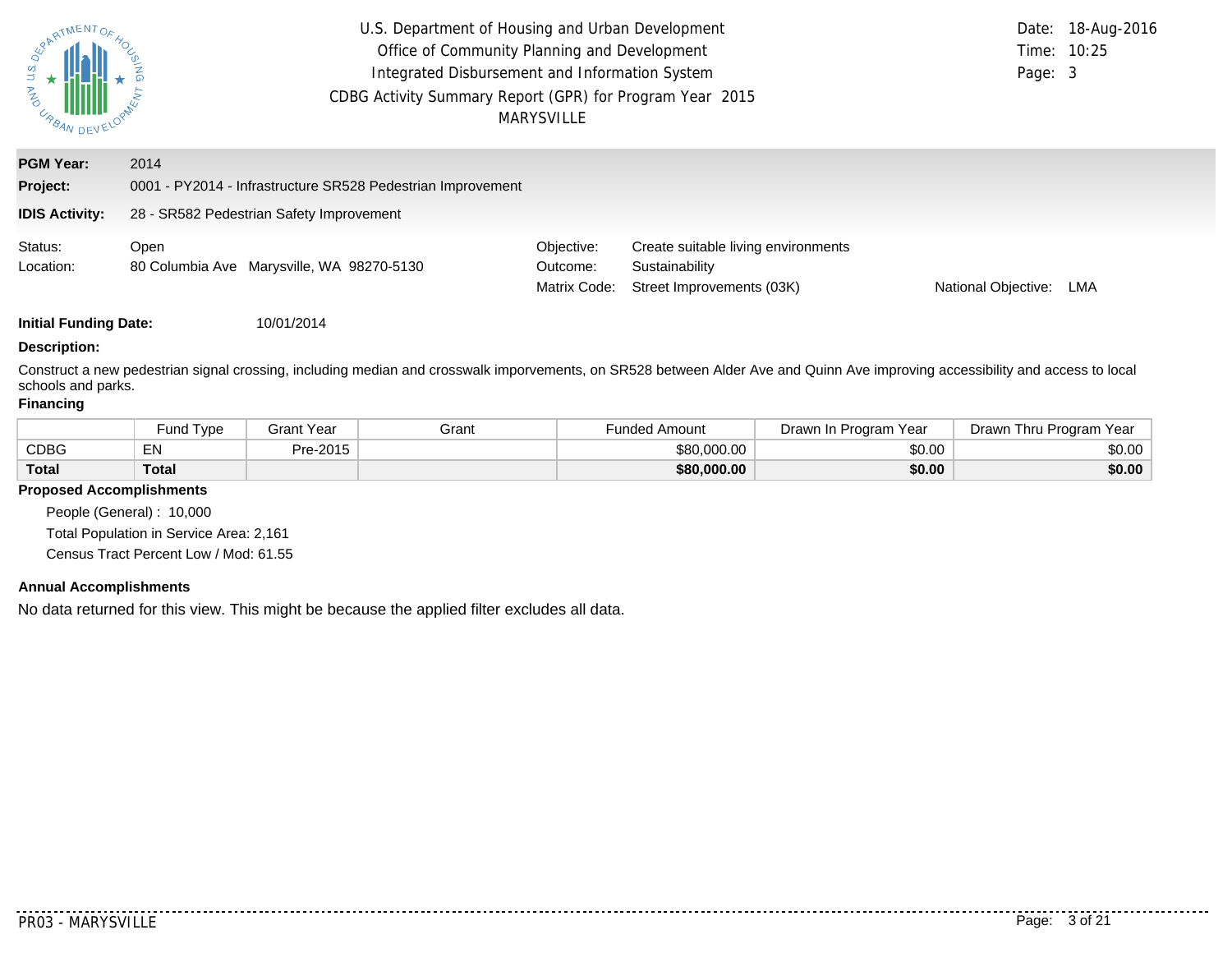U.S. Department of Housing and Urban Development
Office of Community Planning and Development
Integrated Disbursement and Information System
CDBG Activity Summary Report (GPR) for Program Year 2015
MARYSVILLE

Date: 18-Aug-2016
Time: 10:25

**PGM Year:** 2014

**Project:** 0001 - PY2014 - Infrastructure SR528 Pedestrian Improvement

**IDIS Activity:** 28 - SR582 Pedestrian Safety Improvement

Status: Open
Location: 80 Columbia Ave Marysville, WA 98270-5130

Objective: Create suitable living environments
Outcome: Sustainability
Matrix Code: Street Improvements (03K)
National Objective: LMA

**Initial Funding Date:** 10/01/2014

**Description:**

Construct a new pedestrian signal crossing, including median and crosswalk imporvements, on SR528 between Alder Ave and Quinn Ave improving accessibility and access to local schools and parks.

**Financing**

| | Fund Type | Grant Year | Grant | Funded Amount | Drawn In Program Year | Drawn Thru Program Year |
|---|---|---|---|---|---|---|
| CDBG | EN | Pre-2015 | | $80,000.00 | $0.00 | $0.00 |
| **Total** | **Total** | | | **$80,000.00** | **$0.00** | **$0.00** |

**Proposed Accomplishments**

People (General) : 10,000

Total Population in Service Area: 2,161

Census Tract Percent Low / Mod: 61.55

**Annual Accomplishments**

No data returned for this view. This might be because the applied filter excludes all data.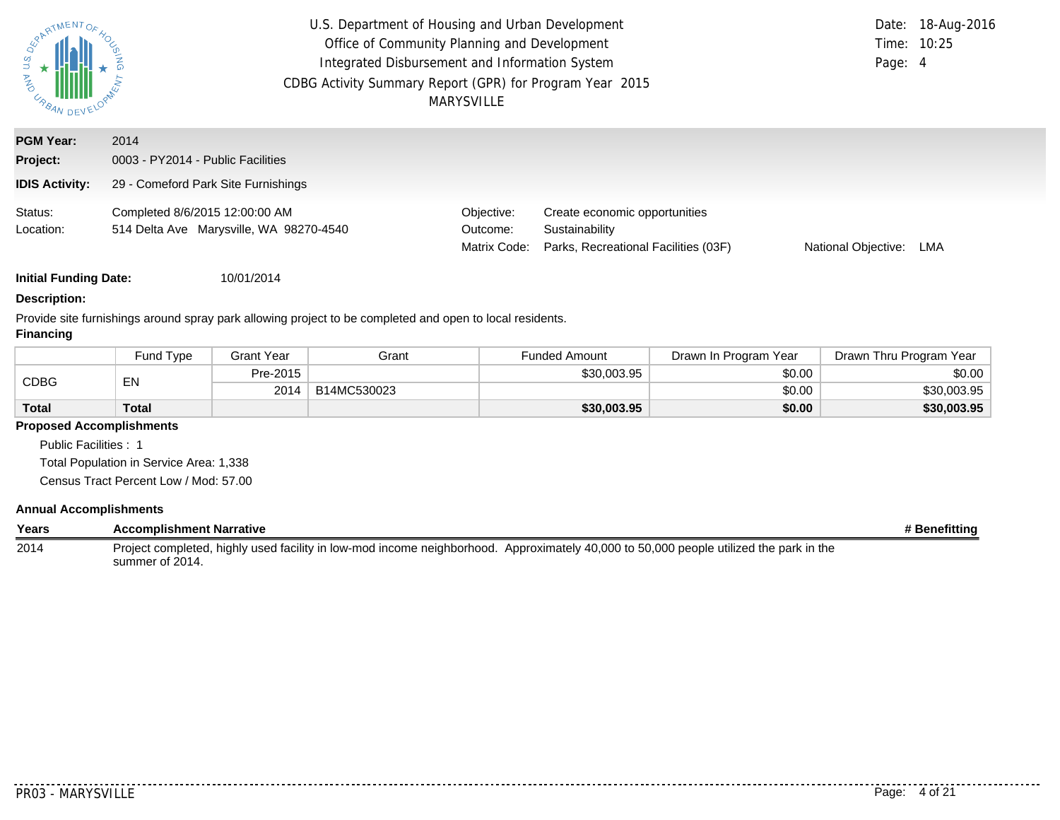| | |
|---|---|
| **PGM Year:** | 2014 |
| **Project:** | 0003 - PY2014 - Public Facilities |
| **IDIS Activity:** | 29 - Comeford Park Site Furnishings |

Status: Completed 8/6/2015 12:00:00 AM
Location: 514 Delta Ave Marysville, WA 98270-4540

Objective: Create economic opportunities
Outcome: Sustainability
Matrix Code: Parks, Recreational Facilities (03F)
National Objective: LMA

**Initial Funding Date:** 10/01/2014

**Description:**

Provide site furnishings around spray park allowing project to be completed and open to local residents.

**Financing**

| | Fund Type | Grant Year | Grant | Funded Amount | Drawn In Program Year | Drawn Thru Program Year |
|---|---|---|---|---|---|---|
| CDBG | EN | Pre-2015 | | $30,003.95 | $0.00 | $0.00 |
| | | 2014 | B14MC530023 | | $0.00 | $30,003.95 |
| **Total** | **Total** | | | **$30,003.95** | **$0.00** | **$30,003.95** |

**Proposed Accomplishments**

Public Facilities : 1
Total Population in Service Area: 1,338
Census Tract Percent Low / Mod: 57.00

**Annual Accomplishments**

| Years | Accomplishment Narrative | # Benefitting |
|---|---|---|
| 2014 | Project completed, highly used facility in low-mod income neighborhood. Approximately 40,000 to 50,000 people utilized the park in the summer of 2014. | |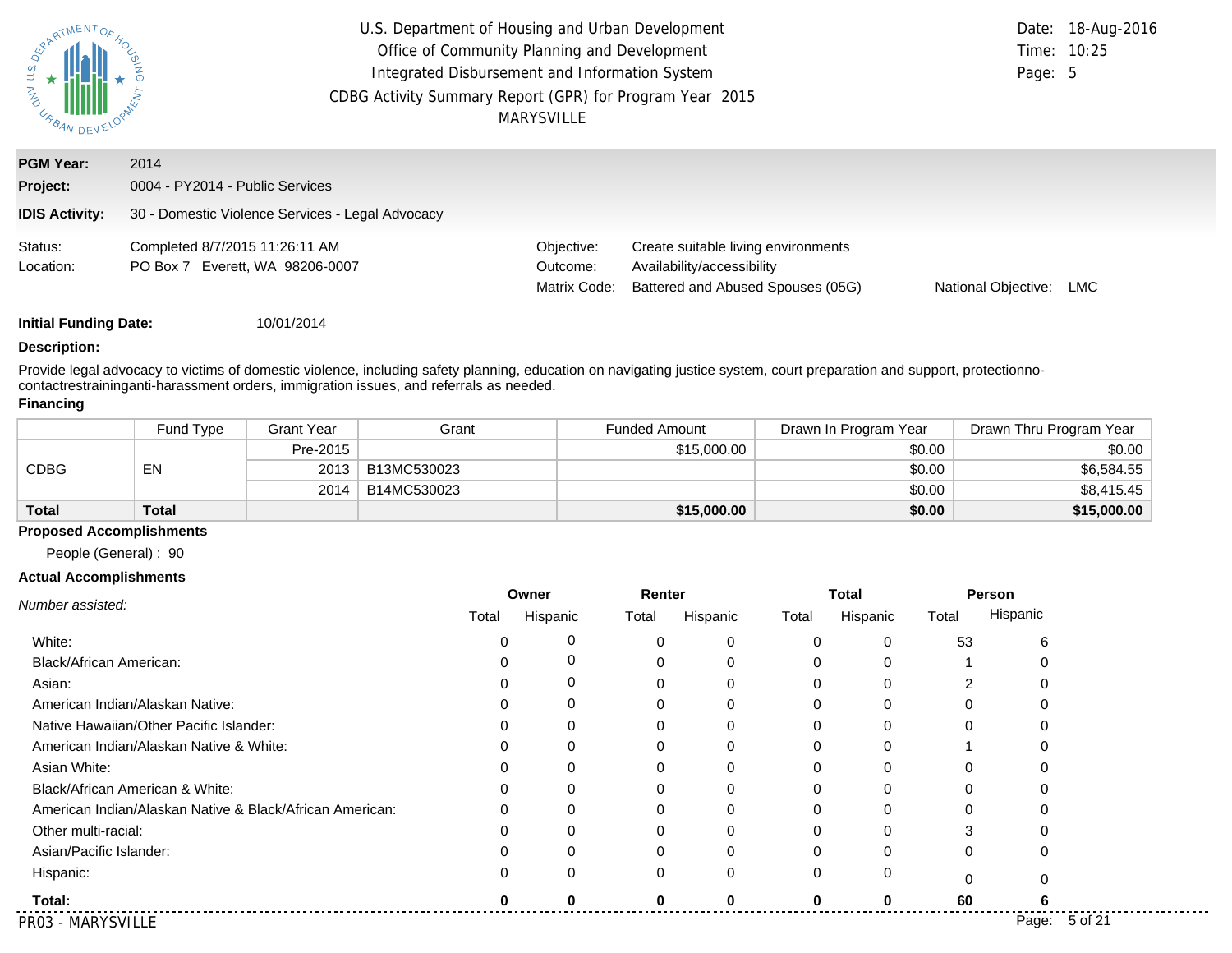U.S. Department of Housing and Urban Development
Office of Community Planning and Development
Integrated Disbursement and Information System
CDBG Activity Summary Report (GPR) for Program Year 2015
MARYSVILLE

Date: 18-Aug-2016
Time: 10:25
Page: 5

**PGM Year:** 2014
**Project:** 0004 - PY2014 - Public Services
**IDIS Activity:** 30 - Domestic Violence Services - Legal Advocacy

Status: Completed 8/7/2015 11:26:11 AM
Location: PO Box 7 Everett, WA 98206-0007

Objective: Create suitable living environments
Outcome: Availability/accessibility
Matrix Code: Battered and Abused Spouses (05G)
National Objective: LMC

**Initial Funding Date:** 10/01/2014

**Description:**

Provide legal advocacy to victims of domestic violence, including safety planning, education on navigating justice system, court preparation and support, protectionno-contactrestraininganti-harassment orders, immigration issues, and referrals as needed.

**Financing**

| | Fund Type | Grant Year | Grant | Funded Amount | Drawn In Program Year | Drawn Thru Program Year |
|---|---|---|---|---|---|---|
| CDBG | EN | Pre-2015 | | $15,000.00 | $0.00 | $0.00 |
| | | 2013 | B13MC530023 | | $0.00 | $6,584.55 |
| | | 2014 | B14MC530023 | | $0.00 | $8,415.45 |
| **Total** | **Total** | | | **$15,000.00** | **$0.00** | **$15,000.00** |

**Proposed Accomplishments**

People (General) : 90

**Actual Accomplishments**

| *Number assisted:* | Owner | | Renter | | Total | | Person | |
|---|---|---|---|---|---|---|---|---|
| | Total | Hispanic | Total | Hispanic | Total | Hispanic | Total | Hispanic |
| White: | 0 | 0 | 0 | 0 | 0 | 0 | 53 | 6 |
| Black/African American: | 0 | 0 | 0 | 0 | 0 | 0 | 1 | 0 |
| Asian: | 0 | 0 | 0 | 0 | 0 | 0 | 2 | 0 |
| American Indian/Alaskan Native: | 0 | 0 | 0 | 0 | 0 | 0 | 0 | 0 |
| Native Hawaiian/Other Pacific Islander: | 0 | 0 | 0 | 0 | 0 | 0 | 0 | 0 |
| American Indian/Alaskan Native & White: | 0 | 0 | 0 | 0 | 0 | 0 | 1 | 0 |
| Asian White: | 0 | 0 | 0 | 0 | 0 | 0 | 0 | 0 |
| Black/African American & White: | 0 | 0 | 0 | 0 | 0 | 0 | 0 | 0 |
| American Indian/Alaskan Native & Black/African American: | 0 | 0 | 0 | 0 | 0 | 0 | 0 | 0 |
| Other multi-racial: | 0 | 0 | 0 | 0 | 0 | 0 | 3 | 0 |
| Asian/Pacific Islander: | 0 | 0 | 0 | 0 | 0 | 0 | 0 | 0 |
| Hispanic: | 0 | 0 | 0 | 0 | 0 | 0 | 0 | 0 |
| **Total:** | **0** | **0** | **0** | **0** | **0** | **0** | **60** | **6** |

PR03 - MARYSVILLE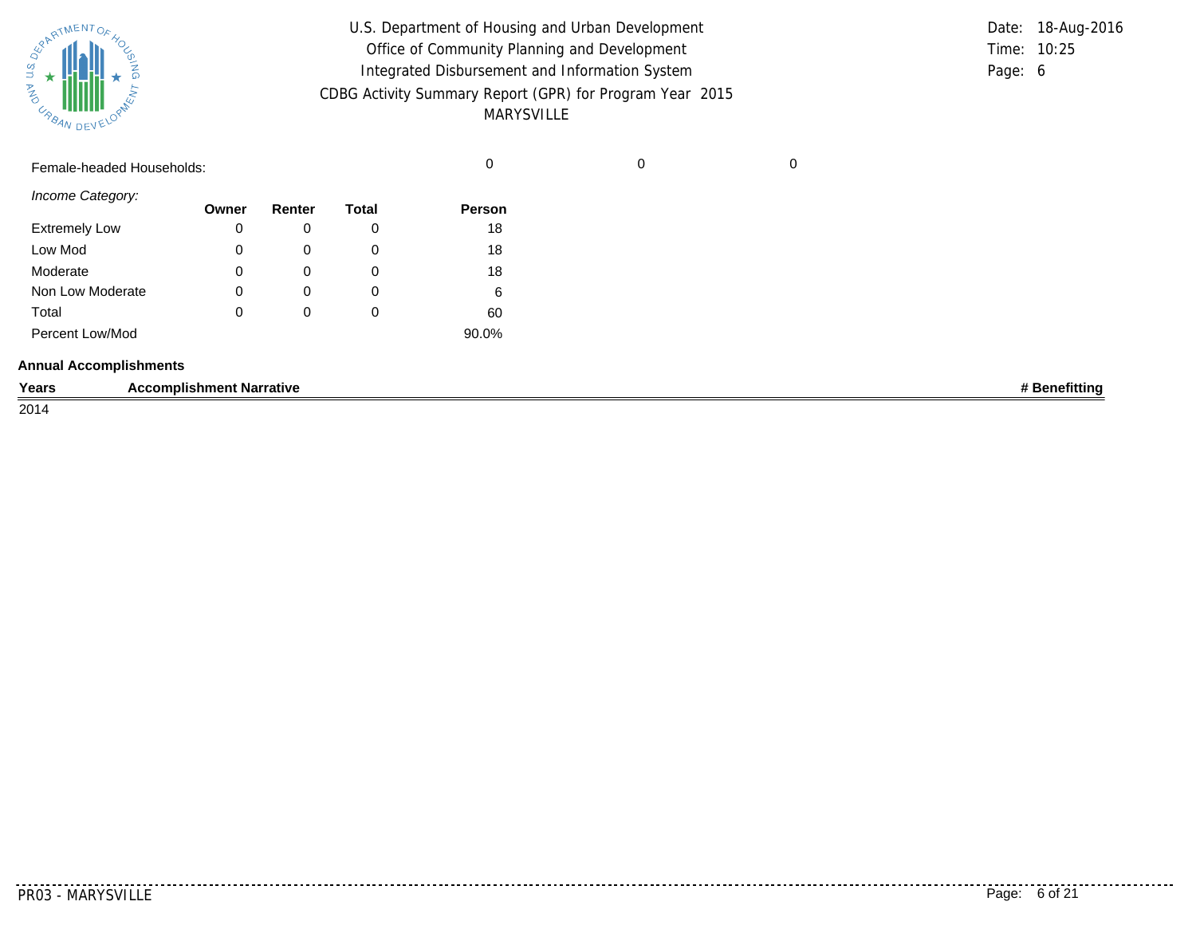Female-headed Households: 0 0 0

*Income Category:*

| | Owner | Renter | Total | Person |
|---|---|---|---|---|
| Extremely Low | 0 | 0 | 0 | 18 |
| Low Mod | 0 | 0 | 0 | 18 |
| Moderate | 0 | 0 | 0 | 18 |
| Non Low Moderate | 0 | 0 | 0 | 6 |
| Total | 0 | 0 | 0 | 60 |
| Percent Low/Mod | | | | 90.0% |

**Annual Accomplishments**

| Years | Accomplishment Narrative | # Benefitting |
|---|---|---|
| 2014 | | |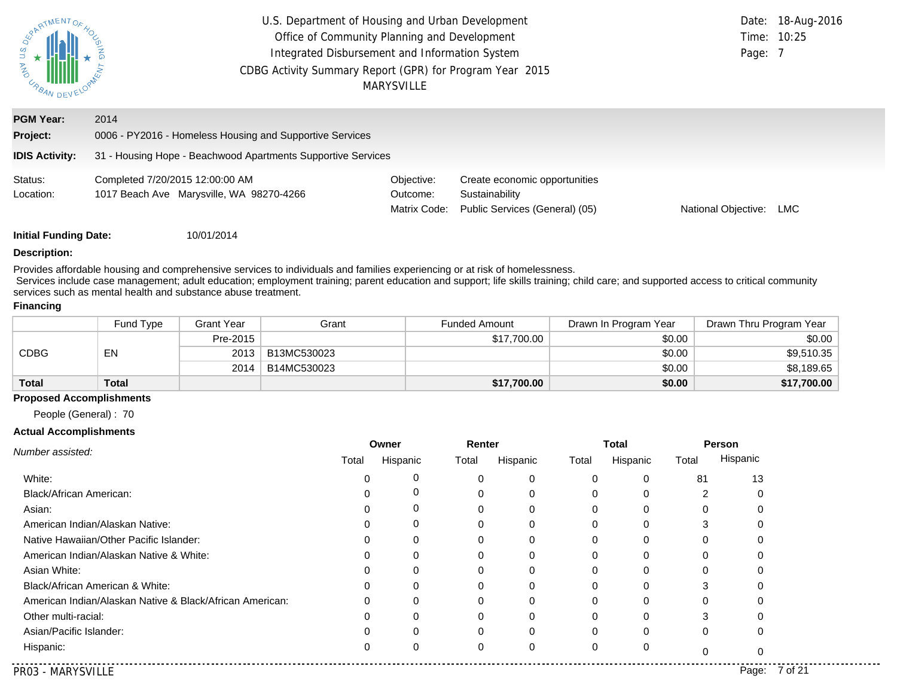U.S. Department of Housing and Urban Development
Office of Community Planning and Development
Integrated Disbursement and Information System
CDBG Activity Summary Report (GPR) for Program Year 2015
MARYSVILLE

Date: 18-Aug-2016
Time: 10:25

**PGM Year:** 2014
**Project:** 0006 - PY2016 - Homeless Housing and Supportive Services
**IDIS Activity:** 31 - Housing Hope - Beachwood Apartments Supportive Services

Status: Completed 7/20/2015 12:00:00 AM
Location: 1017 Beach Ave Marysville, WA 98270-4266

Objective: Create economic opportunities
Outcome: Sustainability
Matrix Code: Public Services (General) (05)
National Objective: LMC

**Initial Funding Date:** 10/01/2014

**Description:**

Provides affordable housing and comprehensive services to individuals and families experiencing or at risk of homelessness.
Services include case management; adult education; employment training; parent education and support; life skills training; child care; and supported access to critical community services such as mental health and substance abuse treatment.

**Financing**

| | Fund Type | Grant Year | Grant | Funded Amount | Drawn In Program Year | Drawn Thru Program Year |
|---|---|---|---|---|---|---|
| CDBG | EN | Pre-2015 | | $17,700.00 | $0.00 | $0.00 |
| | | 2013 | B13MC530023 | | $0.00 | $9,510.35 |
| | | 2014 | B14MC530023 | | $0.00 | $8,189.65 |
| **Total** | **Total** | | | **$17,700.00** | **$0.00** | **$17,700.00** |

**Proposed Accomplishments**

People (General) : 70

**Actual Accomplishments**

| *Number assisted:* | Owner | | Renter | | Total | | Person | |
|---|---|---|---|---|---|---|---|---|
| | Total | Hispanic | Total | Hispanic | Total | Hispanic | Total | Hispanic |
| White: | 0 | 0 | 0 | 0 | 0 | 0 | 81 | 13 |
| Black/African American: | 0 | 0 | 0 | 0 | 0 | 0 | 2 | 0 |
| Asian: | 0 | 0 | 0 | 0 | 0 | 0 | 0 | 0 |
| American Indian/Alaskan Native: | 0 | 0 | 0 | 0 | 0 | 0 | 3 | 0 |
| Native Hawaiian/Other Pacific Islander: | 0 | 0 | 0 | 0 | 0 | 0 | 0 | 0 |
| American Indian/Alaskan Native & White: | 0 | 0 | 0 | 0 | 0 | 0 | 0 | 0 |
| Asian White: | 0 | 0 | 0 | 0 | 0 | 0 | 0 | 0 |
| Black/African American & White: | 0 | 0 | 0 | 0 | 0 | 0 | 3 | 0 |
| American Indian/Alaskan Native & Black/African American: | 0 | 0 | 0 | 0 | 0 | 0 | 0 | 0 |
| Other multi-racial: | 0 | 0 | 0 | 0 | 0 | 0 | 3 | 0 |
| Asian/Pacific Islander: | 0 | 0 | 0 | 0 | 0 | 0 | 0 | 0 |
| Hispanic: | 0 | 0 | 0 | 0 | 0 | 0 | 0 | 0 |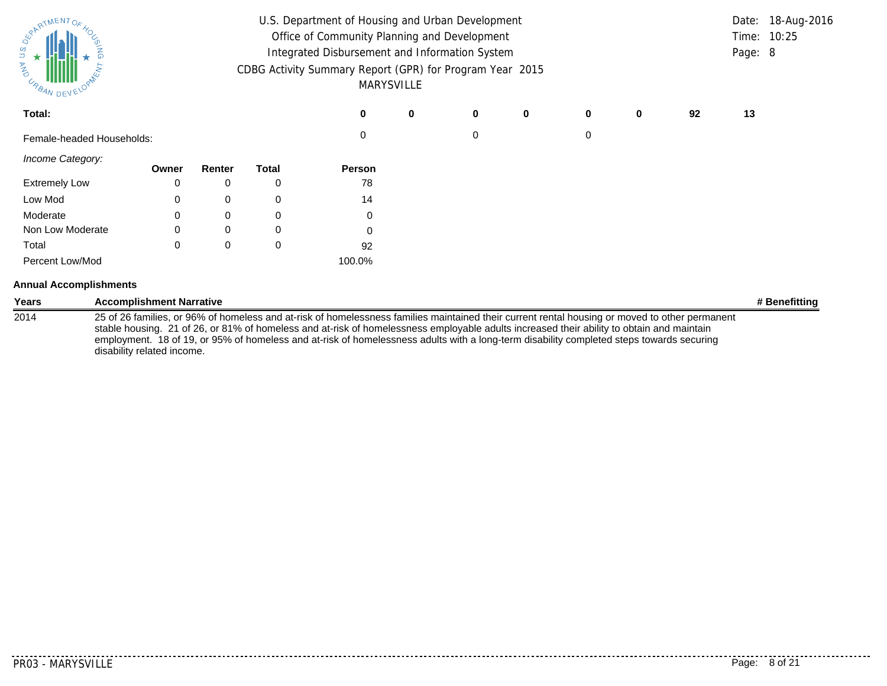| Total: | 0 | 0 | 0 | 0 | 0 | 0 | 92 | 13 |
|---|---|---|---|---|---|---|---|---|
| Female-headed Households: | 0 | | 0 | | 0 | | | |

*Income Category:*

| | Owner | Renter | Total | Person |
|---|---|---|---|---|
| Extremely Low | 0 | 0 | 0 | 78 |
| Low Mod | 0 | 0 | 0 | 14 |
| Moderate | 0 | 0 | 0 | 0 |
| Non Low Moderate | 0 | 0 | 0 | 0 |
| Total | 0 | 0 | 0 | 92 |
| Percent Low/Mod | | | | 100.0% |

**Annual Accomplishments**

| Years | Accomplishment Narrative | # Benefitting |
|---|---|---|
| 2014 | 25 of 26 families, or 96% of homeless and at-risk of homelessness families maintained their current rental housing or moved to other permanent stable housing. 21 of 26, or 81% of homeless and at-risk of homelessness employable adults increased their ability to obtain and maintain employment. 18 of 19, or 95% of homeless and at-risk of homelessness adults with a long-term disability completed steps towards securing disability related income. | |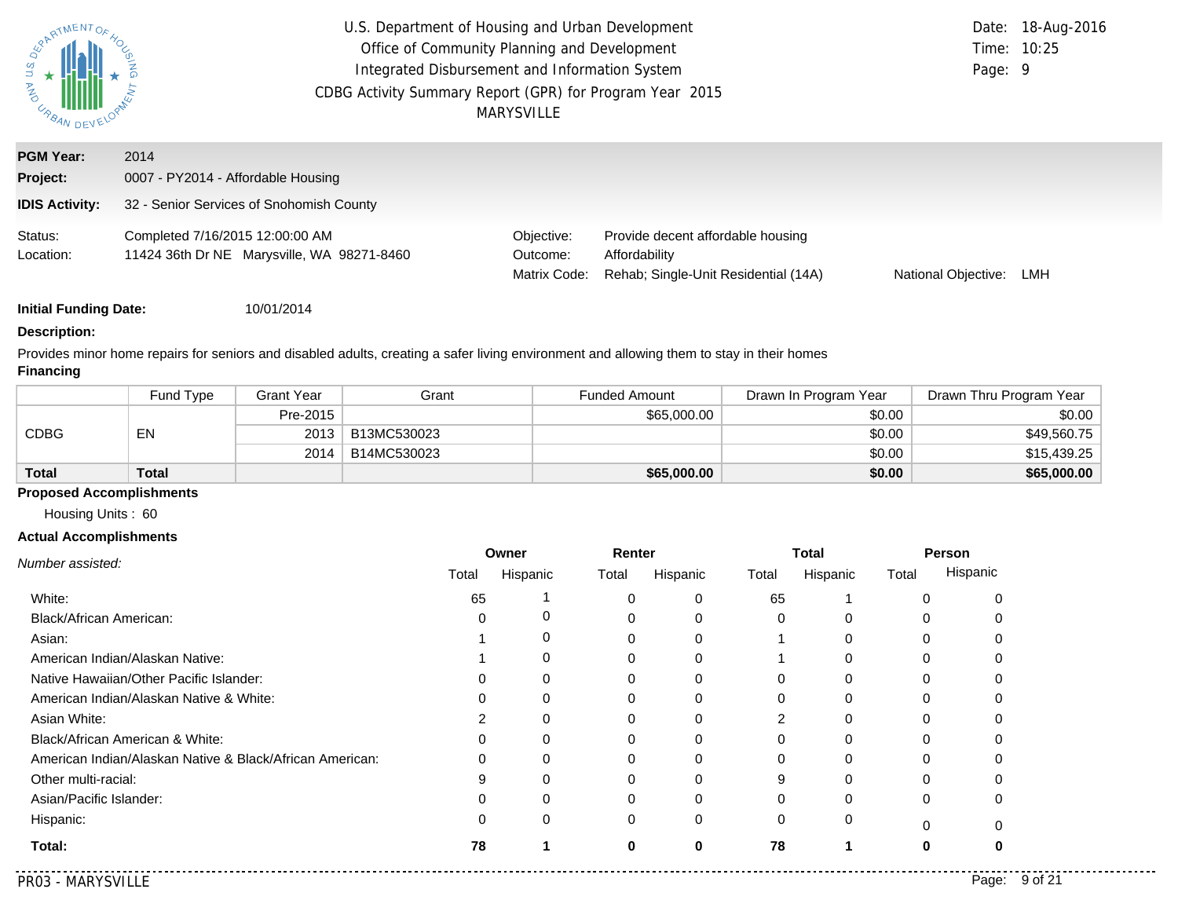U.S. Department of Housing and Urban Development
Office of Community Planning and Development
Integrated Disbursement and Information System
CDBG Activity Summary Report (GPR) for Program Year 2015
MARYSVILLE

Date: 18-Aug-2016
Time: 10:25
Page: 9

**PGM Year:** 2014

**Project:** 0007 - PY2014 - Affordable Housing

**IDIS Activity:** 32 - Senior Services of Snohomish County

Status: Completed 7/16/2015 12:00:00 AM
Location: 11424 36th Dr NE Marysville, WA 98271-8460

Objective: Provide decent affordable housing
Outcome: Affordability
Matrix Code: Rehab; Single-Unit Residential (14A)
National Objective: LMH

**Initial Funding Date:** 10/01/2014

**Description:**

Provides minor home repairs for seniors and disabled adults, creating a safer living environment and allowing them to stay in their homes

**Financing**

| | Fund Type | Grant Year | Grant | Funded Amount | Drawn In Program Year | Drawn Thru Program Year |
|---|---|---|---|---|---|---|
| CDBG | EN | Pre-2015 | | $65,000.00 | $0.00 | $0.00 |
| | | 2013 | B13MC530023 | | $0.00 | $49,560.75 |
| | | 2014 | B14MC530023 | | $0.00 | $15,439.25 |
| **Total** | **Total** | | | **$65,000.00** | **$0.00** | **$65,000.00** |

**Proposed Accomplishments**

Housing Units : 60

**Actual Accomplishments**

| *Number assisted:* | Owner | | Renter | | Total | | Person | |
|---|---|---|---|---|---|---|---|---|
| | Total | Hispanic | Total | Hispanic | Total | Hispanic | Total | Hispanic |
| White: | 65 | 1 | 0 | 0 | 65 | 1 | 0 | 0 |
| Black/African American: | 0 | 0 | 0 | 0 | 0 | 0 | 0 | 0 |
| Asian: | 1 | 0 | 0 | 0 | 1 | 0 | 0 | 0 |
| American Indian/Alaskan Native: | 1 | 0 | 0 | 0 | 1 | 0 | 0 | 0 |
| Native Hawaiian/Other Pacific Islander: | 0 | 0 | 0 | 0 | 0 | 0 | 0 | 0 |
| American Indian/Alaskan Native & White: | 0 | 0 | 0 | 0 | 0 | 0 | 0 | 0 |
| Asian White: | 2 | 0 | 0 | 0 | 2 | 0 | 0 | 0 |
| Black/African American & White: | 0 | 0 | 0 | 0 | 0 | 0 | 0 | 0 |
| American Indian/Alaskan Native & Black/African American: | 0 | 0 | 0 | 0 | 0 | 0 | 0 | 0 |
| Other multi-racial: | 9 | 0 | 0 | 0 | 9 | 0 | 0 | 0 |
| Asian/Pacific Islander: | 0 | 0 | 0 | 0 | 0 | 0 | 0 | 0 |
| Hispanic: | 0 | 0 | 0 | 0 | 0 | 0 | 0 | 0 |
| **Total:** | **78** | **1** | **0** | **0** | **78** | **1** | **0** | **0** |

PR03 - MARYSVILLE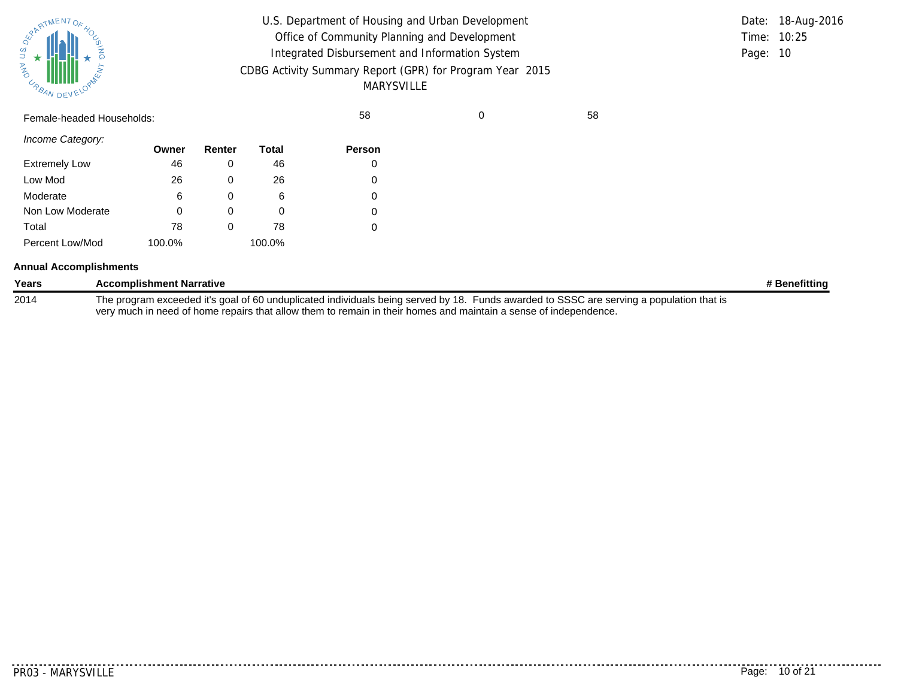Female-headed Households: 58 0 58

*Income Category:*

| | Owner | Renter | Total | Person |
|---|---|---|---|---|
| Extremely Low | 46 | 0 | 46 | 0 |
| Low Mod | 26 | 0 | 26 | 0 |
| Moderate | 6 | 0 | 6 | 0 |
| Non Low Moderate | 0 | 0 | 0 | 0 |
| Total | 78 | 0 | 78 | 0 |
| Percent Low/Mod | 100.0% | | 100.0% | |

**Annual Accomplishments**

| Years | Accomplishment Narrative | # Benefitting |
|---|---|---|
| 2014 | The program exceeded it's goal of 60 unduplicated individuals being served by 18. Funds awarded to SSSC are serving a population that is very much in need of home repairs that allow them to remain in their homes and maintain a sense of independence. | |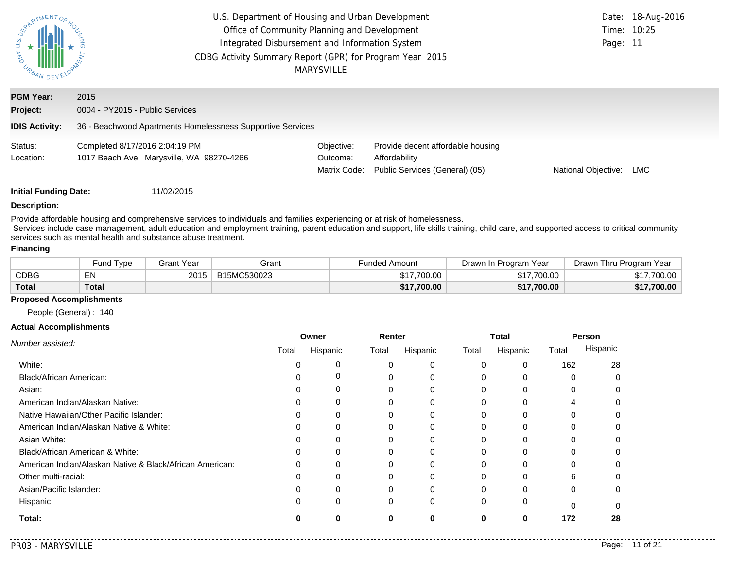U.S. Department of Housing and Urban Development
Office of Community Planning and Development
Integrated Disbursement and Information System
CDBG Activity Summary Report (GPR) for Program Year 2015
MARYSVILLE

Date: 18-Aug-2016
Time: 10:25

**PGM Year:** 2015
**Project:** 0004 - PY2015 - Public Services
**IDIS Activity:** 36 - Beachwood Apartments Homelessness Supportive Services

Status: Completed 8/17/2016 2:04:19 PM
Location: 1017 Beach Ave Marysville, WA 98270-4266

Objective: Provide decent affordable housing
Outcome: Affordability
Matrix Code: Public Services (General) (05)
National Objective: LMC

**Initial Funding Date:** 11/02/2015

**Description:**

Provide affordable housing and comprehensive services to individuals and families experiencing or at risk of homelessness.
Services include case management, adult education and employment training, parent education and support, life skills training, child care, and supported access to critical community services such as mental health and substance abuse treatment.

**Financing**

| | Fund Type | Grant Year | Grant | Funded Amount | Drawn In Program Year | Drawn Thru Program Year |
|---|---|---|---|---|---|---|
| CDBG | EN | 2015 | B15MC530023 | $17,700.00 | $17,700.00 | $17,700.00 |
| **Total** | **Total** | | | **$17,700.00** | **$17,700.00** | **$17,700.00** |

**Proposed Accomplishments**

People (General) : 140

**Actual Accomplishments**

| *Number assisted:* | Owner | | Renter | | Total | | Person | |
|---|---|---|---|---|---|---|---|---|
| | Total | Hispanic | Total | Hispanic | Total | Hispanic | Total | Hispanic |
| White: | 0 | 0 | 0 | 0 | 0 | 0 | 162 | 28 |
| Black/African American: | 0 | 0 | 0 | 0 | 0 | 0 | 0 | 0 |
| Asian: | 0 | 0 | 0 | 0 | 0 | 0 | 0 | 0 |
| American Indian/Alaskan Native: | 0 | 0 | 0 | 0 | 0 | 0 | 4 | 0 |
| Native Hawaiian/Other Pacific Islander: | 0 | 0 | 0 | 0 | 0 | 0 | 0 | 0 |
| American Indian/Alaskan Native & White: | 0 | 0 | 0 | 0 | 0 | 0 | 0 | 0 |
| Asian White: | 0 | 0 | 0 | 0 | 0 | 0 | 0 | 0 |
| Black/African American & White: | 0 | 0 | 0 | 0 | 0 | 0 | 0 | 0 |
| American Indian/Alaskan Native & Black/African American: | 0 | 0 | 0 | 0 | 0 | 0 | 0 | 0 |
| Other multi-racial: | 0 | 0 | 0 | 0 | 0 | 0 | 6 | 0 |
| Asian/Pacific Islander: | 0 | 0 | 0 | 0 | 0 | 0 | 0 | 0 |
| Hispanic: | 0 | 0 | 0 | 0 | 0 | 0 | 0 | 0 |
| **Total:** | **0** | **0** | **0** | **0** | **0** | **0** | **172** | **28** |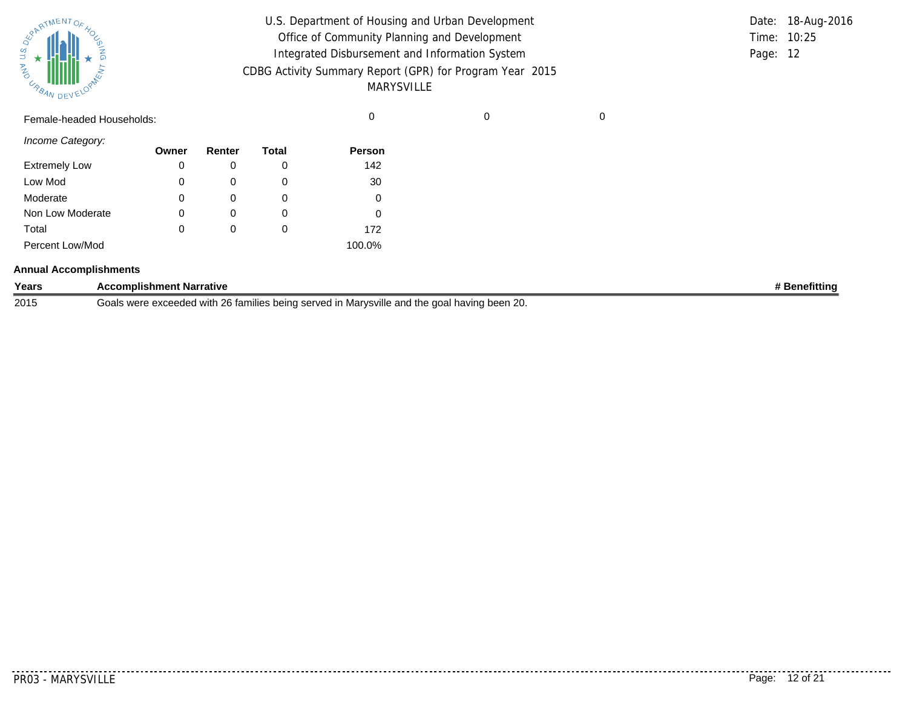U.S. Department of Housing and Urban Development
Office of Community Planning and Development
Integrated Disbursement and Information System
CDBG Activity Summary Report (GPR) for Program Year 2015
MARYSVILLE

Date: 18-Aug-2016
Time: 10:25

| | | | | | | |
|---|---|---|---|---|---|---|
| Female-headed Households: | | | | 0 | 0 | 0 |

*Income Category:*

| | Owner | Renter | Total | Person |
|---|---|---|---|---|
| Extremely Low | 0 | 0 | 0 | 142 |
| Low Mod | 0 | 0 | 0 | 30 |
| Moderate | 0 | 0 | 0 | 0 |
| Non Low Moderate | 0 | 0 | 0 | 0 |
| Total | 0 | 0 | 0 | 172 |
| Percent Low/Mod | | | | 100.0% |

**Annual Accomplishments**

| Years | Accomplishment Narrative | # Benefitting |
|---|---|---|
| 2015 | Goals were exceeded with 26 families being served in Marysville and the goal having been 20. | |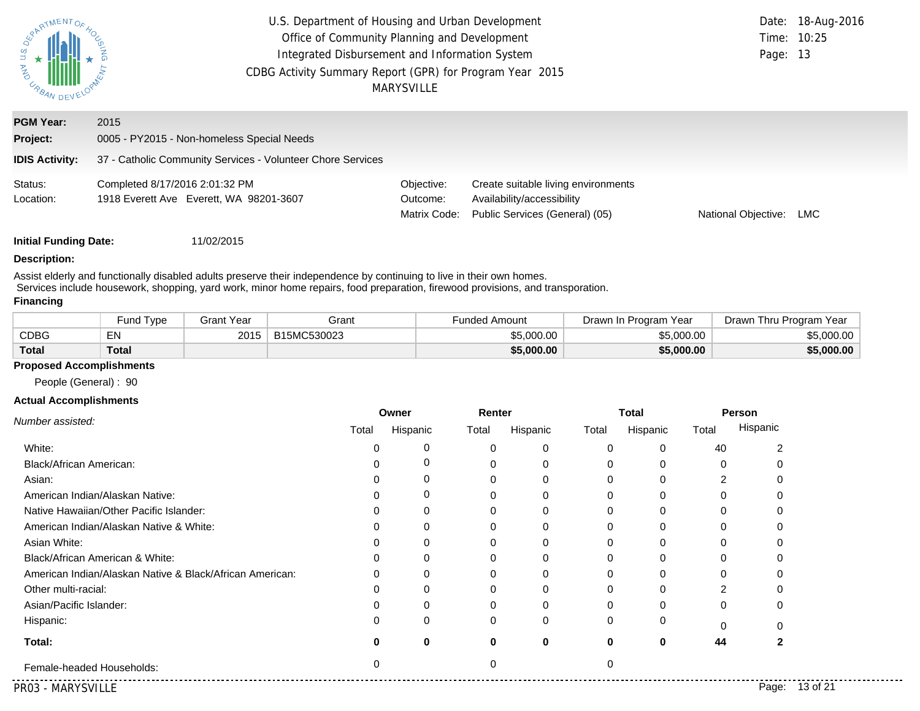U.S. Department of Housing and Urban Development
Office of Community Planning and Development
Integrated Disbursement and Information System
CDBG Activity Summary Report (GPR) for Program Year 2015
MARYSVILLE

Date: 18-Aug-2016
Time: 10:25
Page: 13

**PGM Year:** 2015

**Project:** 0005 - PY2015 - Non-homeless Special Needs

**IDIS Activity:** 37 - Catholic Community Services - Volunteer Chore Services

Status: Completed 8/17/2016 2:01:32 PM
Location: 1918 Everett Ave Everett, WA 98201-3607

Objective: Create suitable living environments
Outcome: Availability/accessibility
Matrix Code: Public Services (General) (05)
National Objective: LMC

**Initial Funding Date:** 11/02/2015

**Description:**

Assist elderly and functionally disabled adults preserve their independence by continuing to live in their own homes.
Services include housework, shopping, yard work, minor home repairs, food preparation, firewood provisions, and transporation.

**Financing**

| | Fund Type | Grant Year | Grant | Funded Amount | Drawn In Program Year | Drawn Thru Program Year |
|---|---|---|---|---|---|---|
| CDBG | EN | 2015 | B15MC530023 | $5,000.00 | $5,000.00 | $5,000.00 |
| **Total** | **Total** | | | **$5,000.00** | **$5,000.00** | **$5,000.00** |

**Proposed Accomplishments**

People (General) : 90

**Actual Accomplishments**

| *Number assisted:* | Owner | | Renter | | Total | | Person | |
|---|---|---|---|---|---|---|---|---|
| | Total | Hispanic | Total | Hispanic | Total | Hispanic | Total | Hispanic |
| White: | 0 | 0 | 0 | 0 | 0 | 0 | 40 | 2 |
| Black/African American: | 0 | 0 | 0 | 0 | 0 | 0 | 0 | 0 |
| Asian: | 0 | 0 | 0 | 0 | 0 | 0 | 2 | 0 |
| American Indian/Alaskan Native: | 0 | 0 | 0 | 0 | 0 | 0 | 0 | 0 |
| Native Hawaiian/Other Pacific Islander: | 0 | 0 | 0 | 0 | 0 | 0 | 0 | 0 |
| American Indian/Alaskan Native & White: | 0 | 0 | 0 | 0 | 0 | 0 | 0 | 0 |
| Asian White: | 0 | 0 | 0 | 0 | 0 | 0 | 0 | 0 |
| Black/African American & White: | 0 | 0 | 0 | 0 | 0 | 0 | 0 | 0 |
| American Indian/Alaskan Native & Black/African American: | 0 | 0 | 0 | 0 | 0 | 0 | 0 | 0 |
| Other multi-racial: | 0 | 0 | 0 | 0 | 0 | 0 | 2 | 0 |
| Asian/Pacific Islander: | 0 | 0 | 0 | 0 | 0 | 0 | 0 | 0 |
| Hispanic: | 0 | 0 | 0 | 0 | 0 | 0 | 0 | 0 |
| **Total:** | **0** | **0** | **0** | **0** | **0** | **0** | **44** | **2** |
| Female-headed Households: | 0 | | 0 | | 0 | | | |

PR03 - MARYSVILLE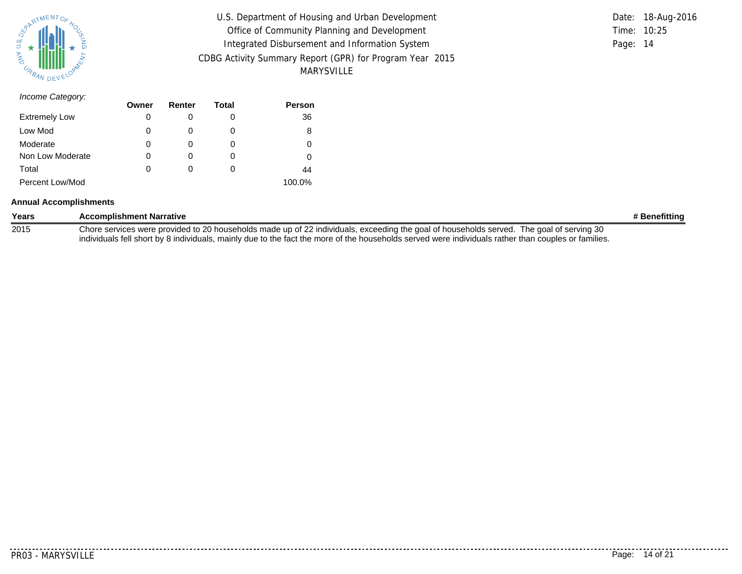U.S. Department of Housing and Urban Development
Office of Community Planning and Development
Integrated Disbursement and Information System
CDBG Activity Summary Report (GPR) for Program Year 2015
MARYSVILLE

Date: 18-Aug-2016
Time: 10:25
Page: 14

*Income Category:*

| | Owner | Renter | Total | Person |
|---|---|---|---|---|
| Extremely Low | 0 | 0 | 0 | 36 |
| Low Mod | 0 | 0 | 0 | 8 |
| Moderate | 0 | 0 | 0 | 0 |
| Non Low Moderate | 0 | 0 | 0 | 0 |
| Total | 0 | 0 | 0 | 44 |
| Percent Low/Mod | | | | 100.0% |

**Annual Accomplishments**

| Years | Accomplishment Narrative | # Benefitting |
|---|---|---|
| 2015 | Chore services were provided to 20 households made up of 22 individuals, exceeding the goal of households served. The goal of serving 30 individuals fell short by 8 individuals, mainly due to the fact the more of the households served were individuals rather than couples or families. | |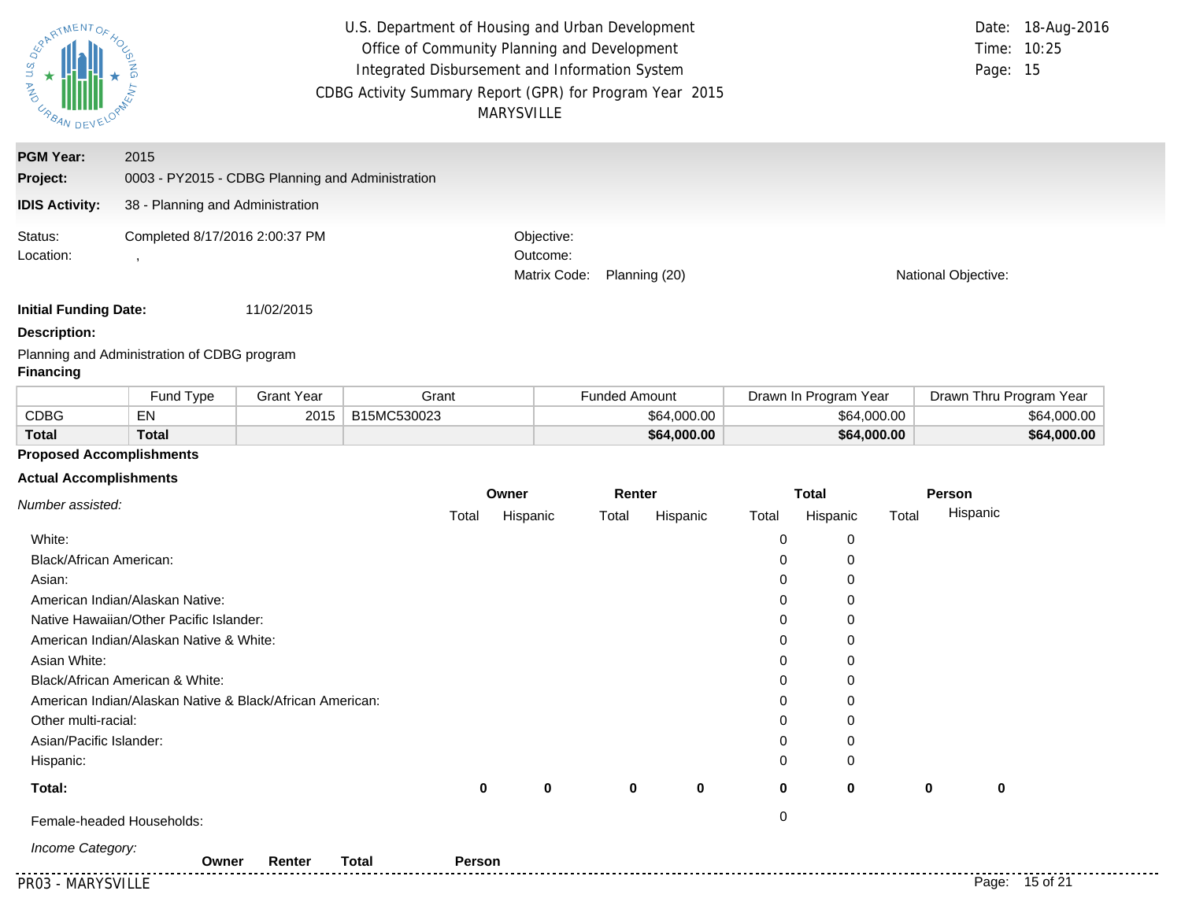U.S. Department of Housing and Urban Development
Office of Community Planning and Development
Integrated Disbursement and Information System
CDBG Activity Summary Report (GPR) for Program Year 2015
MARYSVILLE

Date: 18-Aug-2016
Time: 10:25
Page: 15

**PGM Year:** 2015
**Project:** 0003 - PY2015 - CDBG Planning and Administration
**IDIS Activity:** 38 - Planning and Administration

Status: Completed 8/17/2016 2:00:37 PM
Location: ,

Objective:
Outcome:
Matrix Code: Planning (20)

National Objective:

**Initial Funding Date:** 11/02/2015

**Description:**

Planning and Administration of CDBG program

**Financing**

| | Fund Type | Grant Year | Grant | Funded Amount | Drawn In Program Year | Drawn Thru Program Year |
|---|---|---|---|---|---|---|
| CDBG | EN | 2015 | B15MC530023 | $64,000.00 | $64,000.00 | $64,000.00 |
| **Total** | **Total** | | | **$64,000.00** | **$64,000.00** | **$64,000.00** |

**Proposed Accomplishments**

**Actual Accomplishments**

| *Number assisted:* | Owner | | Renter | | Total | | Person | |
|---|---|---|---|---|---|---|---|---|
| | Total | Hispanic | Total | Hispanic | Total | Hispanic | Total | Hispanic |
| White: | | | | | 0 | 0 | | |
| Black/African American: | | | | | 0 | 0 | | |
| Asian: | | | | | 0 | 0 | | |
| American Indian/Alaskan Native: | | | | | 0 | 0 | | |
| Native Hawaiian/Other Pacific Islander: | | | | | 0 | 0 | | |
| American Indian/Alaskan Native & White: | | | | | 0 | 0 | | |
| Asian White: | | | | | 0 | 0 | | |
| Black/African American & White: | | | | | 0 | 0 | | |
| American Indian/Alaskan Native & Black/African American: | | | | | 0 | 0 | | |
| Other multi-racial: | | | | | 0 | 0 | | |
| Asian/Pacific Islander: | | | | | 0 | 0 | | |
| Hispanic: | | | | | 0 | 0 | | |
| **Total:** | **0** | **0** | **0** | **0** | **0** | **0** | **0** | **0** |
| Female-headed Households: | | | | | 0 | | | |

*Income Category:*

| | Owner | Renter | Total | Person |
|---|---|---|---|---|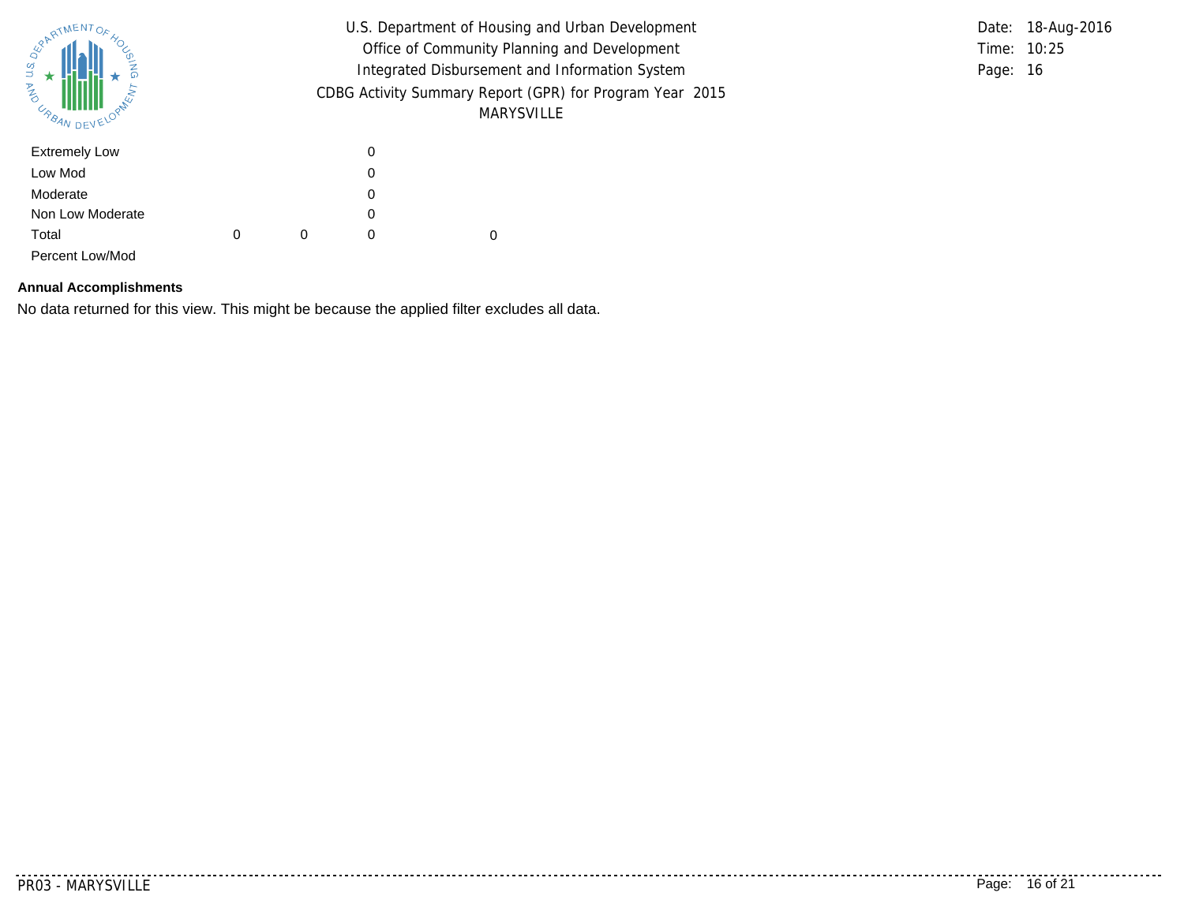| | | | | |
|---|---|---|---|---|
| Extremely Low | | | 0 | |
| Low Mod | | | 0 | |
| Moderate | | | 0 | |
| Non Low Moderate | | | 0 | |
| Total | 0 | 0 | 0 | 0 |
| Percent Low/Mod | | | | |

**Annual Accomplishments**

No data returned for this view. This might be because the applied filter excludes all data.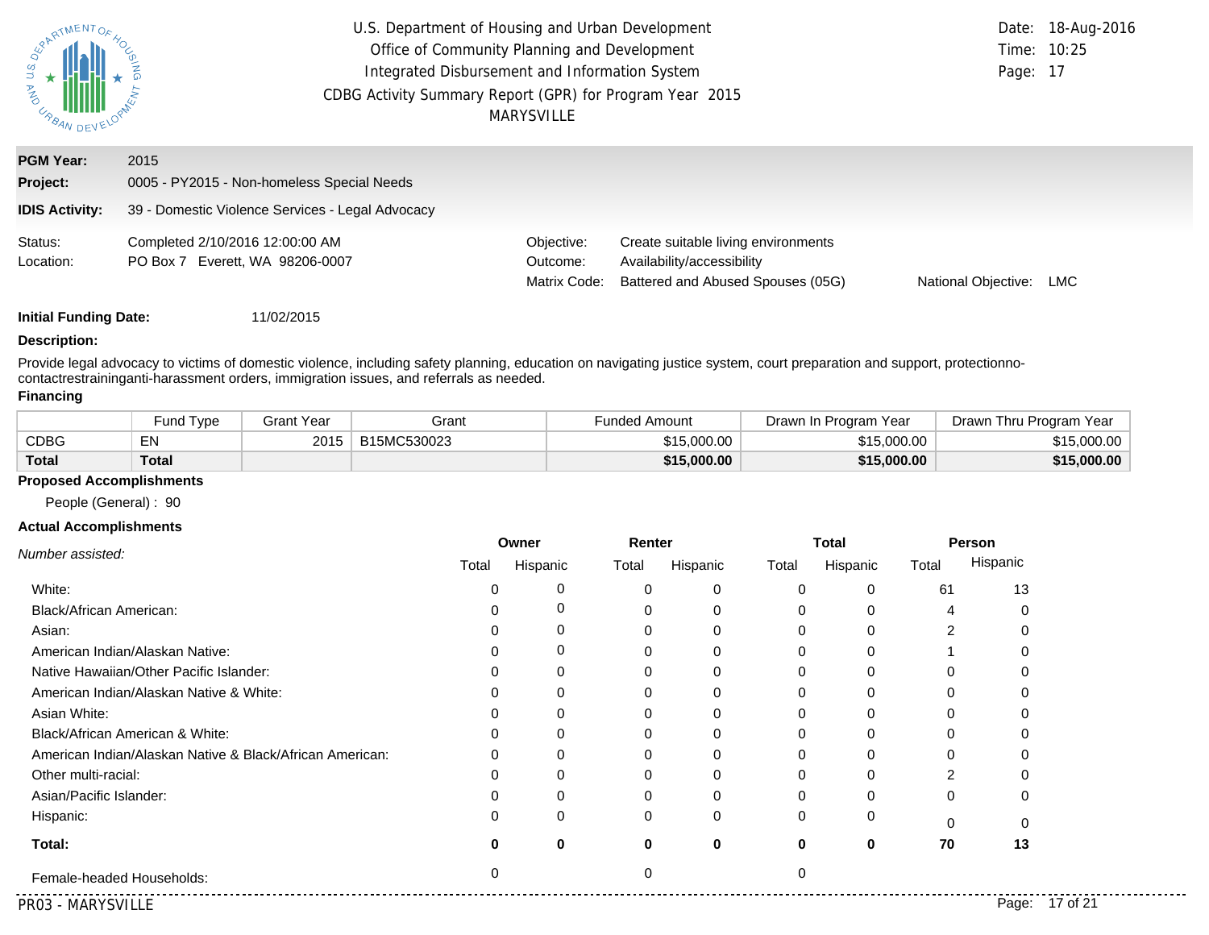U.S. Department of Housing and Urban Development
Office of Community Planning and Development
Integrated Disbursement and Information System
CDBG Activity Summary Report (GPR) for Program Year 2015
MARYSVILLE

Date: 18-Aug-2016
Time: 10:25

**PGM Year:** 2015
**Project:** 0005 - PY2015 - Non-homeless Special Needs
**IDIS Activity:** 39 - Domestic Violence Services - Legal Advocacy

Status: Completed 2/10/2016 12:00:00 AM
Location: PO Box 7 Everett, WA 98206-0007

Objective: Create suitable living environments
Outcome: Availability/accessibility
Matrix Code: Battered and Abused Spouses (05G)
National Objective: LMC

**Initial Funding Date:** 11/02/2015

**Description:**

Provide legal advocacy to victims of domestic violence, including safety planning, education on navigating justice system, court preparation and support, protectionno-contactrestraininganti-harassment orders, immigration issues, and referrals as needed.

**Financing**

| | Fund Type | Grant Year | Grant | Funded Amount | Drawn In Program Year | Drawn Thru Program Year |
|---|---|---|---|---|---|---|
| CDBG | EN | 2015 | B15MC530023 | $15,000.00 | $15,000.00 | $15,000.00 |
| **Total** | **Total** | | | **$15,000.00** | **$15,000.00** | **$15,000.00** |

**Proposed Accomplishments**

People (General) : 90

**Actual Accomplishments**

| *Number assisted:* | Owner | | Renter | | Total | | Person | |
|---|---|---|---|---|---|---|---|---|
| | Total | Hispanic | Total | Hispanic | Total | Hispanic | Total | Hispanic |
| White: | 0 | 0 | 0 | 0 | 0 | 0 | 61 | 13 |
| Black/African American: | 0 | 0 | 0 | 0 | 0 | 0 | 4 | 0 |
| Asian: | 0 | 0 | 0 | 0 | 0 | 0 | 2 | 0 |
| American Indian/Alaskan Native: | 0 | 0 | 0 | 0 | 0 | 0 | 1 | 0 |
| Native Hawaiian/Other Pacific Islander: | 0 | 0 | 0 | 0 | 0 | 0 | 0 | 0 |
| American Indian/Alaskan Native & White: | 0 | 0 | 0 | 0 | 0 | 0 | 0 | 0 |
| Asian White: | 0 | 0 | 0 | 0 | 0 | 0 | 0 | 0 |
| Black/African American & White: | 0 | 0 | 0 | 0 | 0 | 0 | 0 | 0 |
| American Indian/Alaskan Native & Black/African American: | 0 | 0 | 0 | 0 | 0 | 0 | 0 | 0 |
| Other multi-racial: | 0 | 0 | 0 | 0 | 0 | 0 | 2 | 0 |
| Asian/Pacific Islander: | 0 | 0 | 0 | 0 | 0 | 0 | 0 | 0 |
| Hispanic: | 0 | 0 | 0 | 0 | 0 | 0 | 0 | 0 |
| **Total:** | **0** | **0** | **0** | **0** | **0** | **0** | **70** | **13** |
| Female-headed Households: | 0 | | 0 | | 0 | | | |

PR03 - MARYSVILLE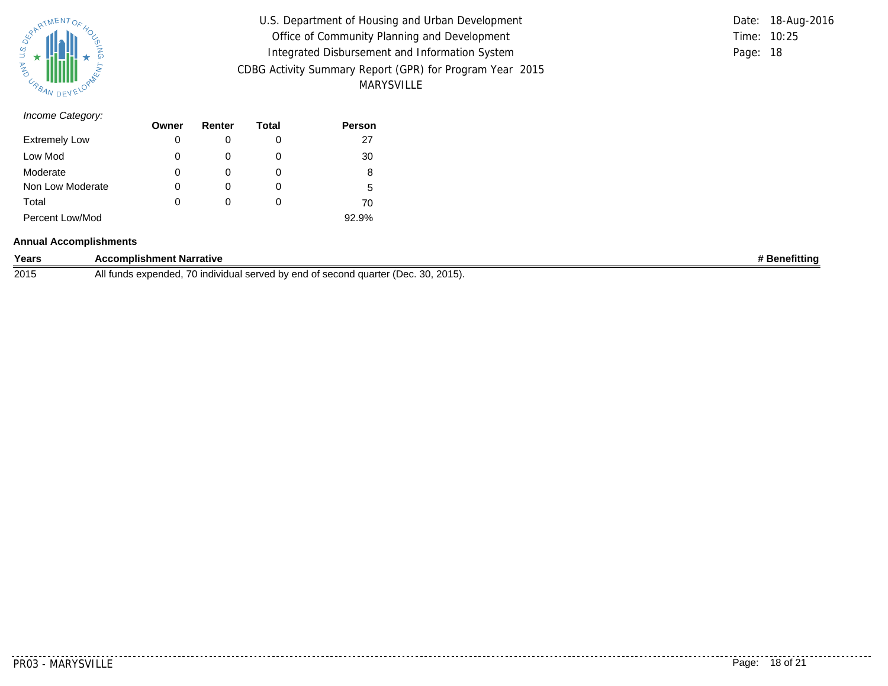*Income Category:*

| | Owner | Renter | Total | Person |
|---|---|---|---|---|
| Extremely Low | 0 | 0 | 0 | 27 |
| Low Mod | 0 | 0 | 0 | 30 |
| Moderate | 0 | 0 | 0 | 8 |
| Non Low Moderate | 0 | 0 | 0 | 5 |
| Total | 0 | 0 | 0 | 70 |
| Percent Low/Mod | | | | 92.9% |

**Annual Accomplishments**

| Years | Accomplishment Narrative | # Benefitting |
|---|---|---|
| 2015 | All funds expended, 70 individual served by end of second quarter (Dec. 30, 2015). | |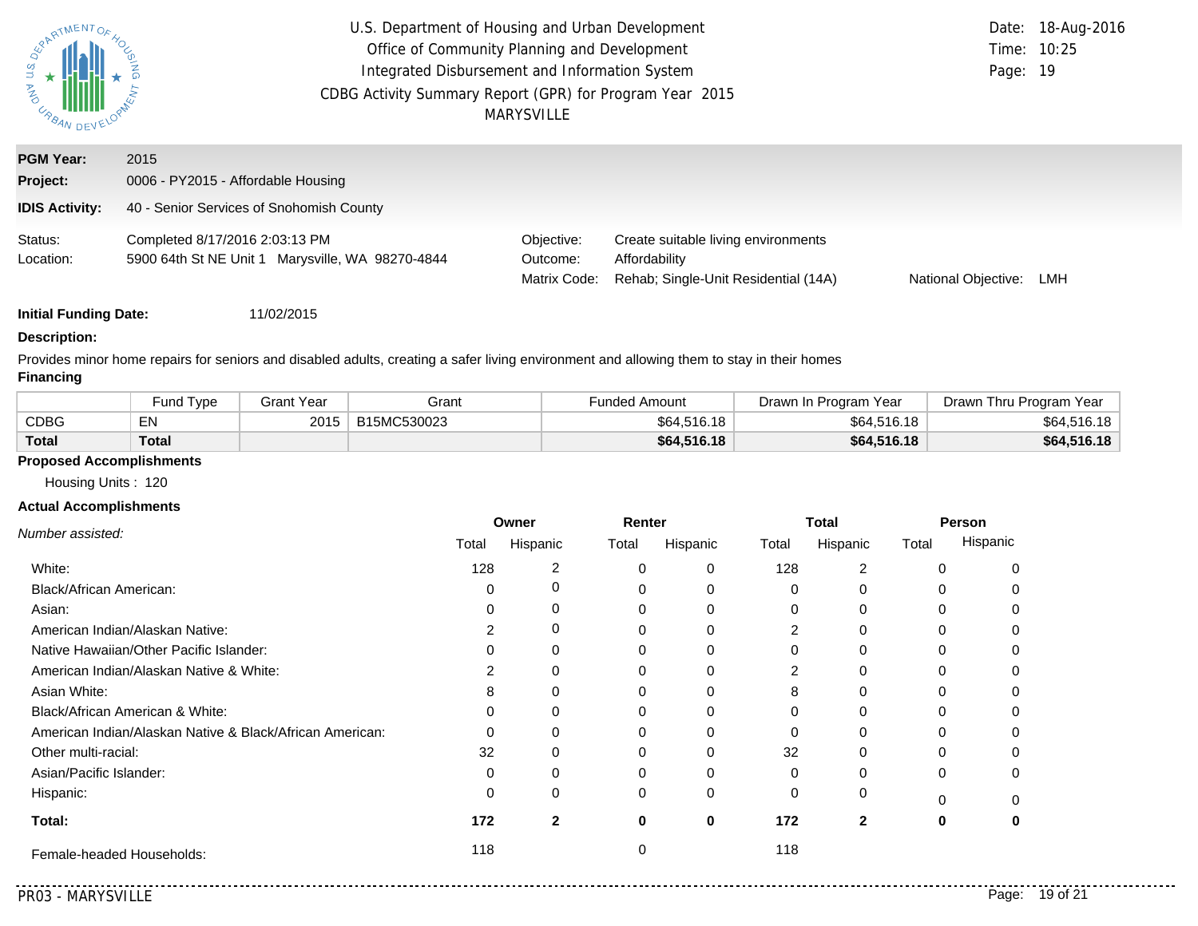U.S. Department of Housing and Urban Development
Office of Community Planning and Development
Integrated Disbursement and Information System
CDBG Activity Summary Report (GPR) for Program Year 2015
MARYSVILLE

Date: 18-Aug-2016
Time: 10:25
Page: 19

**PGM Year:** 2015
**Project:** 0006 - PY2015 - Affordable Housing
**IDIS Activity:** 40 - Senior Services of Snohomish County

Status: Completed 8/17/2016 2:03:13 PM
Location: 5900 64th St NE Unit 1 Marysville, WA 98270-4844

Objective: Create suitable living environments
Outcome: Affordability
Matrix Code: Rehab; Single-Unit Residential (14A)
National Objective: LMH

**Initial Funding Date:** 11/02/2015

**Description:**

Provides minor home repairs for seniors and disabled adults, creating a safer living environment and allowing them to stay in their homes

**Financing**

| | Fund Type | Grant Year | Grant | Funded Amount | Drawn In Program Year | Drawn Thru Program Year |
|---|---|---|---|---|---|---|
| CDBG | EN | 2015 | B15MC530023 | $64,516.18 | $64,516.18 | $64,516.18 |
| **Total** | **Total** | | | **$64,516.18** | **$64,516.18** | **$64,516.18** |

**Proposed Accomplishments**

Housing Units : 120

**Actual Accomplishments**

| *Number assisted:* | Owner | | Renter | | Total | | Person | |
|---|---|---|---|---|---|---|---|---|
| | Total | Hispanic | Total | Hispanic | Total | Hispanic | Total | Hispanic |
| White: | 128 | 2 | 0 | 0 | 128 | 2 | 0 | 0 |
| Black/African American: | 0 | 0 | 0 | 0 | 0 | 0 | 0 | 0 |
| Asian: | 0 | 0 | 0 | 0 | 0 | 0 | 0 | 0 |
| American Indian/Alaskan Native: | 2 | 0 | 0 | 0 | 2 | 0 | 0 | 0 |
| Native Hawaiian/Other Pacific Islander: | 0 | 0 | 0 | 0 | 0 | 0 | 0 | 0 |
| American Indian/Alaskan Native & White: | 2 | 0 | 0 | 0 | 2 | 0 | 0 | 0 |
| Asian White: | 8 | 0 | 0 | 0 | 8 | 0 | 0 | 0 |
| Black/African American & White: | 0 | 0 | 0 | 0 | 0 | 0 | 0 | 0 |
| American Indian/Alaskan Native & Black/African American: | 0 | 0 | 0 | 0 | 0 | 0 | 0 | 0 |
| Other multi-racial: | 32 | 0 | 0 | 0 | 32 | 0 | 0 | 0 |
| Asian/Pacific Islander: | 0 | 0 | 0 | 0 | 0 | 0 | 0 | 0 |
| Hispanic: | 0 | 0 | 0 | 0 | 0 | 0 | 0 | 0 |
| **Total:** | **172** | **2** | **0** | **0** | **172** | **2** | **0** | **0** |
| Female-headed Households: | 118 | | 0 | | 118 | | | |

PR03 - MARYSVILLE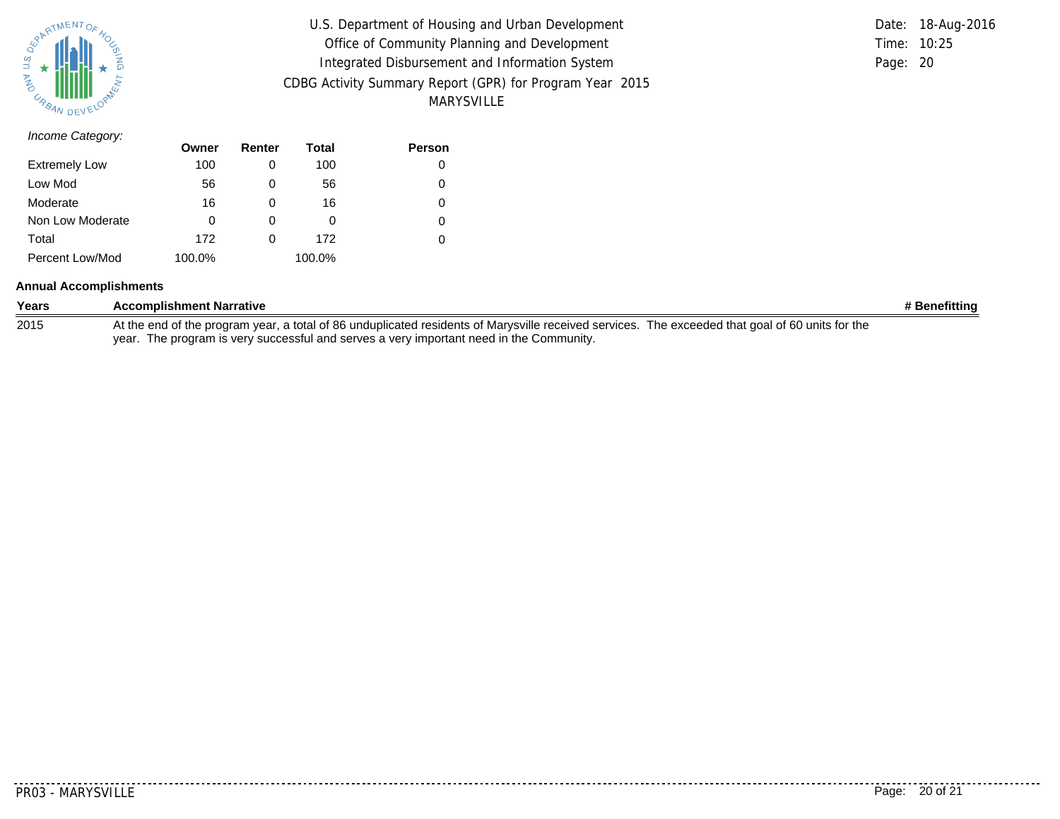*Income Category:*

| | Owner | Renter | Total | Person |
|---|---|---|---|---|
| Extremely Low | 100 | 0 | 100 | 0 |
| Low Mod | 56 | 0 | 56 | 0 |
| Moderate | 16 | 0 | 16 | 0 |
| Non Low Moderate | 0 | 0 | 0 | 0 |
| Total | 172 | 0 | 172 | 0 |
| Percent Low/Mod | 100.0% | | 100.0% | |

**Annual Accomplishments**

| Years | Accomplishment Narrative | # Benefitting |
|---|---|---|
| 2015 | At the end of the program year, a total of 86 unduplicated residents of Marysville received services. The exceeded that goal of 60 units for the year. The program is very successful and serves a very important need in the Community. | |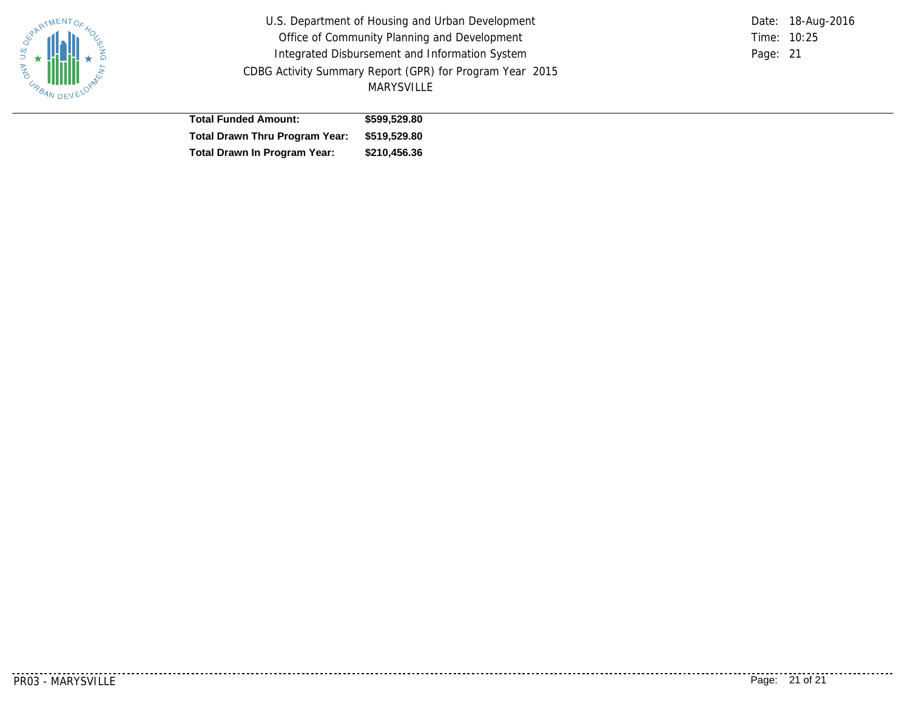| | |
|---|---|
| **Total Funded Amount:** | **$599,529.80** |
| **Total Drawn Thru Program Year:** | **$519,529.80** |
| **Total Drawn In Program Year:** | **$210,456.36** |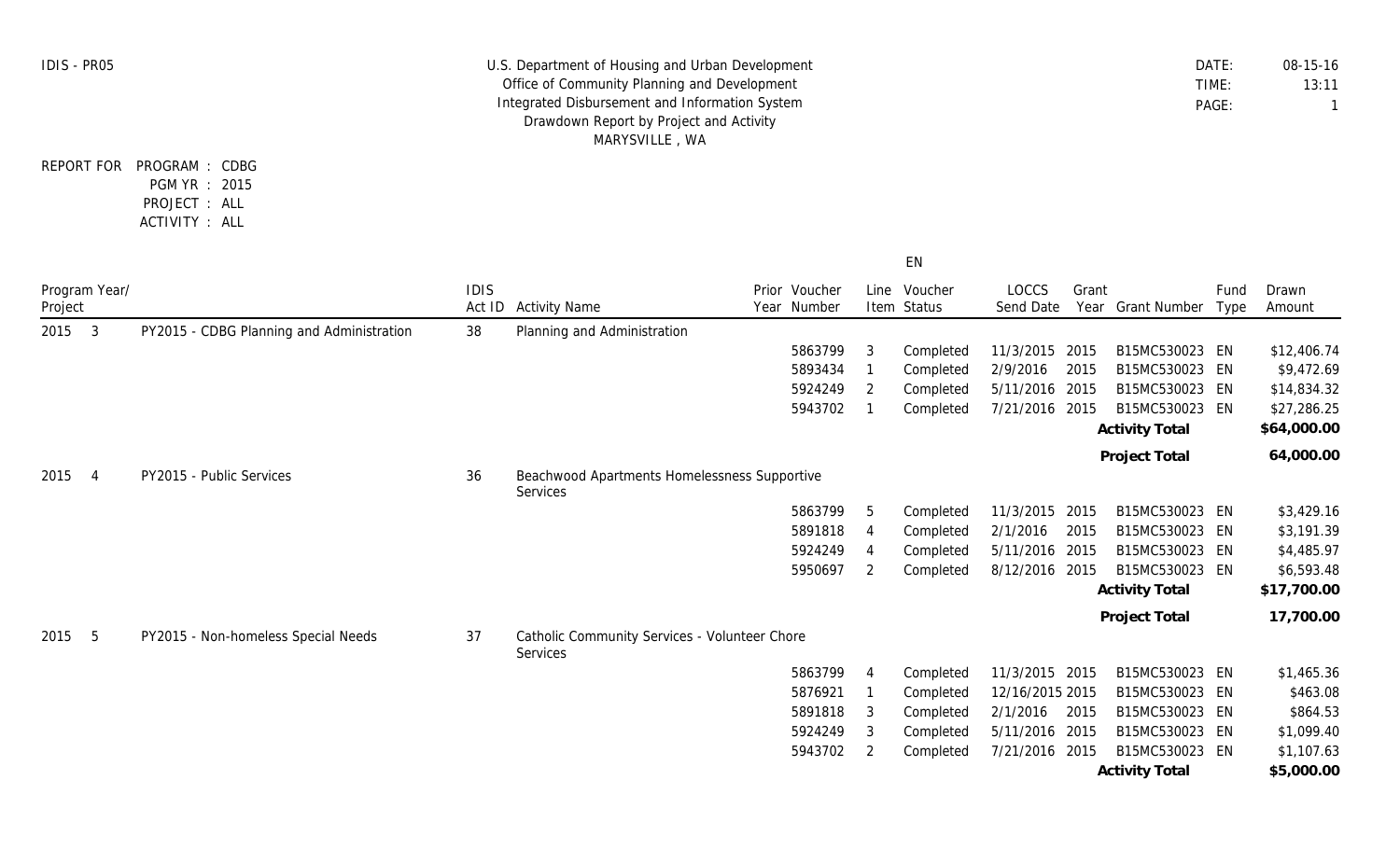IDIS - PR05

U.S. Department of Housing and Urban Development
Office of Community Planning and Development
Integrated Disbursement and Information System
Drawdown Report by Project and Activity
MARYSVILLE , WA

DATE: 08-15-16
TIME: 13:11
PAGE: 1

REPORT FOR PROGRAM : CDBG
PGM YR : 2015
PROJECT : ALL
ACTIVITY : ALL

| Program Year/ Project | | | IDIS Act ID | Activity Name | Prior Year | Voucher Number | Line Item | EN Voucher Status | LOCCS Send Date | Grant Year | Grant Number | Fund Type | Drawn Amount |
|---|---|---|---|---|---|---|---|---|---|---|---|---|---|
| 2015 | 3 | PY2015 - CDBG Planning and Administration | 38 | Planning and Administration | | | | | | | | | |
| | | | | | | 5863799 | 3 | Completed | 11/3/2015 | 2015 | B15MC530023 | EN | $12,406.74 |
| | | | | | | 5893434 | 1 | Completed | 2/9/2016 | 2015 | B15MC530023 | EN | $9,472.69 |
| | | | | | | 5924249 | 2 | Completed | 5/11/2016 | 2015 | B15MC530023 | EN | $14,834.32 |
| | | | | | | 5943702 | 1 | Completed | 7/21/2016 | 2015 | B15MC530023 | EN | $27,286.25 |
| | | | | | | | | | | | **Activity Total** | | **$64,000.00** |
| | | | | | | | | | | | **Project Total** | | **64,000.00** |
| 2015 | 4 | PY2015 - Public Services | 36 | Beachwood Apartments Homelessness Supportive Services | | | | | | | | | |
| | | | | | | 5863799 | 5 | Completed | 11/3/2015 | 2015 | B15MC530023 | EN | $3,429.16 |
| | | | | | | 5891818 | 4 | Completed | 2/1/2016 | 2015 | B15MC530023 | EN | $3,191.39 |
| | | | | | | 5924249 | 4 | Completed | 5/11/2016 | 2015 | B15MC530023 | EN | $4,485.97 |
| | | | | | | 5950697 | 2 | Completed | 8/12/2016 | 2015 | B15MC530023 | EN | $6,593.48 |
| | | | | | | | | | | | **Activity Total** | | **$17,700.00** |
| | | | | | | | | | | | **Project Total** | | **17,700.00** |
| 2015 | 5 | PY2015 - Non-homeless Special Needs | 37 | Catholic Community Services - Volunteer Chore Services | | | | | | | | | |
| | | | | | | 5863799 | 4 | Completed | 11/3/2015 | 2015 | B15MC530023 | EN | $1,465.36 |
| | | | | | | 5876921 | 1 | Completed | 12/16/2015 | 2015 | B15MC530023 | EN | $463.08 |
| | | | | | | 5891818 | 3 | Completed | 2/1/2016 | 2015 | B15MC530023 | EN | $864.53 |
| | | | | | | 5924249 | 3 | Completed | 5/11/2016 | 2015 | B15MC530023 | EN | $1,099.40 |
| | | | | | | 5943702 | 2 | Completed | 7/21/2016 | 2015 | B15MC530023 | EN | $1,107.63 |
| | | | | | | | | | | | **Activity Total** | | **$5,000.00** |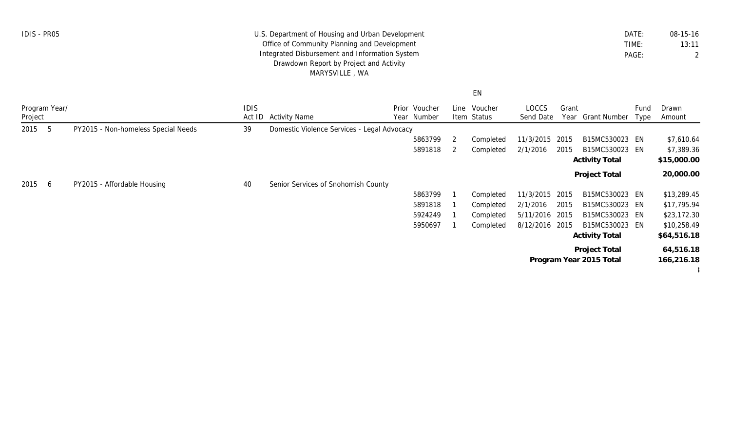U.S. Department of Housing and Urban Development
Office of Community Planning and Development
Integrated Disbursement and Information System
Drawdown Report by Project and Activity
MARYSVILLE , WA

IDIS - PR05

DATE: 08-15-16
TIME: 13:11

EN

| Program Year/ Project | | | IDIS Act ID | Activity Name | Prior Year | Voucher Number | Line Item | Voucher Status | LOCCS Send Date | Grant Year | Grant Number | Fund Type | Drawn Amount |
|---|---|---|---|---|---|---|---|---|---|---|---|---|---|
| 2015 | 5 | PY2015 - Non-homeless Special Needs | 39 | Domestic Violence Services - Legal Advocacy | | | | | | | | | |
| | | | | | | 5863799 | 2 | Completed | 11/3/2015 | 2015 | B15MC530023 | EN | $7,610.64 |
| | | | | | | 5891818 | 2 | Completed | 2/1/2016 | 2015 | B15MC530023 | EN | $7,389.36 |
| | | | | | | | | | | | **Activity Total** | | **$15,000.00** |
| | | | | | | | | | | | **Project Total** | | **20,000.00** |
| 2015 | 6 | PY2015 - Affordable Housing | 40 | Senior Services of Snohomish County | | | | | | | | | |
| | | | | | | 5863799 | 1 | Completed | 11/3/2015 | 2015 | B15MC530023 | EN | $13,289.45 |
| | | | | | | 5891818 | 1 | Completed | 2/1/2016 | 2015 | B15MC530023 | EN | $17,795.94 |
| | | | | | | 5924249 | 1 | Completed | 5/11/2016 | 2015 | B15MC530023 | EN | $23,172.30 |
| | | | | | | 5950697 | 1 | Completed | 8/12/2016 | 2015 | B15MC530023 | EN | $10,258.49 |
| | | | | | | | | | | | **Activity Total** | | **$64,516.18** |
| | | | | | | | | | | | **Project Total** | | **64,516.18** |
| | | | | | | | | | | | **Program Year 2015 Total** | | **166,216.18** |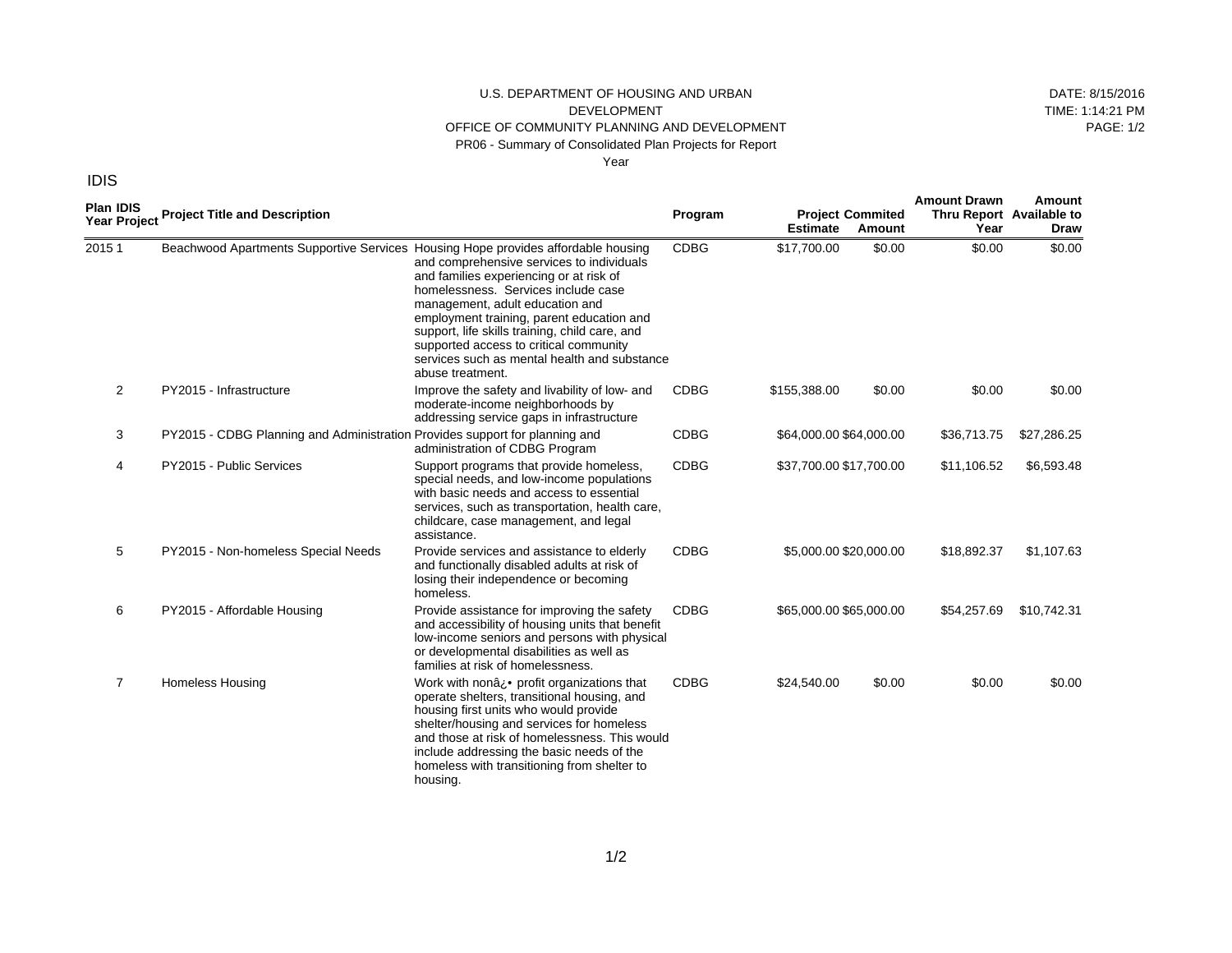U.S. DEPARTMENT OF HOUSING AND URBAN DEVELOPMENT

OFFICE OF COMMUNITY PLANNING AND DEVELOPMENT

PR06 - Summary of Consolidated Plan Projects for Report Year

DATE: 8/15/2016

TIME: 1:14:21 PM

PAGE: 1/2

IDIS

| Plan Year | IDIS Project | Project Title and Description | | Program | Project Estimate | Commited Amount | Amount Drawn Thru Report Year | Amount Available to Draw |
|---|---|---|---|---|---|---|---|---|
| 2015 | 1 | Beachwood Apartments Supportive Services | Housing Hope provides affordable housing and comprehensive services to individuals and families experiencing or at risk of homelessness. Services include case management, adult education and employment training, parent education and support, life skills training, child care, and supported access to critical community services such as mental health and substance abuse treatment. | CDBG | $17,700.00 | $0.00 | $0.00 | $0.00 |
| | 2 | PY2015 - Infrastructure | Improve the safety and livability of low- and moderate-income neighborhoods by addressing service gaps in infrastructure | CDBG | $155,388.00 | $0.00 | $0.00 | $0.00 |
| | 3 | PY2015 - CDBG Planning and Administration | Provides support for planning and administration of CDBG Program | CDBG | $64,000.00 | $64,000.00 | $36,713.75 | $27,286.25 |
| | 4 | PY2015 - Public Services | Support programs that provide homeless, special needs, and low-income populations with basic needs and access to essential services, such as transportation, health care, childcare, case management, and legal assistance. | CDBG | $37,700.00 | $17,700.00 | $11,106.52 | $6,593.48 |
| | 5 | PY2015 - Non-homeless Special Needs | Provide services and assistance to elderly and functionally disabled adults at risk of losing their independence or becoming homeless. | CDBG | $5,000.00 | $20,000.00 | $18,892.37 | $1,107.63 |
| | 6 | PY2015 - Affordable Housing | Provide assistance for improving the safety and accessibility of housing units that benefit low-income seniors and persons with physical or developmental disabilities as well as families at risk of homelessness. | CDBG | $65,000.00 | $65,000.00 | $54,257.69 | $10,742.31 |
| | 7 | Homeless Housing | Work with nonâ¿• profit organizations that operate shelters, transitional housing, and housing first units who would provide shelter/housing and services for homeless and those at risk of homelessness. This would include addressing the basic needs of the homeless with transitioning from shelter to housing. | CDBG | $24,540.00 | $0.00 | $0.00 | $0.00 |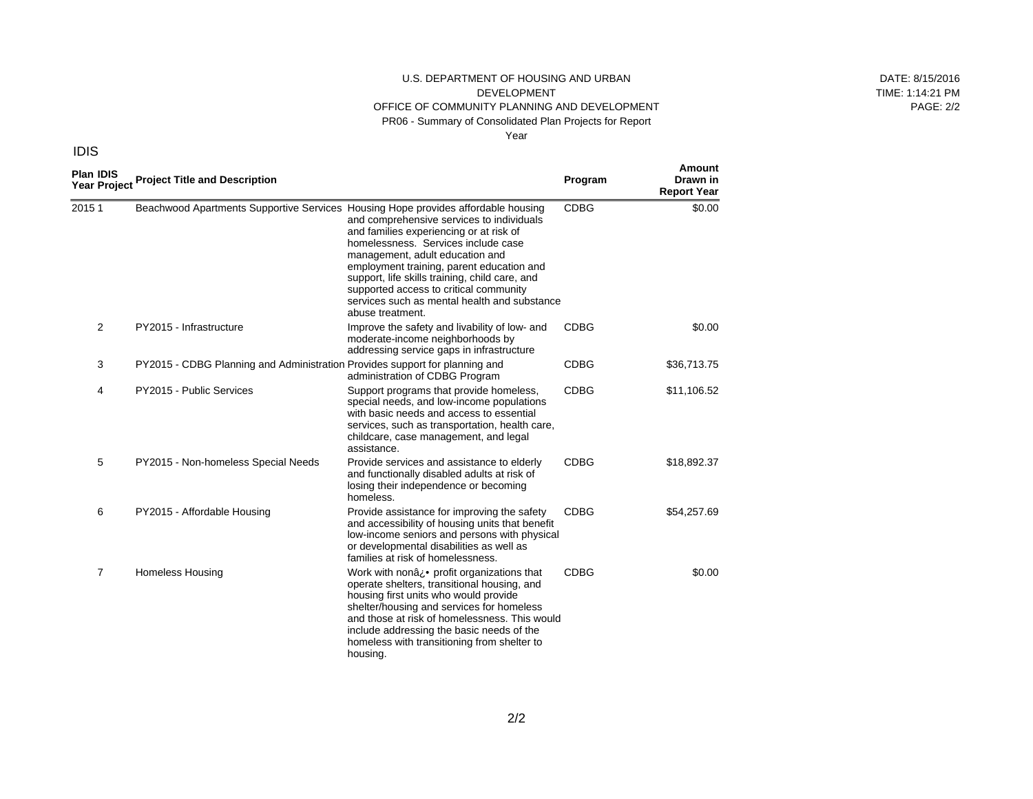U.S. DEPARTMENT OF HOUSING AND URBAN DEVELOPMENT
OFFICE OF COMMUNITY PLANNING AND DEVELOPMENT
PR06 - Summary of Consolidated Plan Projects for Report Year

DATE: 8/15/2016
TIME: 1:14:21 PM
PAGE: 2/2

IDIS

| Plan Year | IDIS Project | Project Title and Description | | Program | Amount Drawn in Report Year |
|---|---|---|---|---|---|
| 2015 | 1 | Beachwood Apartments Supportive Services | Housing Hope provides affordable housing and comprehensive services to individuals and families experiencing or at risk of homelessness. Services include case management, adult education and employment training, parent education and support, life skills training, child care, and supported access to critical community services such as mental health and substance abuse treatment. | CDBG | $0.00 |
| | 2 | PY2015 - Infrastructure | Improve the safety and livability of low- and moderate-income neighborhoods by addressing service gaps in infrastructure | CDBG | $0.00 |
| | 3 | PY2015 - CDBG Planning and Administration | Provides support for planning and administration of CDBG Program | CDBG | $36,713.75 |
| | 4 | PY2015 - Public Services | Support programs that provide homeless, special needs, and low-income populations with basic needs and access to essential services, such as transportation, health care, childcare, case management, and legal assistance. | CDBG | $11,106.52 |
| | 5 | PY2015 - Non-homeless Special Needs | Provide services and assistance to elderly and functionally disabled adults at risk of losing their independence or becoming homeless. | CDBG | $18,892.37 |
| | 6 | PY2015 - Affordable Housing | Provide assistance for improving the safety and accessibility of housing units that benefit low-income seniors and persons with physical or developmental disabilities as well as families at risk of homelessness. | CDBG | $54,257.69 |
| | 7 | Homeless Housing | Work with nonâ¿• profit organizations that operate shelters, transitional housing, and housing first units who would provide shelter/housing and services for homeless and those at risk of homelessness. This would include addressing the basic needs of the homeless with transitioning from shelter to housing. | CDBG | $0.00 |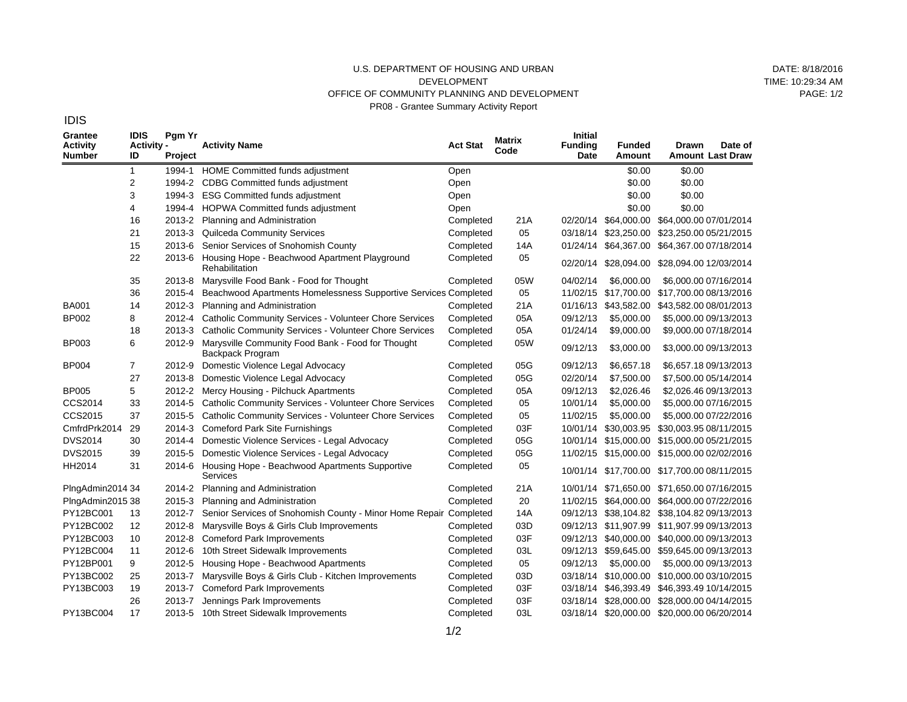U.S. DEPARTMENT OF HOUSING AND URBAN DEVELOPMENT
OFFICE OF COMMUNITY PLANNING AND DEVELOPMENT
PR08 - Grantee Summary Activity Report

DATE: 8/18/2016
TIME: 10:29:34 AM

IDIS

| Grantee Activity Number | IDIS Activity - ID | Pgm Yr Project | Activity Name | Act Stat | Matrix Code | Initial Funding Date | Funded Amount | Drawn Amount | Date of Last Draw |
|---|---|---|---|---|---|---|---|---|---|
| | 1 | 1994-1 | HOME Committed funds adjustment | Open | | | $0.00 | $0.00 | |
| | 2 | 1994-2 | CDBG Committed funds adjustment | Open | | | $0.00 | $0.00 | |
| | 3 | 1994-3 | ESG Committed funds adjustment | Open | | | $0.00 | $0.00 | |
| | 4 | 1994-4 | HOPWA Committed funds adjustment | Open | | | $0.00 | $0.00 | |
| | 16 | 2013-2 | Planning and Administration | Completed | 21A | 02/20/14 | $64,000.00 | $64,000.00 | 07/01/2014 |
| | 21 | 2013-3 | Quilceda Community Services | Completed | 05 | 03/18/14 | $23,250.00 | $23,250.00 | 05/21/2015 |
| | 15 | 2013-6 | Senior Services of Snohomish County | Completed | 14A | 01/24/14 | $64,367.00 | $64,367.00 | 07/18/2014 |
| | 22 | 2013-6 | Housing Hope - Beachwood Apartment Playground Rehabilitation | Completed | 05 | 02/20/14 | $28,094.00 | $28,094.00 | 12/03/2014 |
| | 35 | 2013-8 | Marysville Food Bank - Food for Thought | Completed | 05W | 04/02/14 | $6,000.00 | $6,000.00 | 07/16/2014 |
| | 36 | 2015-4 | Beachwood Apartments Homelessness Supportive Services | Completed | 05 | 11/02/15 | $17,700.00 | $17,700.00 | 08/13/2016 |
| BA001 | 14 | 2012-3 | Planning and Administration | Completed | 21A | 01/16/13 | $43,582.00 | $43,582.00 | 08/01/2013 |
| BP002 | 8 | 2012-4 | Catholic Community Services - Volunteer Chore Services | Completed | 05A | 09/12/13 | $5,000.00 | $5,000.00 | 09/13/2013 |
| | 18 | 2013-3 | Catholic Community Services - Volunteer Chore Services | Completed | 05A | 01/24/14 | $9,000.00 | $9,000.00 | 07/18/2014 |
| BP003 | 6 | 2012-9 | Marysville Community Food Bank - Food for Thought Backpack Program | Completed | 05W | 09/12/13 | $3,000.00 | $3,000.00 | 09/13/2013 |
| BP004 | 7 | 2012-9 | Domestic Violence Legal Advocacy | Completed | 05G | 09/12/13 | $6,657.18 | $6,657.18 | 09/13/2013 |
| | 27 | 2013-8 | Domestic Violence Legal Advocacy | Completed | 05G | 02/20/14 | $7,500.00 | $7,500.00 | 05/14/2014 |
| BP005 | 5 | 2012-2 | Mercy Housing - Pilchuck Apartments | Completed | 05A | 09/12/13 | $2,026.46 | $2,026.46 | 09/13/2013 |
| CCS2014 | 33 | 2014-5 | Catholic Community Services - Volunteer Chore Services | Completed | 05 | 10/01/14 | $5,000.00 | $5,000.00 | 07/16/2015 |
| CCS2015 | 37 | 2015-5 | Catholic Community Services - Volunteer Chore Services | Completed | 05 | 11/02/15 | $5,000.00 | $5,000.00 | 07/22/2016 |
| CmfrdPrk2014 | 29 | 2014-3 | Comeford Park Site Furnishings | Completed | 03F | 10/01/14 | $30,003.95 | $30,003.95 | 08/11/2015 |
| DVS2014 | 30 | 2014-4 | Domestic Violence Services - Legal Advocacy | Completed | 05G | 10/01/14 | $15,000.00 | $15,000.00 | 05/21/2015 |
| DVS2015 | 39 | 2015-5 | Domestic Violence Services - Legal Advocacy | Completed | 05G | 11/02/15 | $15,000.00 | $15,000.00 | 02/02/2016 |
| HH2014 | 31 | 2014-6 | Housing Hope - Beachwood Apartments Supportive Services | Completed | 05 | 10/01/14 | $17,700.00 | $17,700.00 | 08/11/2015 |
| PlngAdmin2014 | 34 | 2014-2 | Planning and Administration | Completed | 21A | 10/01/14 | $71,650.00 | $71,650.00 | 07/16/2015 |
| PlngAdmin2015 | 38 | 2015-3 | Planning and Administration | Completed | 20 | 11/02/15 | $64,000.00 | $64,000.00 | 07/22/2016 |
| PY12BC001 | 13 | 2012-7 | Senior Services of Snohomish County - Minor Home Repair | Completed | 14A | 09/12/13 | $38,104.82 | $38,104.82 | 09/13/2013 |
| PY12BC002 | 12 | 2012-8 | Marysville Boys & Girls Club Improvements | Completed | 03D | 09/12/13 | $11,907.99 | $11,907.99 | 09/13/2013 |
| PY12BC003 | 10 | 2012-8 | Comeford Park Improvements | Completed | 03F | 09/12/13 | $40,000.00 | $40,000.00 | 09/13/2013 |
| PY12BC004 | 11 | 2012-6 | 10th Street Sidewalk Improvements | Completed | 03L | 09/12/13 | $59,645.00 | $59,645.00 | 09/13/2013 |
| PY12BP001 | 9 | 2012-5 | Housing Hope - Beachwood Apartments | Completed | 05 | 09/12/13 | $5,000.00 | $5,000.00 | 09/13/2013 |
| PY13BC002 | 25 | 2013-7 | Marysville Boys & Girls Club - Kitchen Improvements | Completed | 03D | 03/18/14 | $10,000.00 | $10,000.00 | 03/10/2015 |
| PY13BC003 | 19 | 2013-7 | Comeford Park Improvements | Completed | 03F | 03/18/14 | $46,393.49 | $46,393.49 | 10/14/2015 |
| | 26 | 2013-7 | Jennings Park Improvements | Completed | 03F | 03/18/14 | $28,000.00 | $28,000.00 | 04/14/2015 |
| PY13BC004 | 17 | 2013-5 | 10th Street Sidewalk Improvements | Completed | 03L | 03/18/14 | $20,000.00 | $20,000.00 | 06/20/2014 |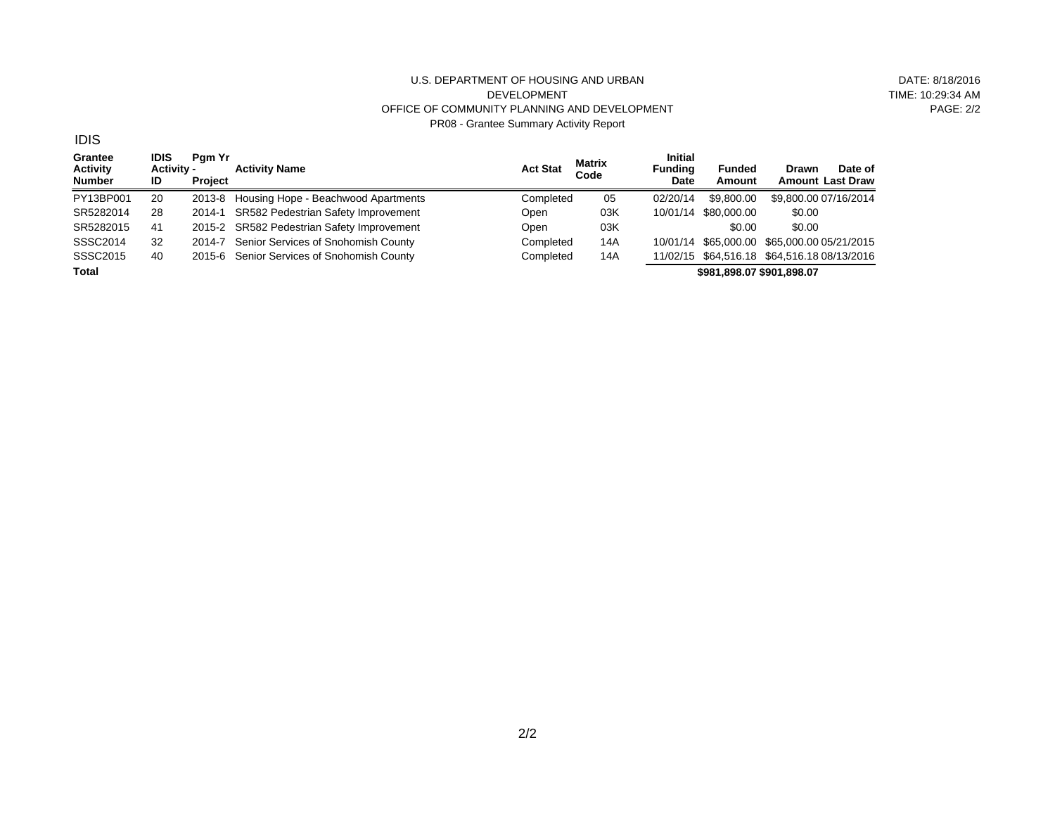U.S. DEPARTMENT OF HOUSING AND URBAN DEVELOPMENT
OFFICE OF COMMUNITY PLANNING AND DEVELOPMENT
PR08 - Grantee Summary Activity Report

DATE: 8/18/2016
TIME: 10:29:34 AM
PAGE: 2/2

IDIS

| Grantee Activity Number | IDIS Activity - ID | Pgm Yr Project | Activity Name | Act Stat | Matrix Code | Initial Funding Date | Funded Amount | Drawn Amount | Date of Last Draw |
|---|---|---|---|---|---|---|---|---|---|
| PY13BP001 | 20 | 2013-8 | Housing Hope - Beachwood Apartments | Completed | 05 | 02/20/14 | $9,800.00 | $9,800.00 | 07/16/2014 |
| SR5282014 | 28 | 2014-1 | SR582 Pedestrian Safety Improvement | Open | 03K | 10/01/14 | $80,000.00 | $0.00 | |
| SR5282015 | 41 | 2015-2 | SR582 Pedestrian Safety Improvement | Open | 03K | | $0.00 | $0.00 | |
| SSSC2014 | 32 | 2014-7 | Senior Services of Snohomish County | Completed | 14A | 10/01/14 | $65,000.00 | $65,000.00 | 05/21/2015 |
| SSSC2015 | 40 | 2015-6 | Senior Services of Snohomish County | Completed | 14A | 11/02/15 | $64,516.18 | $64,516.18 | 08/13/2016 |
| **Total** | | | | | | | **$981,898.07** | **$901,898.07** | |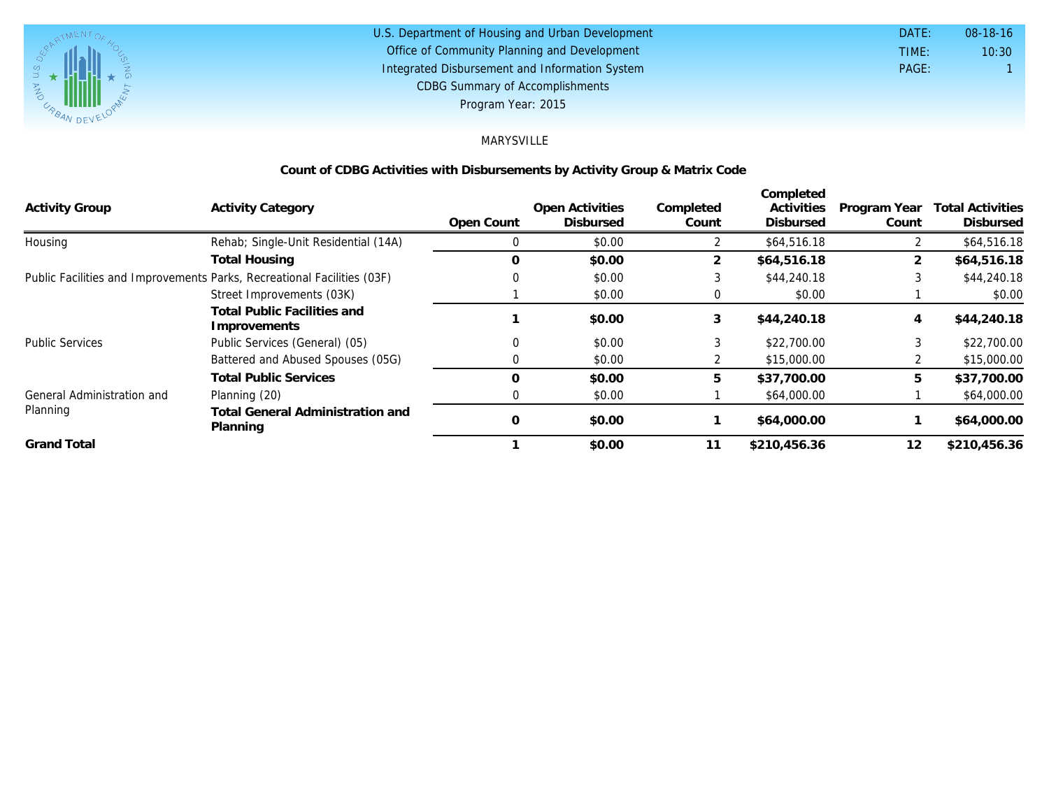U.S. Department of Housing and Urban Development
Office of Community Planning and Development
Integrated Disbursement and Information System
CDBG Summary of Accomplishments
Program Year: 2015

DATE: 08-18-16
TIME: 10:30
PAGE: 1

MARYSVILLE

## Count of CDBG Activities with Disbursements by Activity Group & Matrix Code

| Activity Group | Activity Category | Open Count | Open Activities Disbursed | Completed Count | Completed Activities Disbursed | Program Year Count | Total Activities Disbursed |
|---|---|---|---|---|---|---|---|
| Housing | Rehab; Single-Unit Residential (14A) | 0 | $0.00 | 2 | $64,516.18 | 2 | $64,516.18 |
| | **Total Housing** | **0** | **$0.00** | **2** | **$64,516.18** | **2** | **$64,516.18** |
| Public Facilities and Improvements | Parks, Recreational Facilities (03F) | 0 | $0.00 | 3 | $44,240.18 | 3 | $44,240.18 |
| | Street Improvements (03K) | 1 | $0.00 | 0 | $0.00 | 1 | $0.00 |
| | **Total Public Facilities and Improvements** | **1** | **$0.00** | **3** | **$44,240.18** | **4** | **$44,240.18** |
| Public Services | Public Services (General) (05) | 0 | $0.00 | 3 | $22,700.00 | 3 | $22,700.00 |
| | Battered and Abused Spouses (05G) | 0 | $0.00 | 2 | $15,000.00 | 2 | $15,000.00 |
| | **Total Public Services** | **0** | **$0.00** | **5** | **$37,700.00** | **5** | **$37,700.00** |
| General Administration and Planning | Planning (20) | 0 | $0.00 | 1 | $64,000.00 | 1 | $64,000.00 |
| | **Total General Administration and Planning** | **0** | **$0.00** | **1** | **$64,000.00** | **1** | **$64,000.00** |
| **Grand Total** | | **1** | **$0.00** | **11** | **$210,456.36** | **12** | **$210,456.36** |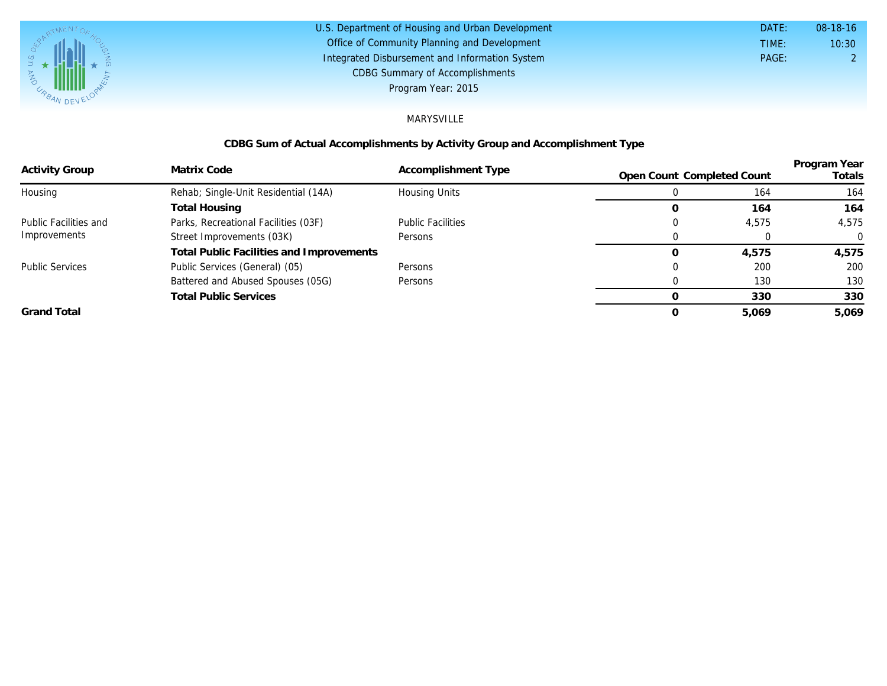U.S. Department of Housing and Urban Development
Office of Community Planning and Development
Integrated Disbursement and Information System
CDBG Summary of Accomplishments
Program Year: 2015

DATE: 08-18-16
TIME: 10:30
PAGE: 2

MARYSVILLE

## CDBG Sum of Actual Accomplishments by Activity Group and Accomplishment Type

| Activity Group | Matrix Code | Accomplishment Type | Open Count | Completed Count | Program Year Totals |
|---|---|---|---|---|---|
| Housing | Rehab; Single-Unit Residential (14A) | Housing Units | 0 | 164 | 164 |
| | **Total Housing** | | **0** | **164** | **164** |
| Public Facilities and Improvements | Parks, Recreational Facilities (03F) | Public Facilities | 0 | 4,575 | 4,575 |
| | Street Improvements (03K) | Persons | 0 | 0 | 0 |
| | **Total Public Facilities and Improvements** | | **0** | **4,575** | **4,575** |
| Public Services | Public Services (General) (05) | Persons | 0 | 200 | 200 |
| | Battered and Abused Spouses (05G) | Persons | 0 | 130 | 130 |
| | **Total Public Services** | | **0** | **330** | **330** |
| **Grand Total** | | | **0** | **5,069** | **5,069** |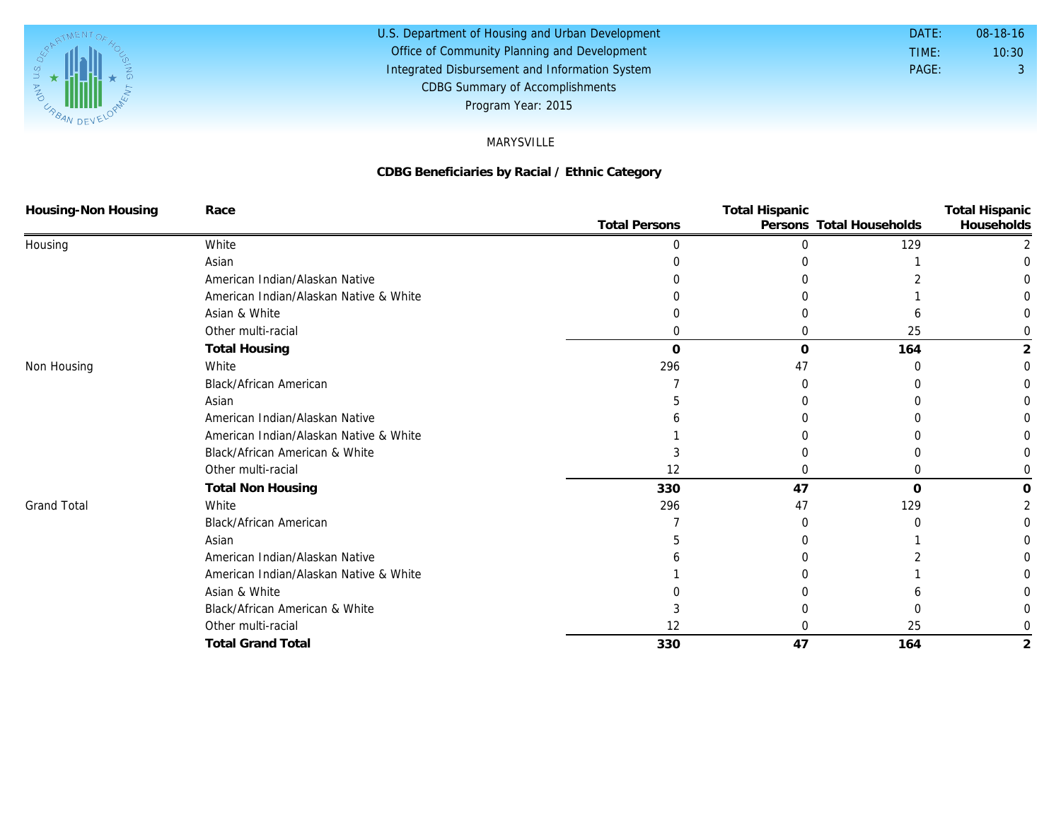U.S. Department of Housing and Urban Development
Office of Community Planning and Development
Integrated Disbursement and Information System
CDBG Summary of Accomplishments
Program Year: 2015

DATE: 08-18-16
TIME: 10:30
PAGE: 3

MARYSVILLE

## CDBG Beneficiaries by Racial / Ethnic Category

| Housing-Non Housing | Race | Total Persons | Total Hispanic Persons | Total Households | Total Hispanic Households |
|---|---|---|---|---|---|
| Housing | White | 0 | 0 | 129 | 2 |
| | Asian | 0 | 0 | 1 | 0 |
| | American Indian/Alaskan Native | 0 | 0 | 2 | 0 |
| | American Indian/Alaskan Native & White | 0 | 0 | 1 | 0 |
| | Asian & White | 0 | 0 | 6 | 0 |
| | Other multi-racial | 0 | 0 | 25 | 0 |
| | **Total Housing** | **0** | **0** | **164** | **2** |
| Non Housing | White | 296 | 47 | 0 | 0 |
| | Black/African American | 7 | 0 | 0 | 0 |
| | Asian | 5 | 0 | 0 | 0 |
| | American Indian/Alaskan Native | 6 | 0 | 0 | 0 |
| | American Indian/Alaskan Native & White | 1 | 0 | 0 | 0 |
| | Black/African American & White | 3 | 0 | 0 | 0 |
| | Other multi-racial | 12 | 0 | 0 | 0 |
| | **Total Non Housing** | **330** | **47** | **0** | **0** |
| Grand Total | White | 296 | 47 | 129 | 2 |
| | Black/African American | 7 | 0 | 0 | 0 |
| | Asian | 5 | 0 | 1 | 0 |
| | American Indian/Alaskan Native | 6 | 0 | 2 | 0 |
| | American Indian/Alaskan Native & White | 1 | 0 | 1 | 0 |
| | Asian & White | 0 | 0 | 6 | 0 |
| | Black/African American & White | 3 | 0 | 0 | 0 |
| | Other multi-racial | 12 | 0 | 25 | 0 |
| | **Total Grand Total** | **330** | **47** | **164** | **2** |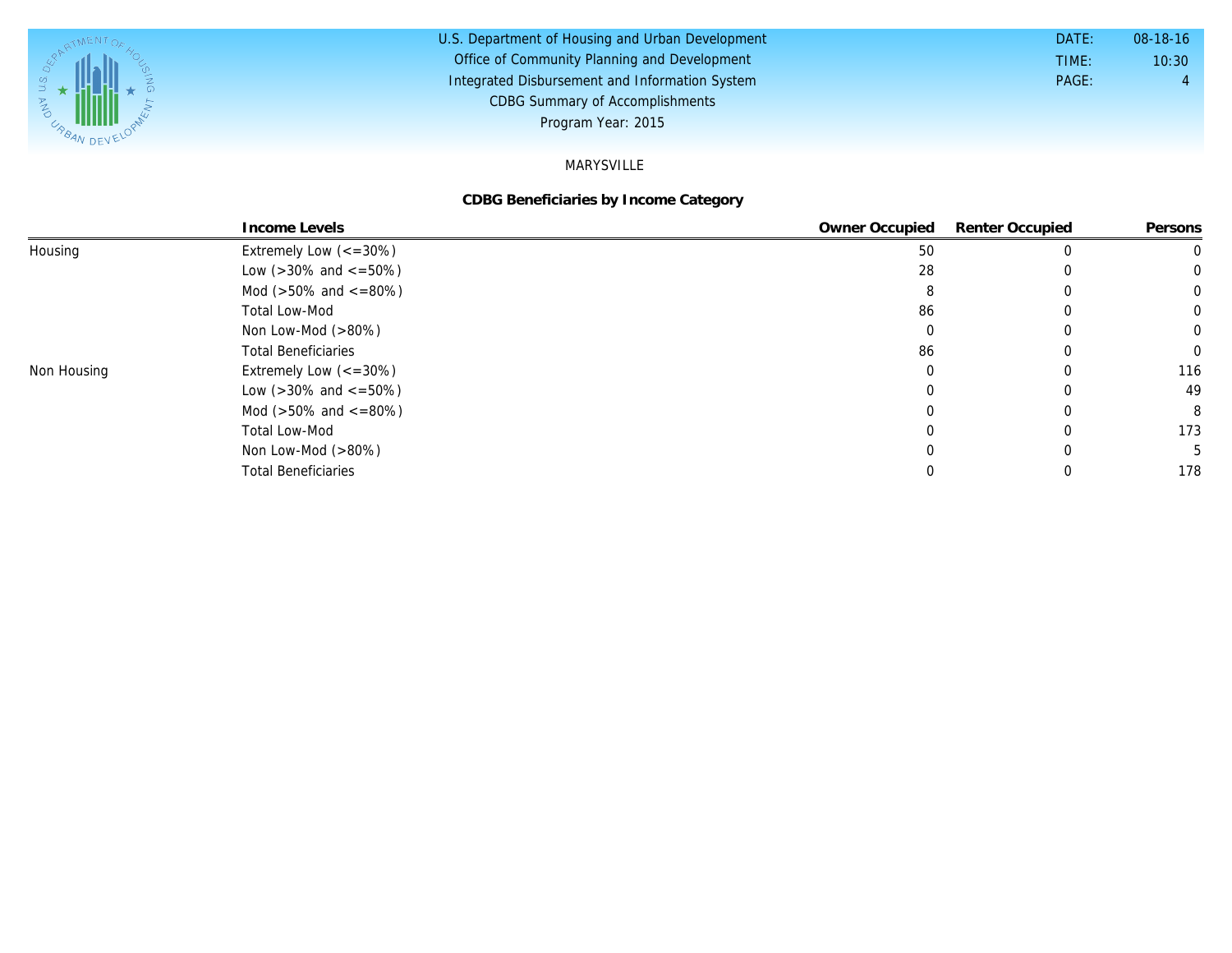U.S. Department of Housing and Urban Development
Office of Community Planning and Development
Integrated Disbursement and Information System
CDBG Summary of Accomplishments
Program Year: 2015

DATE: 08-18-16
TIME: 10:30

MARYSVILLE

**CDBG Beneficiaries by Income Category**

| | Income Levels | Owner Occupied | Renter Occupied | Persons |
|---|---|---|---|---|
| Housing | Extremely Low (<=30%) | 50 | 0 | 0 |
| | Low (>30% and <=50%) | 28 | 0 | 0 |
| | Mod (>50% and <=80%) | 8 | 0 | 0 |
| | Total Low-Mod | 86 | 0 | 0 |
| | Non Low-Mod (>80%) | 0 | 0 | 0 |
| | Total Beneficiaries | 86 | 0 | 0 |
| Non Housing | Extremely Low (<=30%) | 0 | 0 | 116 |
| | Low (>30% and <=50%) | 0 | 0 | 49 |
| | Mod (>50% and <=80%) | 0 | 0 | 8 |
| | Total Low-Mod | 0 | 0 | 173 |
| | Non Low-Mod (>80%) | 0 | 0 | 5 |
| | Total Beneficiaries | 0 | 0 | 178 |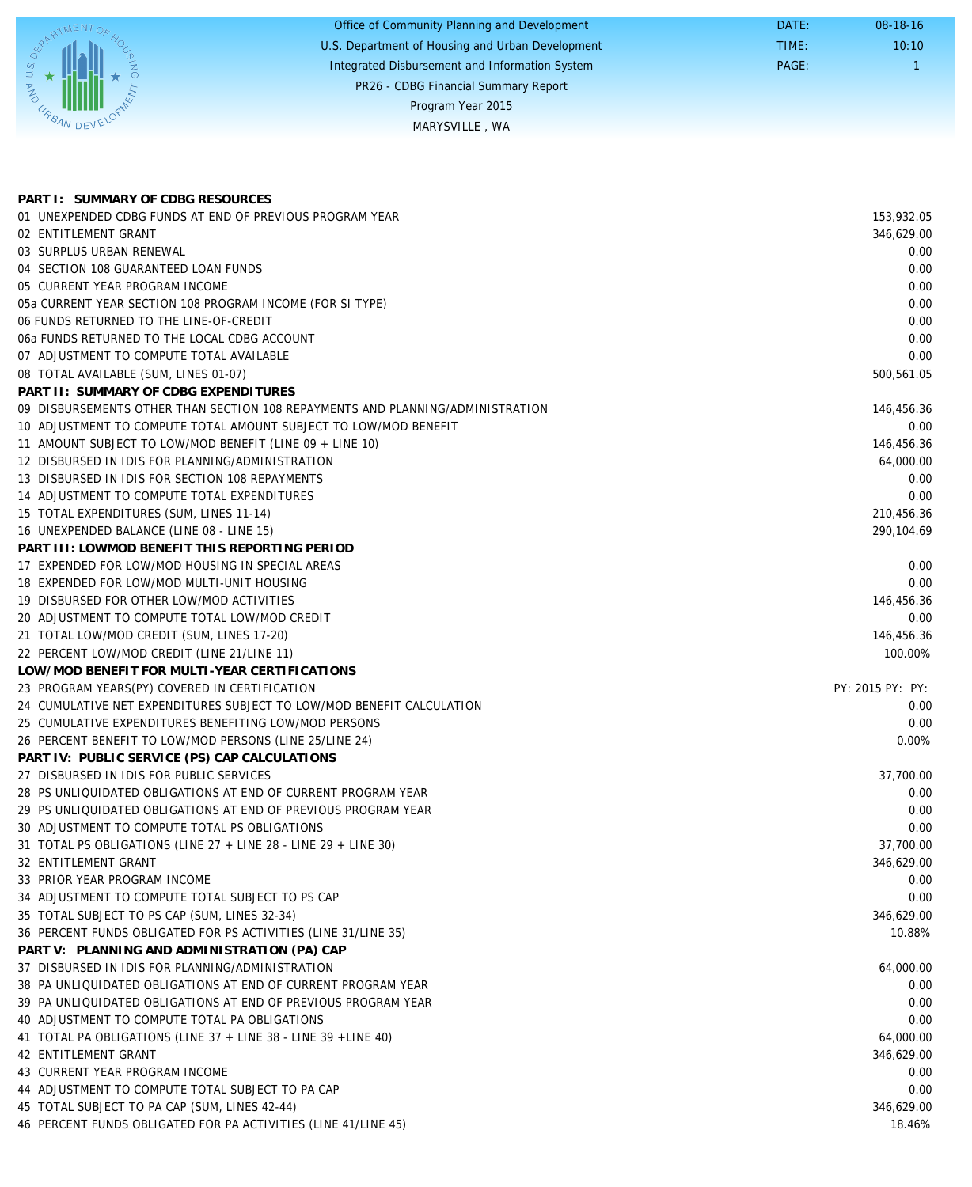Office of Community Planning and Development
U.S. Department of Housing and Urban Development
Integrated Disbursement and Information System
PR26 - CDBG Financial Summary Report
Program Year 2015
MARYSVILLE , WA

DATE: 08-18-16
TIME: 10:10
PAGE: 1

| | |
|---|---|
| **PART I: SUMMARY OF CDBG RESOURCES** | |
| 01 UNEXPENDED CDBG FUNDS AT END OF PREVIOUS PROGRAM YEAR | 153,932.05 |
| 02 ENTITLEMENT GRANT | 346,629.00 |
| 03 SURPLUS URBAN RENEWAL | 0.00 |
| 04 SECTION 108 GUARANTEED LOAN FUNDS | 0.00 |
| 05 CURRENT YEAR PROGRAM INCOME | 0.00 |
| 05a CURRENT YEAR SECTION 108 PROGRAM INCOME (FOR SI TYPE) | 0.00 |
| 06 FUNDS RETURNED TO THE LINE-OF-CREDIT | 0.00 |
| 06a FUNDS RETURNED TO THE LOCAL CDBG ACCOUNT | 0.00 |
| 07 ADJUSTMENT TO COMPUTE TOTAL AVAILABLE | 0.00 |
| 08 TOTAL AVAILABLE (SUM, LINES 01-07) | 500,561.05 |
| **PART II: SUMMARY OF CDBG EXPENDITURES** | |
| 09 DISBURSEMENTS OTHER THAN SECTION 108 REPAYMENTS AND PLANNING/ADMINISTRATION | 146,456.36 |
| 10 ADJUSTMENT TO COMPUTE TOTAL AMOUNT SUBJECT TO LOW/MOD BENEFIT | 0.00 |
| 11 AMOUNT SUBJECT TO LOW/MOD BENEFIT (LINE 09 + LINE 10) | 146,456.36 |
| 12 DISBURSED IN IDIS FOR PLANNING/ADMINISTRATION | 64,000.00 |
| 13 DISBURSED IN IDIS FOR SECTION 108 REPAYMENTS | 0.00 |
| 14 ADJUSTMENT TO COMPUTE TOTAL EXPENDITURES | 0.00 |
| 15 TOTAL EXPENDITURES (SUM, LINES 11-14) | 210,456.36 |
| 16 UNEXPENDED BALANCE (LINE 08 - LINE 15) | 290,104.69 |
| **PART III: LOWMOD BENEFIT THIS REPORTING PERIOD** | |
| 17 EXPENDED FOR LOW/MOD HOUSING IN SPECIAL AREAS | 0.00 |
| 18 EXPENDED FOR LOW/MOD MULTI-UNIT HOUSING | 0.00 |
| 19 DISBURSED FOR OTHER LOW/MOD ACTIVITIES | 146,456.36 |
| 20 ADJUSTMENT TO COMPUTE TOTAL LOW/MOD CREDIT | 0.00 |
| 21 TOTAL LOW/MOD CREDIT (SUM, LINES 17-20) | 146,456.36 |
| 22 PERCENT LOW/MOD CREDIT (LINE 21/LINE 11) | 100.00% |
| **LOW/MOD BENEFIT FOR MULTI-YEAR CERTIFICATIONS** | |
| 23 PROGRAM YEARS(PY) COVERED IN CERTIFICATION | PY: 2015 PY: PY: |
| 24 CUMULATIVE NET EXPENDITURES SUBJECT TO LOW/MOD BENEFIT CALCULATION | 0.00 |
| 25 CUMULATIVE EXPENDITURES BENEFITING LOW/MOD PERSONS | 0.00 |
| 26 PERCENT BENEFIT TO LOW/MOD PERSONS (LINE 25/LINE 24) | 0.00% |
| **PART IV: PUBLIC SERVICE (PS) CAP CALCULATIONS** | |
| 27 DISBURSED IN IDIS FOR PUBLIC SERVICES | 37,700.00 |
| 28 PS UNLIQUIDATED OBLIGATIONS AT END OF CURRENT PROGRAM YEAR | 0.00 |
| 29 PS UNLIQUIDATED OBLIGATIONS AT END OF PREVIOUS PROGRAM YEAR | 0.00 |
| 30 ADJUSTMENT TO COMPUTE TOTAL PS OBLIGATIONS | 0.00 |
| 31 TOTAL PS OBLIGATIONS (LINE 27 + LINE 28 - LINE 29 + LINE 30) | 37,700.00 |
| 32 ENTITLEMENT GRANT | 346,629.00 |
| 33 PRIOR YEAR PROGRAM INCOME | 0.00 |
| 34 ADJUSTMENT TO COMPUTE TOTAL SUBJECT TO PS CAP | 0.00 |
| 35 TOTAL SUBJECT TO PS CAP (SUM, LINES 32-34) | 346,629.00 |
| 36 PERCENT FUNDS OBLIGATED FOR PS ACTIVITIES (LINE 31/LINE 35) | 10.88% |
| **PART V: PLANNING AND ADMINISTRATION (PA) CAP** | |
| 37 DISBURSED IN IDIS FOR PLANNING/ADMINISTRATION | 64,000.00 |
| 38 PA UNLIQUIDATED OBLIGATIONS AT END OF CURRENT PROGRAM YEAR | 0.00 |
| 39 PA UNLIQUIDATED OBLIGATIONS AT END OF PREVIOUS PROGRAM YEAR | 0.00 |
| 40 ADJUSTMENT TO COMPUTE TOTAL PA OBLIGATIONS | 0.00 |
| 41 TOTAL PA OBLIGATIONS (LINE 37 + LINE 38 - LINE 39 +LINE 40) | 64,000.00 |
| 42 ENTITLEMENT GRANT | 346,629.00 |
| 43 CURRENT YEAR PROGRAM INCOME | 0.00 |
| 44 ADJUSTMENT TO COMPUTE TOTAL SUBJECT TO PA CAP | 0.00 |
| 45 TOTAL SUBJECT TO PA CAP (SUM, LINES 42-44) | 346,629.00 |
| 46 PERCENT FUNDS OBLIGATED FOR PA ACTIVITIES (LINE 41/LINE 45) | 18.46% |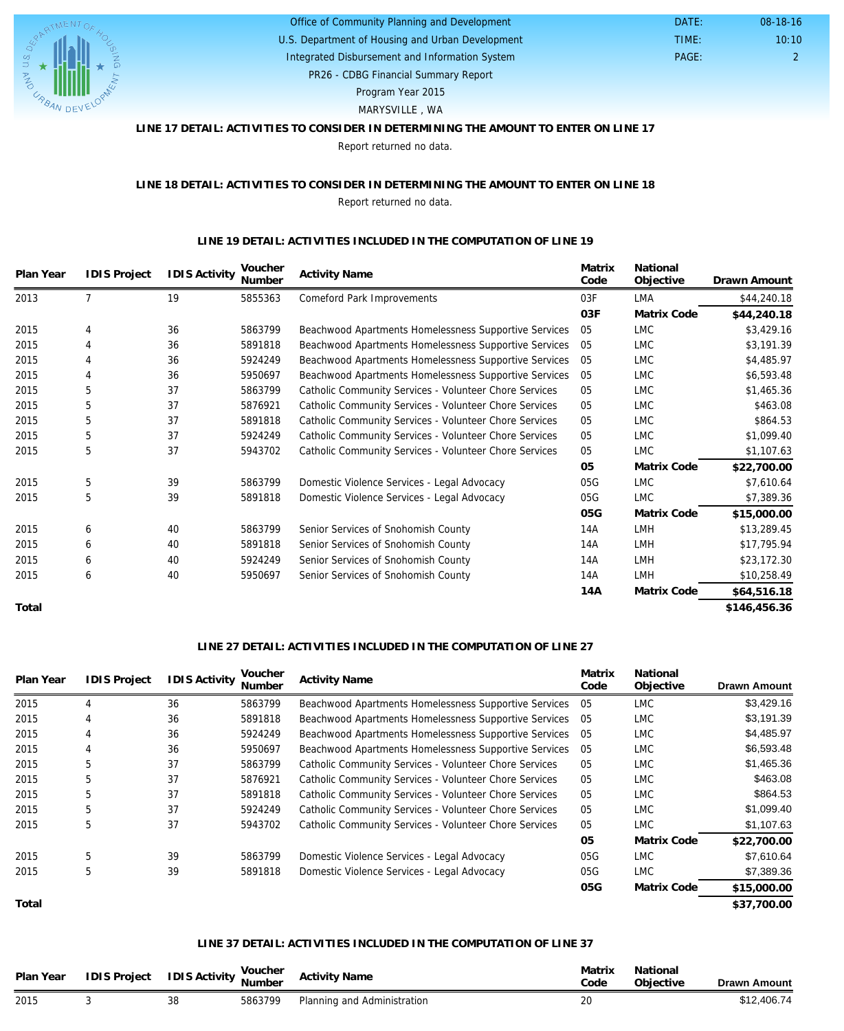Office of Community Planning and Development
U.S. Department of Housing and Urban Development
Integrated Disbursement and Information System
PR26 - CDBG Financial Summary Report
Program Year 2015
MARYSVILLE , WA

DATE: 08-18-16
TIME: 10:10
PAGE: 2

### LINE 17 DETAIL: ACTIVITIES TO CONSIDER IN DETERMINING THE AMOUNT TO ENTER ON LINE 17

Report returned no data.

### LINE 18 DETAIL: ACTIVITIES TO CONSIDER IN DETERMINING THE AMOUNT TO ENTER ON LINE 18

Report returned no data.

### LINE 19 DETAIL: ACTIVITIES INCLUDED IN THE COMPUTATION OF LINE 19

| Plan Year | IDIS Project | IDIS Activity | Voucher Number | Activity Name | Matrix Code | National Objective | Drawn Amount |
|---|---|---|---|---|---|---|---|
| 2013 | 7 | 19 | 5855363 | Comeford Park Improvements | 03F | LMA | $44,240.18 |
| | | | | | **03F** | **Matrix Code** | **$44,240.18** |
| 2015 | 4 | 36 | 5863799 | Beachwood Apartments Homelessness Supportive Services | 05 | LMC | $3,429.16 |
| 2015 | 4 | 36 | 5891818 | Beachwood Apartments Homelessness Supportive Services | 05 | LMC | $3,191.39 |
| 2015 | 4 | 36 | 5924249 | Beachwood Apartments Homelessness Supportive Services | 05 | LMC | $4,485.97 |
| 2015 | 4 | 36 | 5950697 | Beachwood Apartments Homelessness Supportive Services | 05 | LMC | $6,593.48 |
| 2015 | 5 | 37 | 5863799 | Catholic Community Services - Volunteer Chore Services | 05 | LMC | $1,465.36 |
| 2015 | 5 | 37 | 5876921 | Catholic Community Services - Volunteer Chore Services | 05 | LMC | $463.08 |
| 2015 | 5 | 37 | 5891818 | Catholic Community Services - Volunteer Chore Services | 05 | LMC | $864.53 |
| 2015 | 5 | 37 | 5924249 | Catholic Community Services - Volunteer Chore Services | 05 | LMC | $1,099.40 |
| 2015 | 5 | 37 | 5943702 | Catholic Community Services - Volunteer Chore Services | 05 | LMC | $1,107.63 |
| | | | | | **05** | **Matrix Code** | **$22,700.00** |
| 2015 | 5 | 39 | 5863799 | Domestic Violence Services - Legal Advocacy | 05G | LMC | $7,610.64 |
| 2015 | 5 | 39 | 5891818 | Domestic Violence Services - Legal Advocacy | 05G | LMC | $7,389.36 |
| | | | | | **05G** | **Matrix Code** | **$15,000.00** |
| 2015 | 6 | 40 | 5863799 | Senior Services of Snohomish County | 14A | LMH | $13,289.45 |
| 2015 | 6 | 40 | 5891818 | Senior Services of Snohomish County | 14A | LMH | $17,795.94 |
| 2015 | 6 | 40 | 5924249 | Senior Services of Snohomish County | 14A | LMH | $23,172.30 |
| 2015 | 6 | 40 | 5950697 | Senior Services of Snohomish County | 14A | LMH | $10,258.49 |
| | | | | | **14A** | **Matrix Code** | **$64,516.18** |
| **Total** | | | | | | | **$146,456.36** |

### LINE 27 DETAIL: ACTIVITIES INCLUDED IN THE COMPUTATION OF LINE 27

| Plan Year | IDIS Project | IDIS Activity | Voucher Number | Activity Name | Matrix Code | National Objective | Drawn Amount |
|---|---|---|---|---|---|---|---|
| 2015 | 4 | 36 | 5863799 | Beachwood Apartments Homelessness Supportive Services | 05 | LMC | $3,429.16 |
| 2015 | 4 | 36 | 5891818 | Beachwood Apartments Homelessness Supportive Services | 05 | LMC | $3,191.39 |
| 2015 | 4 | 36 | 5924249 | Beachwood Apartments Homelessness Supportive Services | 05 | LMC | $4,485.97 |
| 2015 | 4 | 36 | 5950697 | Beachwood Apartments Homelessness Supportive Services | 05 | LMC | $6,593.48 |
| 2015 | 5 | 37 | 5863799 | Catholic Community Services - Volunteer Chore Services | 05 | LMC | $1,465.36 |
| 2015 | 5 | 37 | 5876921 | Catholic Community Services - Volunteer Chore Services | 05 | LMC | $463.08 |
| 2015 | 5 | 37 | 5891818 | Catholic Community Services - Volunteer Chore Services | 05 | LMC | $864.53 |
| 2015 | 5 | 37 | 5924249 | Catholic Community Services - Volunteer Chore Services | 05 | LMC | $1,099.40 |
| 2015 | 5 | 37 | 5943702 | Catholic Community Services - Volunteer Chore Services | 05 | LMC | $1,107.63 |
| | | | | | **05** | **Matrix Code** | **$22,700.00** |
| 2015 | 5 | 39 | 5863799 | Domestic Violence Services - Legal Advocacy | 05G | LMC | $7,610.64 |
| 2015 | 5 | 39 | 5891818 | Domestic Violence Services - Legal Advocacy | 05G | LMC | $7,389.36 |
| | | | | | **05G** | **Matrix Code** | **$15,000.00** |
| **Total** | | | | | | | **$37,700.00** |

### LINE 37 DETAIL: ACTIVITIES INCLUDED IN THE COMPUTATION OF LINE 37

| Plan Year | IDIS Project | IDIS Activity | Voucher Number | Activity Name | Matrix Code | National Objective | Drawn Amount |
|---|---|---|---|---|---|---|---|
| 2015 | 3 | 38 | 5863799 | Planning and Administration | 20 | | $12,406.74 |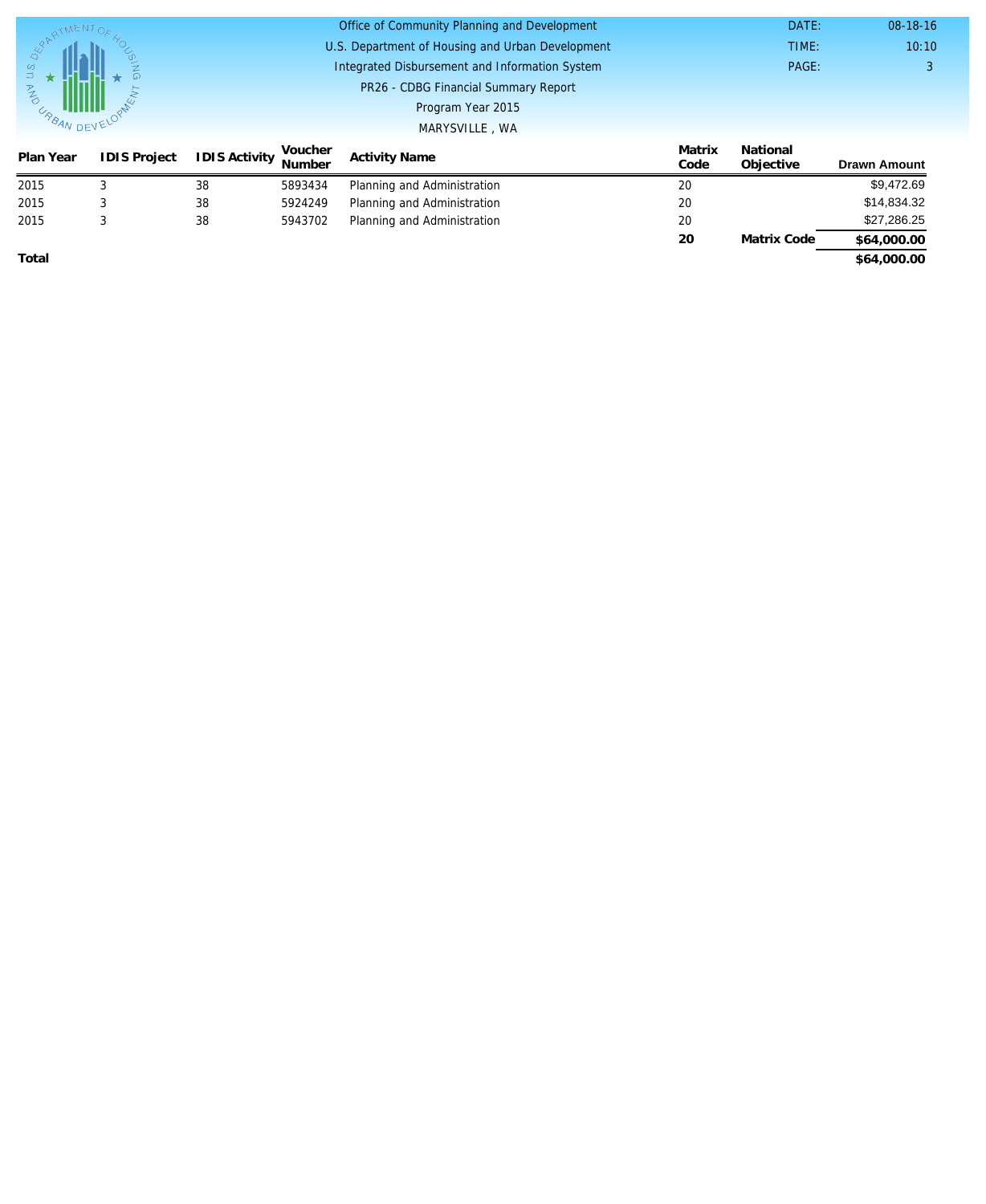Office of Community Planning and Development
U.S. Department of Housing and Urban Development
Integrated Disbursement and Information System
PR26 - CDBG Financial Summary Report
Program Year 2015
MARYSVILLE , WA

DATE: 08-18-16
TIME: 10:10

| Plan Year | IDIS Project | IDIS Activity | Voucher Number | Activity Name | Matrix Code | National Objective | Drawn Amount |
|---|---|---|---|---|---|---|---|
| 2015 | 3 | 38 | 5893434 | Planning and Administration | 20 | | $9,472.69 |
| 2015 | 3 | 38 | 5924249 | Planning and Administration | 20 | | $14,834.32 |
| 2015 | 3 | 38 | 5943702 | Planning and Administration | 20 | | $27,286.25 |
| | | | | | **20** | **Matrix Code** | **$64,000.00** |
| **Total** | | | | | | | **$64,000.00** |